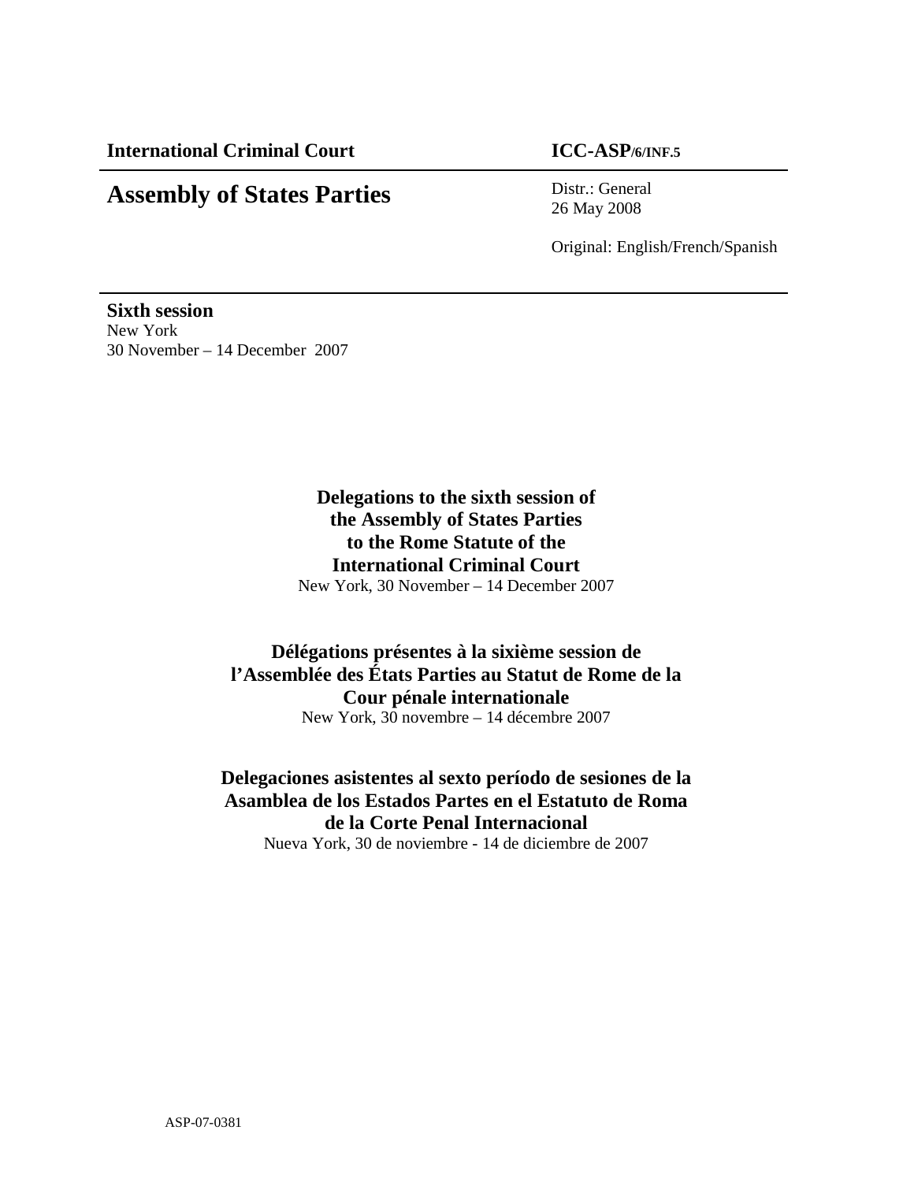**International Criminal Court** **ICC-ASP/6/INF.5**

# Assembly of States Parties

Distr.: General
26 May 2008

Original: English/French/Spanish

**Sixth session**
New York
30 November – 14 December 2007

**Delegations to the sixth session of the Assembly of States Parties to the Rome Statute of the International Criminal Court**
New York, 30 November – 14 December 2007

**Délégations présentes à la sixième session de l'Assemblée des États Parties au Statut de Rome de la Cour pénale internationale**
New York, 30 novembre – 14 décembre 2007

**Delegaciones asistentes al sexto período de sesiones de la Asamblea de los Estados Partes en el Estatuto de Roma de la Corte Penal Internacional**
Nueva York, 30 de noviembre - 14 de diciembre de 2007

ASP-07-0381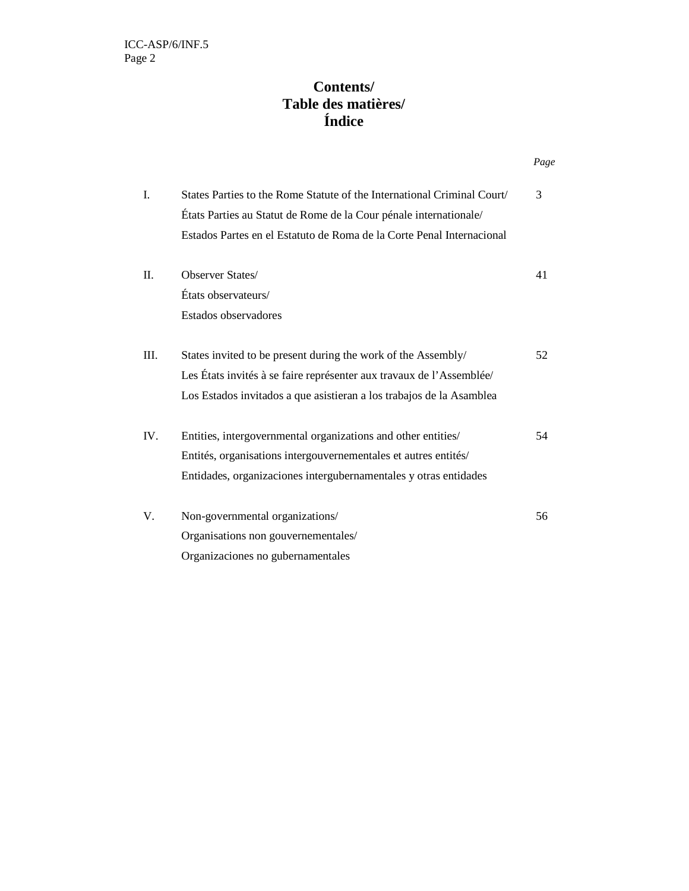# Contents/
# Table des matières/
# Índice

| | | *Page* |
|---|---|---|
| I. | States Parties to the Rome Statute of the International Criminal Court/ États Parties au Statut de Rome de la Cour pénale internationale/ Estados Partes en el Estatuto de Roma de la Corte Penal Internacional | 3 |
| II. | Observer States/ États observateurs/ Estados observadores | 41 |
| III. | States invited to be present during the work of the Assembly/ Les États invités à se faire représenter aux travaux de l'Assemblée/ Los Estados invitados a que asistieran a los trabajos de la Asamblea | 52 |
| IV. | Entities, intergovernmental organizations and other entities/ Entités, organisations intergouvernementales et autres entités/ Entidades, organizaciones intergubernamentales y otras entidades | 54 |
| V. | Non-governmental organizations/ Organisations non gouvernementales/ Organizaciones no gubernamentales | 56 |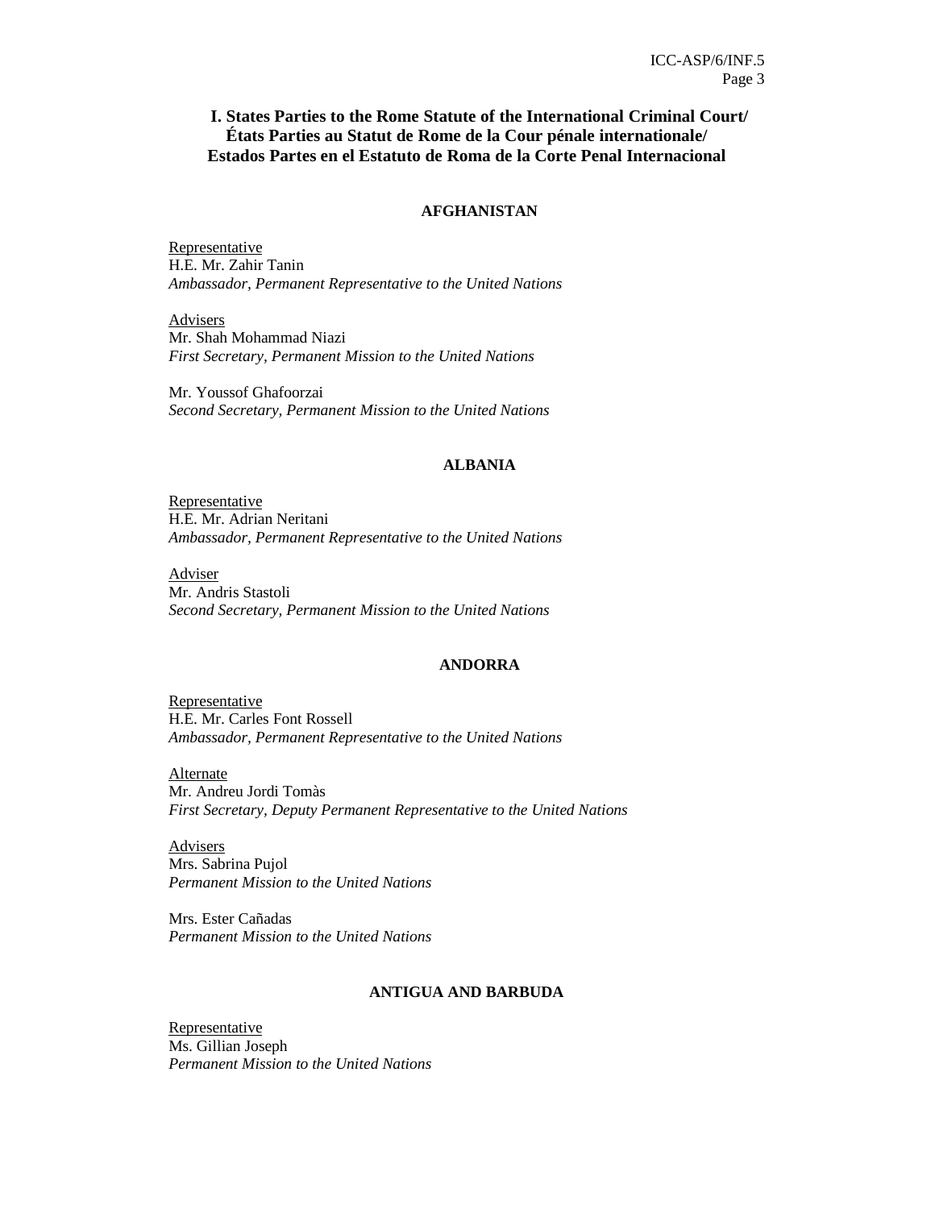# I. States Parties to the Rome Statute of the International Criminal Court/ États Parties au Statut de Rome de la Cour pénale internationale/ Estados Partes en el Estatuto de Roma de la Corte Penal Internacional

## AFGHANISTAN

Representative
H.E. Mr. Zahir Tanin
*Ambassador, Permanent Representative to the United Nations*

Advisers
Mr. Shah Mohammad Niazi
*First Secretary, Permanent Mission to the United Nations*

Mr. Youssof Ghafoorzai
*Second Secretary, Permanent Mission to the United Nations*

## ALBANIA

Representative
H.E. Mr. Adrian Neritani
*Ambassador, Permanent Representative to the United Nations*

Adviser
Mr. Andris Stastoli
*Second Secretary, Permanent Mission to the United Nations*

## ANDORRA

Representative
H.E. Mr. Carles Font Rossell
*Ambassador, Permanent Representative to the United Nations*

Alternate
Mr. Andreu Jordi Tomàs
*First Secretary, Deputy Permanent Representative to the United Nations*

Advisers
Mrs. Sabrina Pujol
*Permanent Mission to the United Nations*

Mrs. Ester Cañadas
*Permanent Mission to the United Nations*

## ANTIGUA AND BARBUDA

Representative
Ms. Gillian Joseph
*Permanent Mission to the United Nations*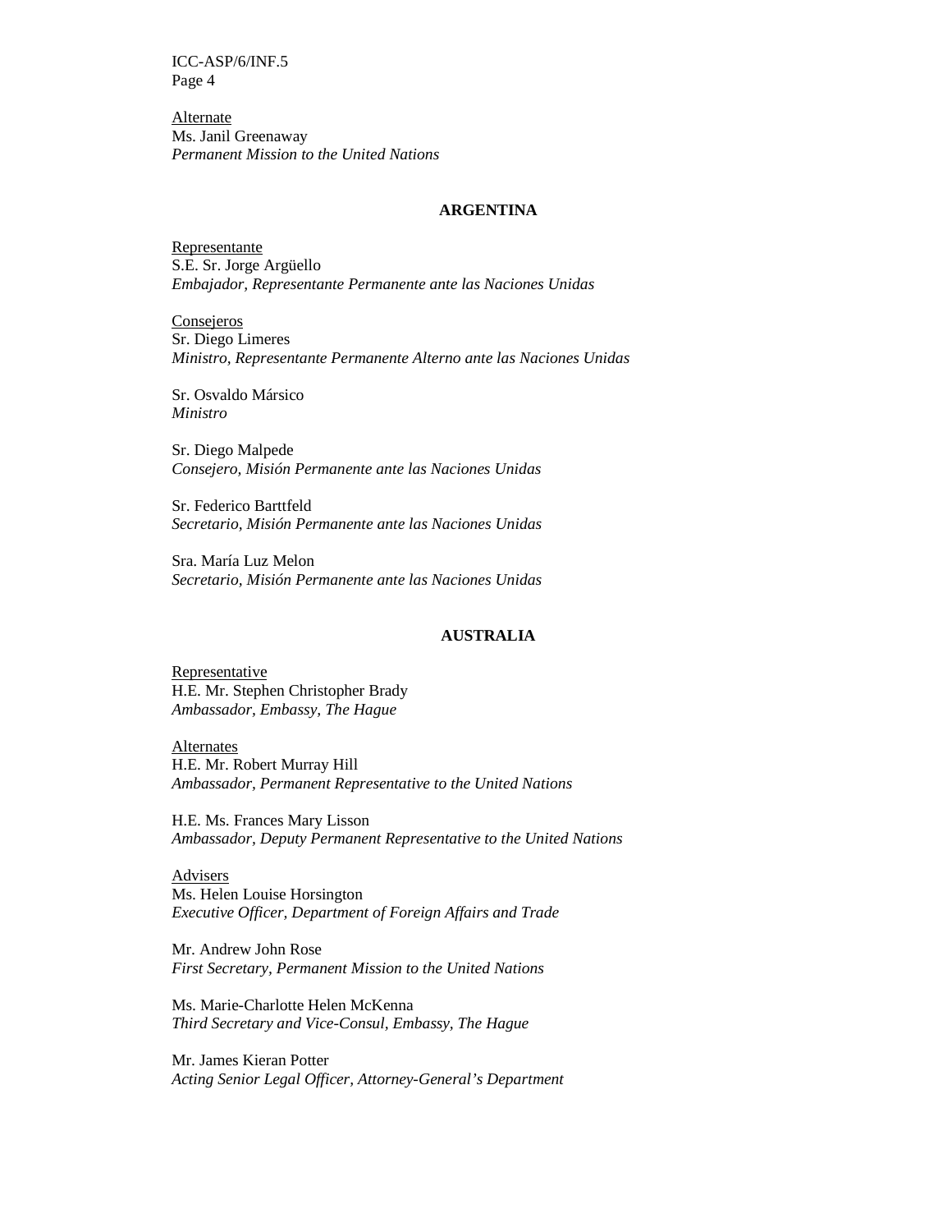Alternate
Ms. Janil Greenaway
*Permanent Mission to the United Nations*

**ARGENTINA**

Representante
S.E. Sr. Jorge Argüello
*Embajador, Representante Permanente ante las Naciones Unidas*

Consejeros
Sr. Diego Limeres
*Ministro, Representante Permanente Alterno ante las Naciones Unidas*

Sr. Osvaldo Mársico
*Ministro*

Sr. Diego Malpede
*Consejero, Misión Permanente ante las Naciones Unidas*

Sr. Federico Barttfeld
*Secretario, Misión Permanente ante las Naciones Unidas*

Sra. María Luz Melon
*Secretario, Misión Permanente ante las Naciones Unidas*

**AUSTRALIA**

Representative
H.E. Mr. Stephen Christopher Brady
*Ambassador, Embassy, The Hague*

Alternates
H.E. Mr. Robert Murray Hill
*Ambassador, Permanent Representative to the United Nations*

H.E. Ms. Frances Mary Lisson
*Ambassador, Deputy Permanent Representative to the United Nations*

Advisers
Ms. Helen Louise Horsington
*Executive Officer, Department of Foreign Affairs and Trade*

Mr. Andrew John Rose
*First Secretary, Permanent Mission to the United Nations*

Ms. Marie-Charlotte Helen McKenna
*Third Secretary and Vice-Consul, Embassy, The Hague*

Mr. James Kieran Potter
*Acting Senior Legal Officer, Attorney-General's Department*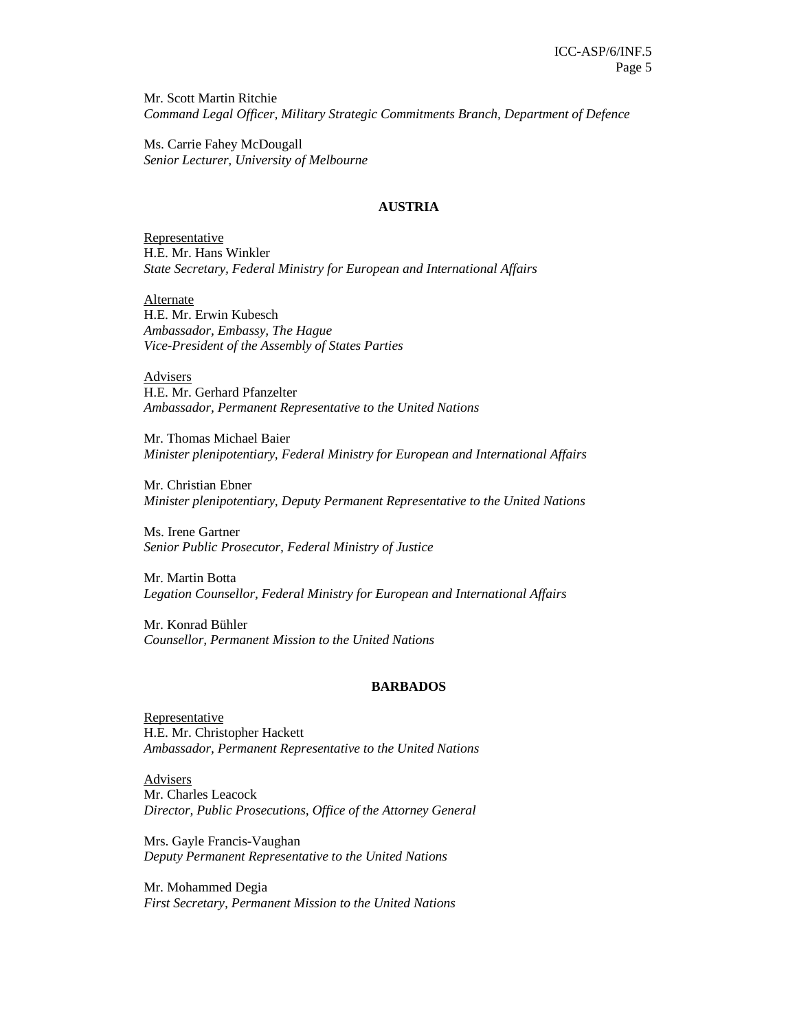Mr. Scott Martin Ritchie
*Command Legal Officer, Military Strategic Commitments Branch, Department of Defence*

Ms. Carrie Fahey McDougall
*Senior Lecturer, University of Melbourne*

## AUSTRIA

Representative
H.E. Mr. Hans Winkler
*State Secretary, Federal Ministry for European and International Affairs*

Alternate
H.E. Mr. Erwin Kubesch
*Ambassador, Embassy, The Hague*
*Vice-President of the Assembly of States Parties*

Advisers
H.E. Mr. Gerhard Pfanzelter
*Ambassador, Permanent Representative to the United Nations*

Mr. Thomas Michael Baier
*Minister plenipotentiary, Federal Ministry for European and International Affairs*

Mr. Christian Ebner
*Minister plenipotentiary, Deputy Permanent Representative to the United Nations*

Ms. Irene Gartner
*Senior Public Prosecutor, Federal Ministry of Justice*

Mr. Martin Botta
*Legation Counsellor, Federal Ministry for European and International Affairs*

Mr. Konrad Bühler
*Counsellor, Permanent Mission to the United Nations*

## BARBADOS

Representative
H.E. Mr. Christopher Hackett
*Ambassador, Permanent Representative to the United Nations*

Advisers
Mr. Charles Leacock
*Director, Public Prosecutions, Office of the Attorney General*

Mrs. Gayle Francis-Vaughan
*Deputy Permanent Representative to the United Nations*

Mr. Mohammed Degia
*First Secretary, Permanent Mission to the United Nations*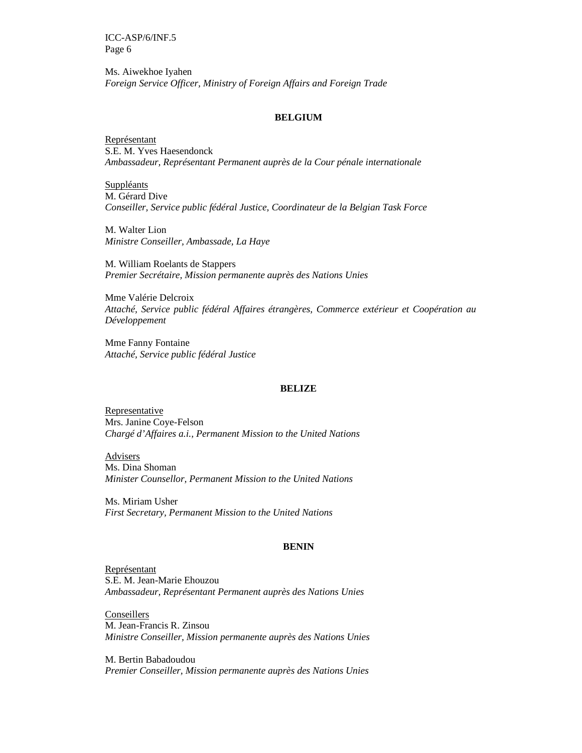Ms. Aiwekhoe Iyahen
*Foreign Service Officer, Ministry of Foreign Affairs and Foreign Trade*

**BELGIUM**

Représentant
S.E. M. Yves Haesendonck
*Ambassadeur, Représentant Permanent auprès de la Cour pénale internationale*

Suppléants
M. Gérard Dive
*Conseiller, Service public fédéral Justice, Coordinateur de la Belgian Task Force*

M. Walter Lion
*Ministre Conseiller, Ambassade, La Haye*

M. William Roelants de Stappers
*Premier Secrétaire, Mission permanente auprès des Nations Unies*

Mme Valérie Delcroix
*Attaché, Service public fédéral Affaires étrangères, Commerce extérieur et Coopération au Développement*

Mme Fanny Fontaine
*Attaché, Service public fédéral Justice*

**BELIZE**

Representative
Mrs. Janine Coye-Felson
*Chargé d'Affaires a.i., Permanent Mission to the United Nations*

Advisers
Ms. Dina Shoman
*Minister Counsellor, Permanent Mission to the United Nations*

Ms. Miriam Usher
*First Secretary, Permanent Mission to the United Nations*

**BENIN**

Représentant
S.E. M. Jean-Marie Ehouzou
*Ambassadeur, Représentant Permanent auprès des Nations Unies*

Conseillers
M. Jean-Francis R. Zinsou
*Ministre Conseiller, Mission permanente auprès des Nations Unies*

M. Bertin Babadoudou
*Premier Conseiller, Mission permanente auprès des Nations Unies*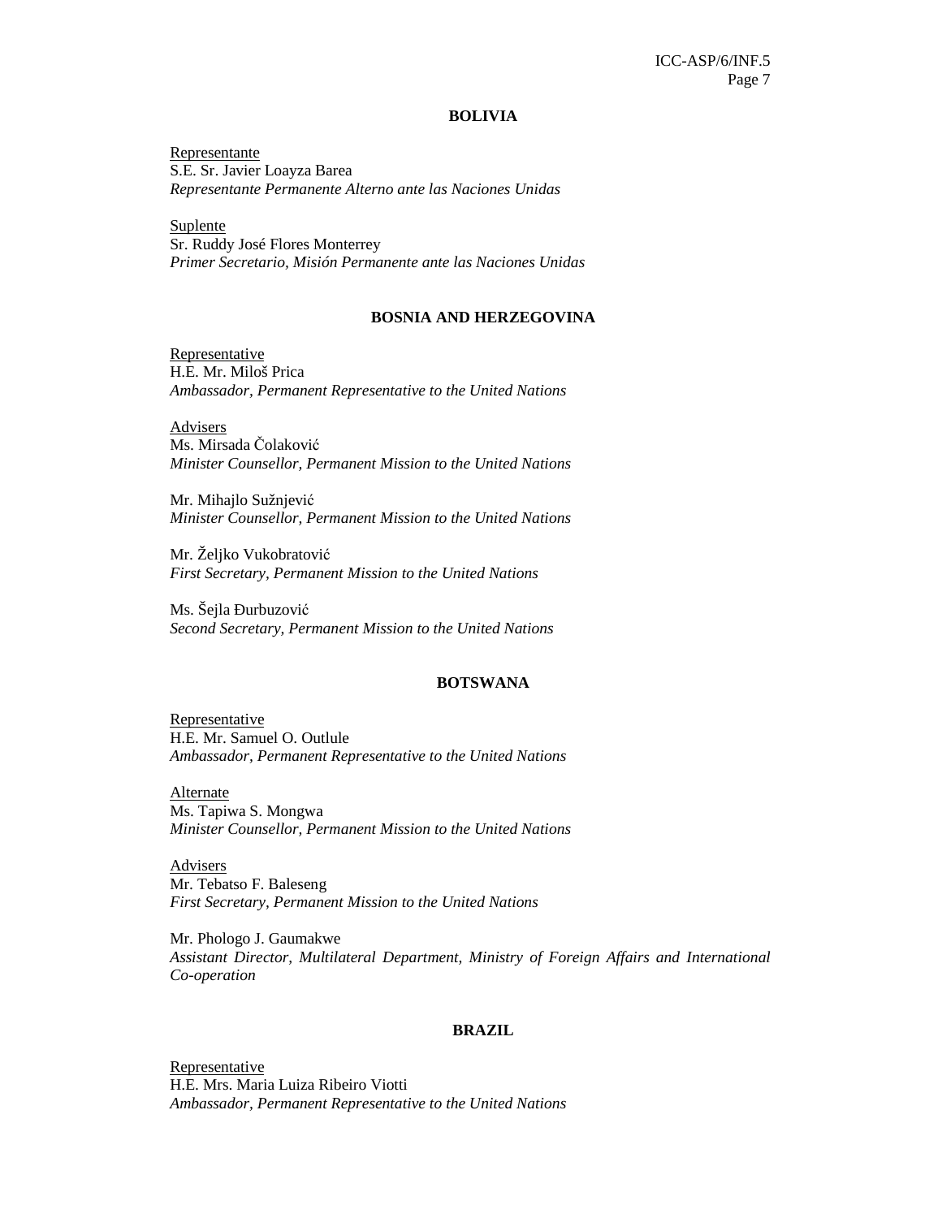## BOLIVIA

Representante
S.E. Sr. Javier Loayza Barea
*Representante Permanente Alterno ante las Naciones Unidas*

Suplente
Sr. Ruddy José Flores Monterrey
*Primer Secretario, Misión Permanente ante las Naciones Unidas*

## BOSNIA AND HERZEGOVINA

Representative
H.E. Mr. Miloš Prica
*Ambassador, Permanent Representative to the United Nations*

Advisers
Ms. Mirsada Čolaković
*Minister Counsellor, Permanent Mission to the United Nations*

Mr. Mihajlo Sužnjević
*Minister Counsellor, Permanent Mission to the United Nations*

Mr. Željko Vukobratović
*First Secretary, Permanent Mission to the United Nations*

Ms. Šejla Đurbuzović
*Second Secretary, Permanent Mission to the United Nations*

## BOTSWANA

Representative
H.E. Mr. Samuel O. Outlule
*Ambassador, Permanent Representative to the United Nations*

Alternate
Ms. Tapiwa S. Mongwa
*Minister Counsellor, Permanent Mission to the United Nations*

Advisers
Mr. Tebatso F. Baleseng
*First Secretary, Permanent Mission to the United Nations*

Mr. Phologo J. Gaumakwe
*Assistant Director, Multilateral Department, Ministry of Foreign Affairs and International Co-operation*

## BRAZIL

Representative
H.E. Mrs. Maria Luiza Ribeiro Viotti
*Ambassador, Permanent Representative to the United Nations*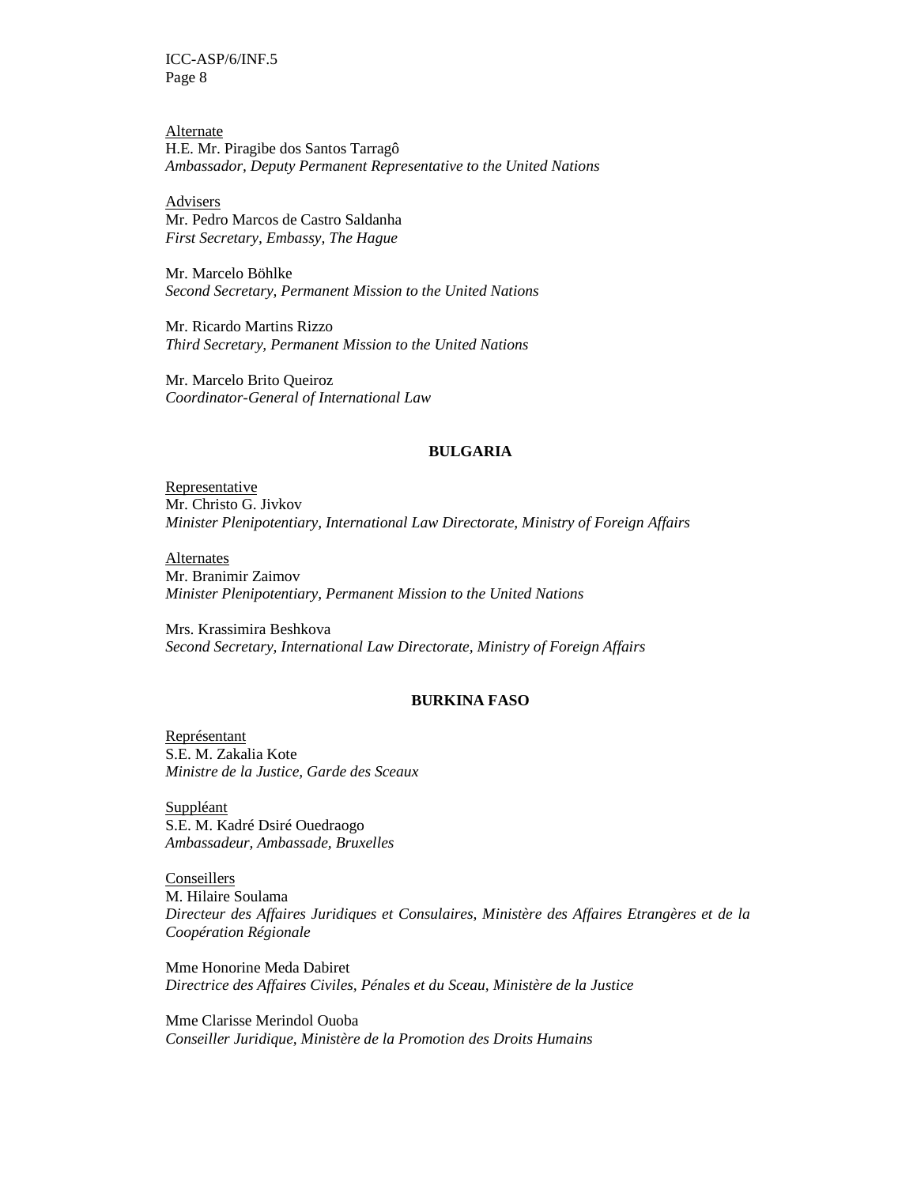Alternate
H.E. Mr. Piragibe dos Santos Tarragô
*Ambassador, Deputy Permanent Representative to the United Nations*

Advisers
Mr. Pedro Marcos de Castro Saldanha
*First Secretary, Embassy, The Hague*

Mr. Marcelo Böhlke
*Second Secretary, Permanent Mission to the United Nations*

Mr. Ricardo Martins Rizzo
*Third Secretary, Permanent Mission to the United Nations*

Mr. Marcelo Brito Queiroz
*Coordinator-General of International Law*

**BULGARIA**

Representative
Mr. Christo G. Jivkov
*Minister Plenipotentiary, International Law Directorate, Ministry of Foreign Affairs*

Alternates
Mr. Branimir Zaimov
*Minister Plenipotentiary, Permanent Mission to the United Nations*

Mrs. Krassimira Beshkova
*Second Secretary, International Law Directorate, Ministry of Foreign Affairs*

**BURKINA FASO**

Représentant
S.E. M. Zakalia Kote
*Ministre de la Justice, Garde des Sceaux*

Suppléant
S.E. M. Kadré Dsiré Ouedraogo
*Ambassadeur, Ambassade, Bruxelles*

Conseillers
M. Hilaire Soulama
*Directeur des Affaires Juridiques et Consulaires, Ministère des Affaires Etrangères et de la Coopération Régionale*

Mme Honorine Meda Dabiret
*Directrice des Affaires Civiles, Pénales et du Sceau, Ministère de la Justice*

Mme Clarisse Merindol Ouoba
*Conseiller Juridique, Ministère de la Promotion des Droits Humains*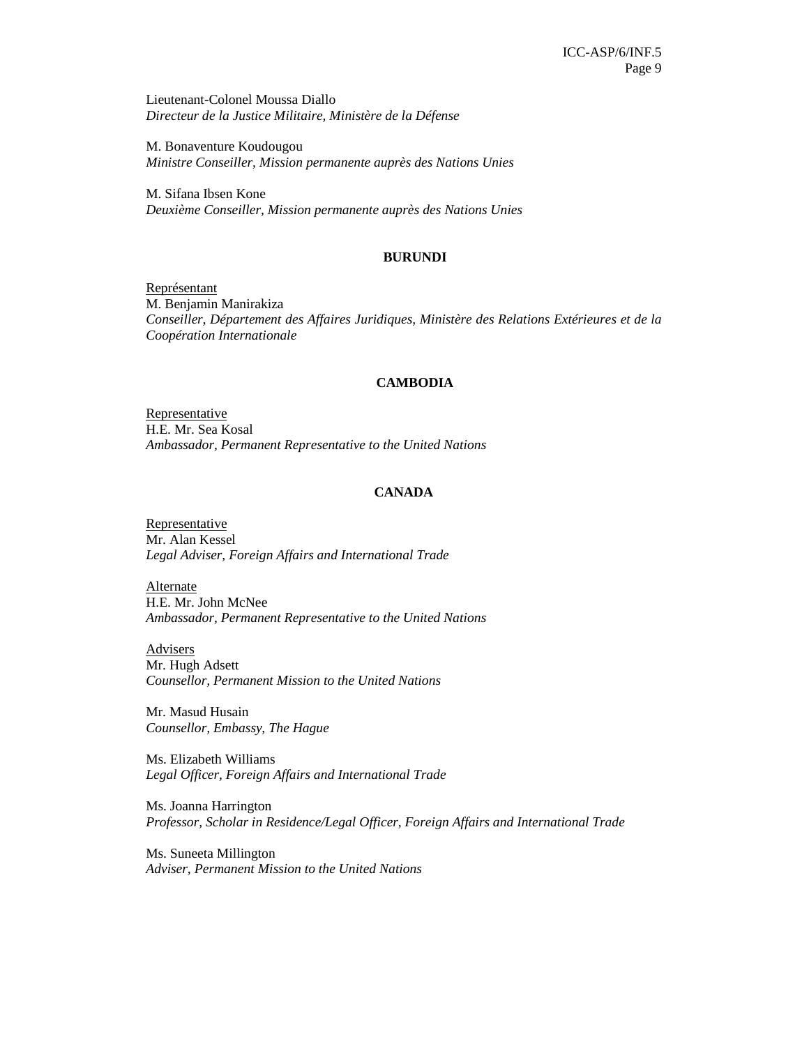Lieutenant-Colonel Moussa Diallo
*Directeur de la Justice Militaire, Ministère de la Défense*

M. Bonaventure Koudougou
*Ministre Conseiller, Mission permanente auprès des Nations Unies*

M. Sifana Ibsen Kone
*Deuxième Conseiller, Mission permanente auprès des Nations Unies*

**BURUNDI**

Représentant
M. Benjamin Manirakiza
*Conseiller, Département des Affaires Juridiques, Ministère des Relations Extérieures et de la Coopération Internationale*

**CAMBODIA**

Representative
H.E. Mr. Sea Kosal
*Ambassador, Permanent Representative to the United Nations*

**CANADA**

Representative
Mr. Alan Kessel
*Legal Adviser, Foreign Affairs and International Trade*

Alternate
H.E. Mr. John McNee
*Ambassador, Permanent Representative to the United Nations*

Advisers
Mr. Hugh Adsett
*Counsellor, Permanent Mission to the United Nations*

Mr. Masud Husain
*Counsellor, Embassy, The Hague*

Ms. Elizabeth Williams
*Legal Officer, Foreign Affairs and International Trade*

Ms. Joanna Harrington
*Professor, Scholar in Residence/Legal Officer, Foreign Affairs and International Trade*

Ms. Suneeta Millington
*Adviser, Permanent Mission to the United Nations*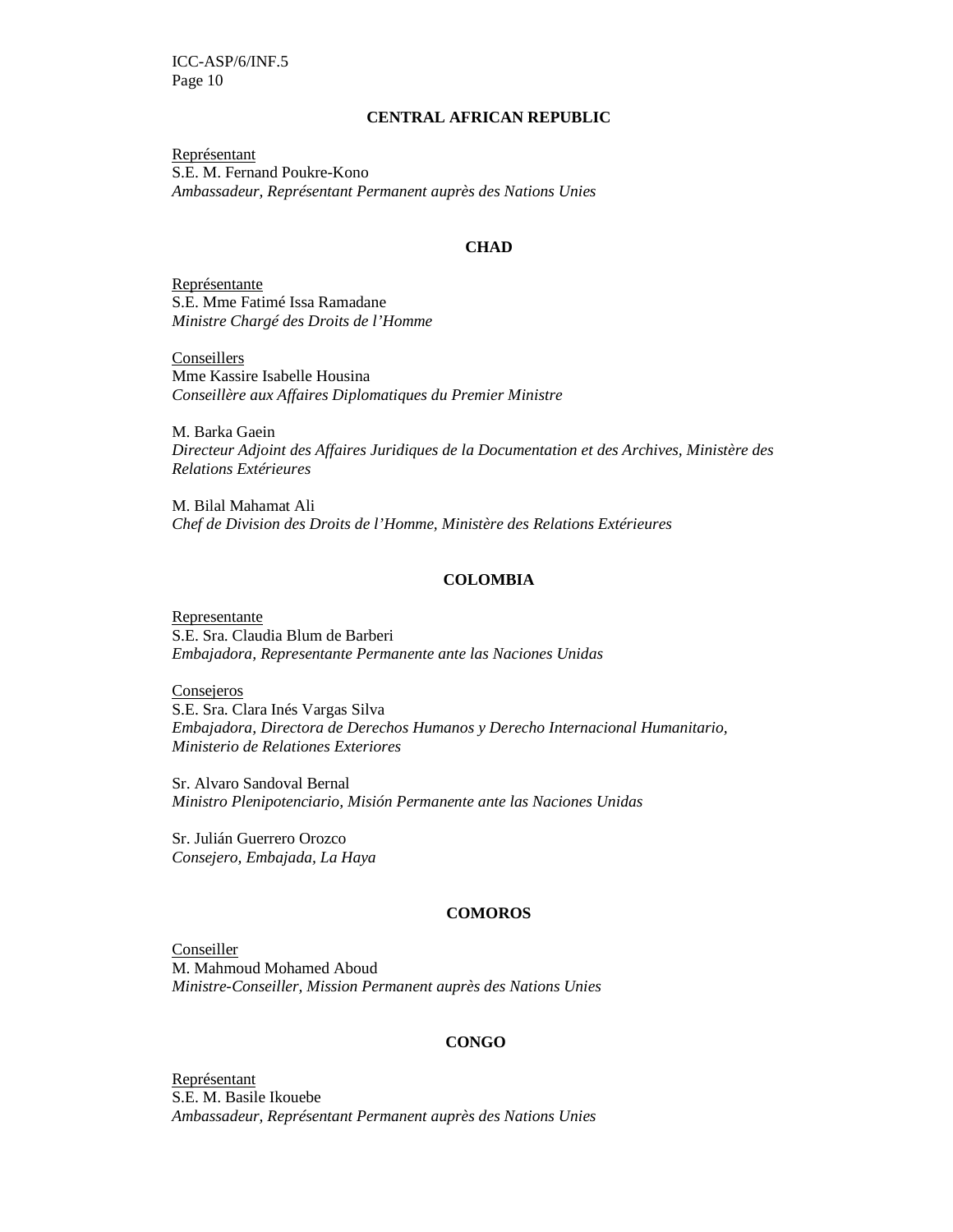**CENTRAL AFRICAN REPUBLIC**

Représentant
S.E. M. Fernand Poukre-Kono
*Ambassadeur, Représentant Permanent auprès des Nations Unies*

**CHAD**

Représentante
S.E. Mme Fatimé Issa Ramadane
*Ministre Chargé des Droits de l'Homme*

Conseillers
Mme Kassire Isabelle Housina
*Conseillère aux Affaires Diplomatiques du Premier Ministre*

M. Barka Gaein
*Directeur Adjoint des Affaires Juridiques de la Documentation et des Archives, Ministère des Relations Extérieures*

M. Bilal Mahamat Ali
*Chef de Division des Droits de l'Homme, Ministère des Relations Extérieures*

**COLOMBIA**

Representante
S.E. Sra. Claudia Blum de Barberi
*Embajadora, Representante Permanente ante las Naciones Unidas*

Consejeros
S.E. Sra. Clara Inés Vargas Silva
*Embajadora, Directora de Derechos Humanos y Derecho Internacional Humanitario, Ministerio de Relationes Exteriores*

Sr. Alvaro Sandoval Bernal
*Ministro Plenipotenciario, Misión Permanente ante las Naciones Unidas*

Sr. Julián Guerrero Orozco
*Consejero, Embajada, La Haya*

**COMOROS**

Conseiller
M. Mahmoud Mohamed Aboud
*Ministre-Conseiller, Mission Permanent auprès des Nations Unies*

**CONGO**

Représentant
S.E. M. Basile Ikouebe
*Ambassadeur, Représentant Permanent auprès des Nations Unies*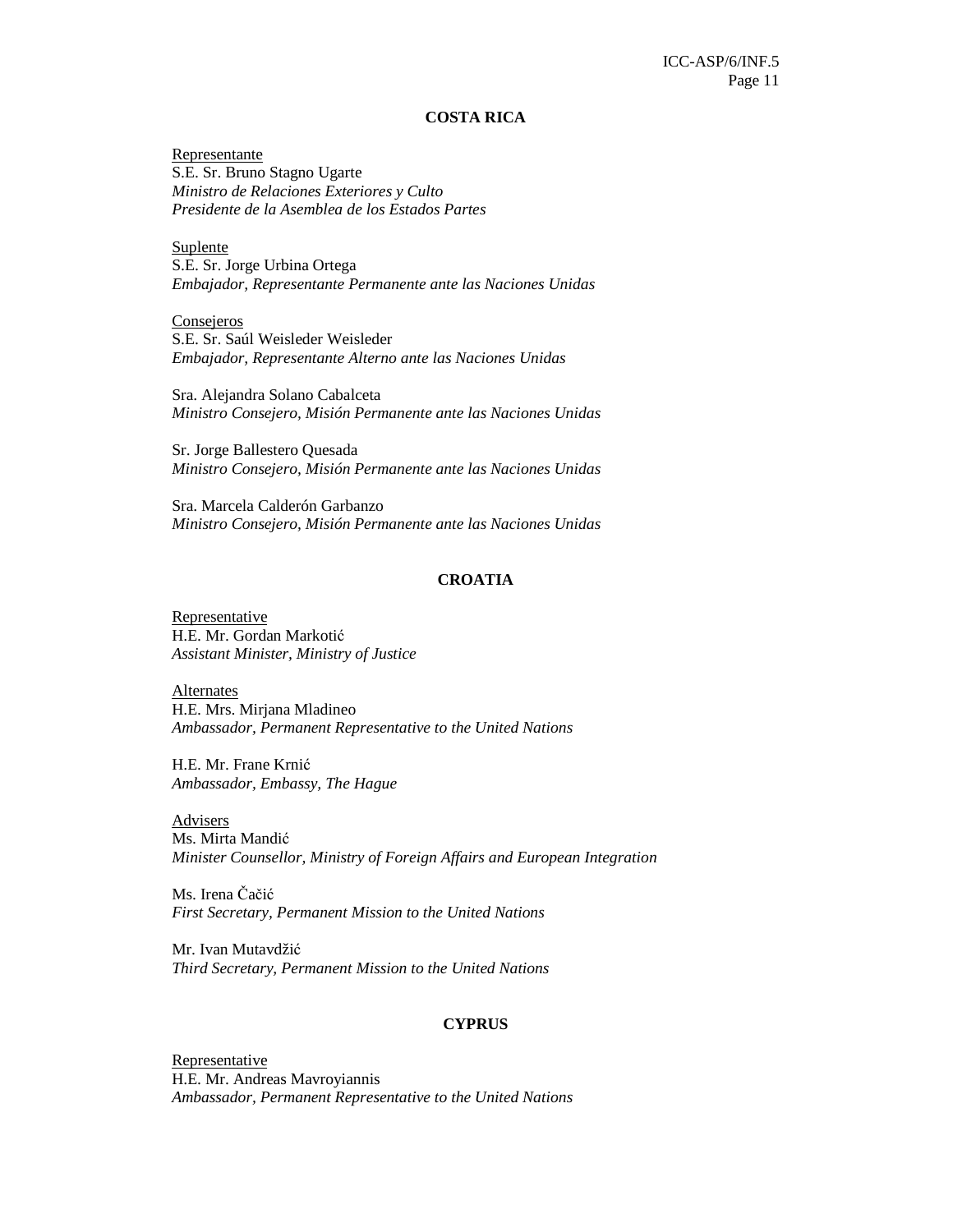### COSTA RICA

<u>Representante</u>
S.E. Sr. Bruno Stagno Ugarte
*Ministro de Relaciones Exteriores y Culto*
*Presidente de la Asamblea de los Estados Partes*

<u>Suplente</u>
S.E. Sr. Jorge Urbina Ortega
*Embajador, Representante Permanente ante las Naciones Unidas*

<u>Consejeros</u>
S.E. Sr. Saúl Weisleder Weisleder
*Embajador, Representante Alterno ante las Naciones Unidas*

Sra. Alejandra Solano Cabalceta
*Ministro Consejero, Misión Permanente ante las Naciones Unidas*

Sr. Jorge Ballestero Quesada
*Ministro Consejero, Misión Permanente ante las Naciones Unidas*

Sra. Marcela Calderón Garbanzo
*Ministro Consejero, Misión Permanente ante las Naciones Unidas*

### CROATIA

<u>Representative</u>
H.E. Mr. Gordan Markotić
*Assistant Minister, Ministry of Justice*

<u>Alternates</u>
H.E. Mrs. Mirjana Mladineo
*Ambassador, Permanent Representative to the United Nations*

H.E. Mr. Frane Krnić
*Ambassador, Embassy, The Hague*

<u>Advisers</u>
Ms. Mirta Mandić
*Minister Counsellor, Ministry of Foreign Affairs and European Integration*

Ms. Irena Čačić
*First Secretary, Permanent Mission to the United Nations*

Mr. Ivan Mutavdžić
*Third Secretary, Permanent Mission to the United Nations*

### CYPRUS

<u>Representative</u>
H.E. Mr. Andreas Mavroyiannis
*Ambassador, Permanent Representative to the United Nations*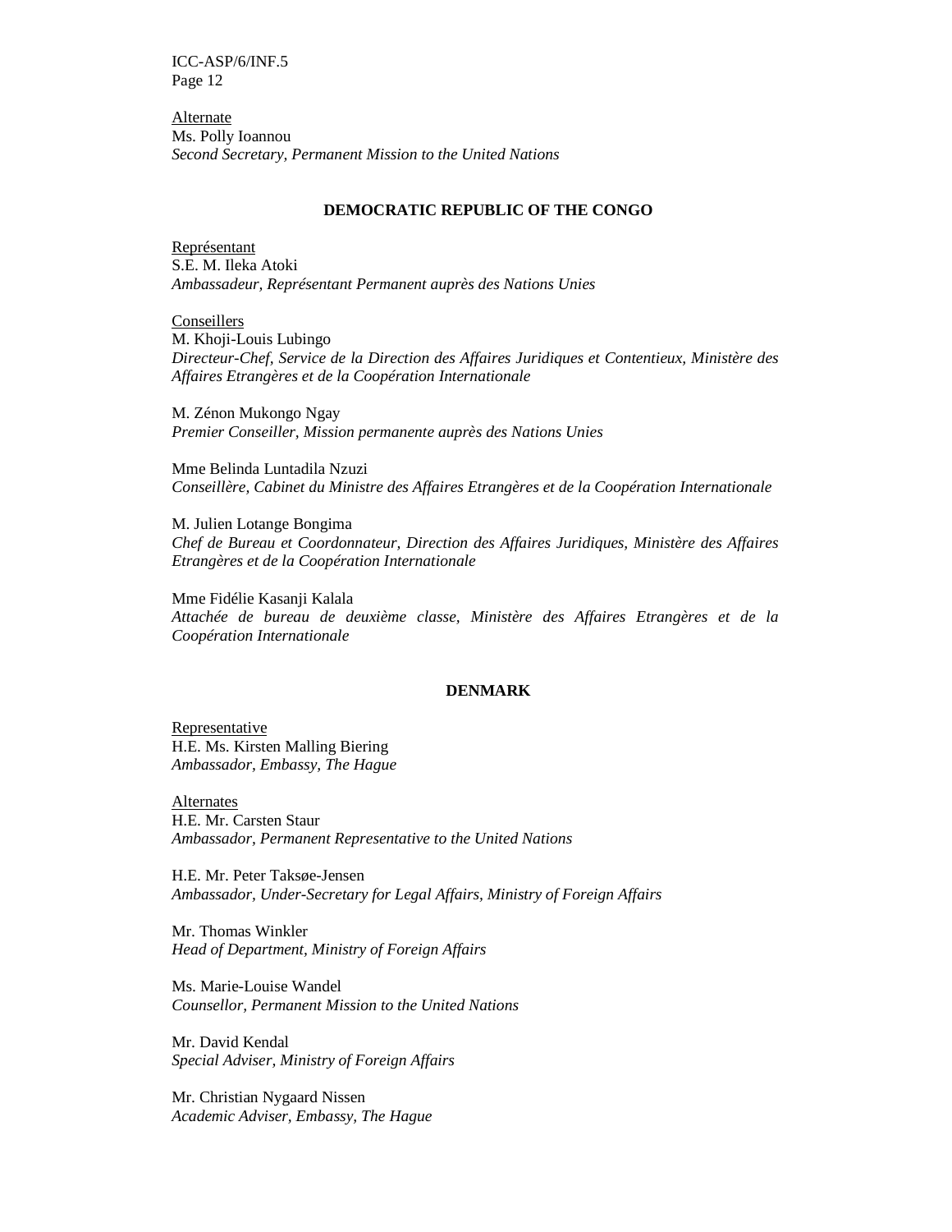<u>Alternate</u>
Ms. Polly Ioannou
*Second Secretary, Permanent Mission to the United Nations*

**DEMOCRATIC REPUBLIC OF THE CONGO**

<u>Représentant</u>
S.E. M. Ileka Atoki
*Ambassadeur, Représentant Permanent auprès des Nations Unies*

<u>Conseillers</u>
M. Khoji-Louis Lubingo
*Directeur-Chef, Service de la Direction des Affaires Juridiques et Contentieux, Ministère des Affaires Etrangères et de la Coopération Internationale*

M. Zénon Mukongo Ngay
*Premier Conseiller, Mission permanente auprès des Nations Unies*

Mme Belinda Luntadila Nzuzi
*Conseillère, Cabinet du Ministre des Affaires Etrangères et de la Coopération Internationale*

M. Julien Lotange Bongima
*Chef de Bureau et Coordonnateur, Direction des Affaires Juridiques, Ministère des Affaires Etrangères et de la Coopération Internationale*

Mme Fidélie Kasanji Kalala
*Attachée de bureau de deuxième classe, Ministère des Affaires Etrangères et de la Coopération Internationale*

**DENMARK**

<u>Representative</u>
H.E. Ms. Kirsten Malling Biering
*Ambassador, Embassy, The Hague*

<u>Alternates</u>
H.E. Mr. Carsten Staur
*Ambassador, Permanent Representative to the United Nations*

H.E. Mr. Peter Taksøe-Jensen
*Ambassador, Under-Secretary for Legal Affairs, Ministry of Foreign Affairs*

Mr. Thomas Winkler
*Head of Department, Ministry of Foreign Affairs*

Ms. Marie-Louise Wandel
*Counsellor, Permanent Mission to the United Nations*

Mr. David Kendal
*Special Adviser, Ministry of Foreign Affairs*

Mr. Christian Nygaard Nissen
*Academic Adviser, Embassy, The Hague*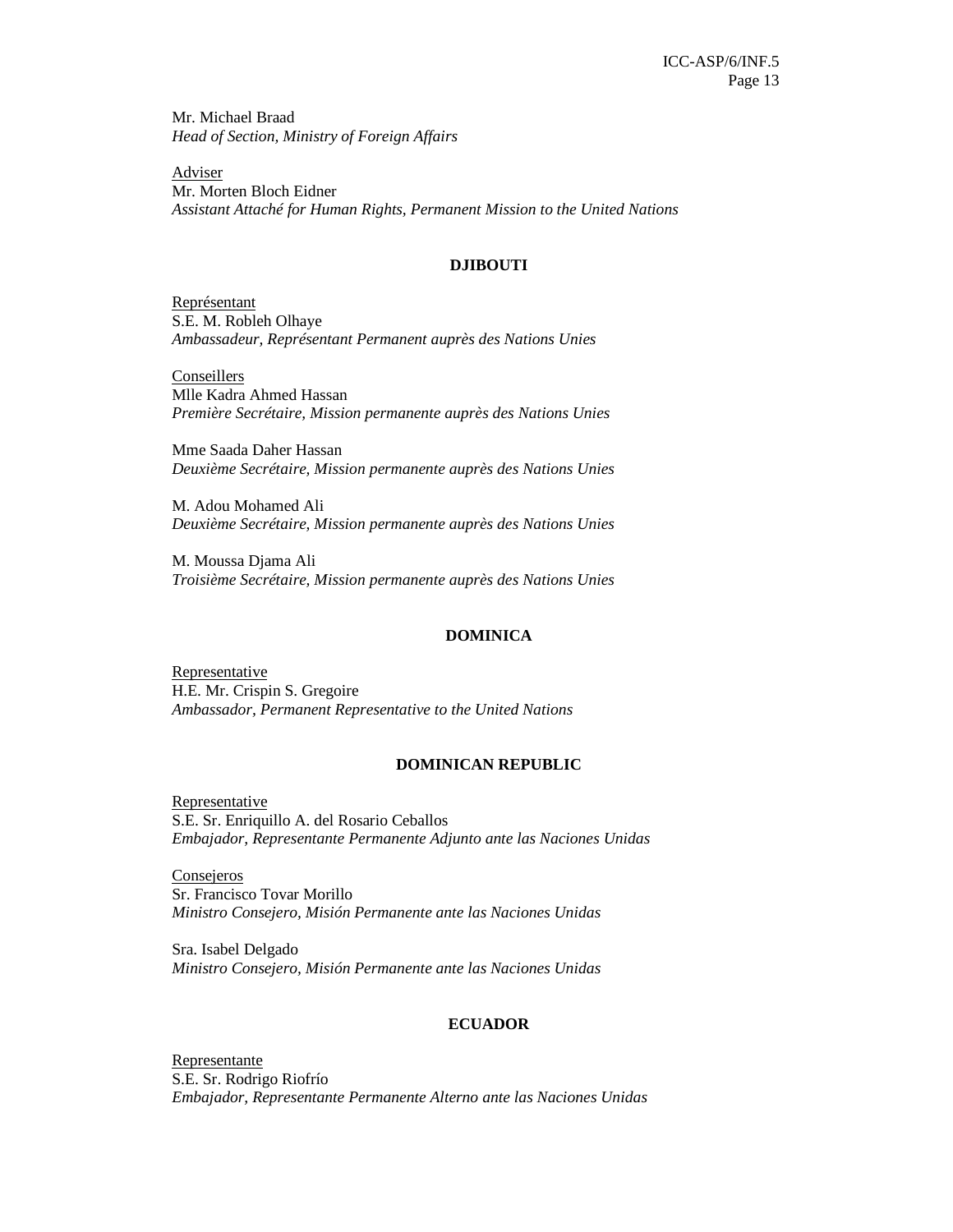Mr. Michael Braad
*Head of Section, Ministry of Foreign Affairs*

Adviser
Mr. Morten Bloch Eidner
*Assistant Attaché for Human Rights, Permanent Mission to the United Nations*

**DJIBOUTI**

Représentant
S.E. M. Robleh Olhaye
*Ambassadeur, Représentant Permanent auprès des Nations Unies*

Conseillers
Mlle Kadra Ahmed Hassan
*Première Secrétaire, Mission permanente auprès des Nations Unies*

Mme Saada Daher Hassan
*Deuxième Secrétaire, Mission permanente auprès des Nations Unies*

M. Adou Mohamed Ali
*Deuxième Secrétaire, Mission permanente auprès des Nations Unies*

M. Moussa Djama Ali
*Troisième Secrétaire, Mission permanente auprès des Nations Unies*

**DOMINICA**

Representative
H.E. Mr. Crispin S. Gregoire
*Ambassador, Permanent Representative to the United Nations*

**DOMINICAN REPUBLIC**

Representative
S.E. Sr. Enriquillo A. del Rosario Ceballos
*Embajador, Representante Permanente Adjunto ante las Naciones Unidas*

Consejeros
Sr. Francisco Tovar Morillo
*Ministro Consejero, Misión Permanente ante las Naciones Unidas*

Sra. Isabel Delgado
*Ministro Consejero, Misión Permanente ante las Naciones Unidas*

**ECUADOR**

Representante
S.E. Sr. Rodrigo Riofrío
*Embajador, Representante Permanente Alterno ante las Naciones Unidas*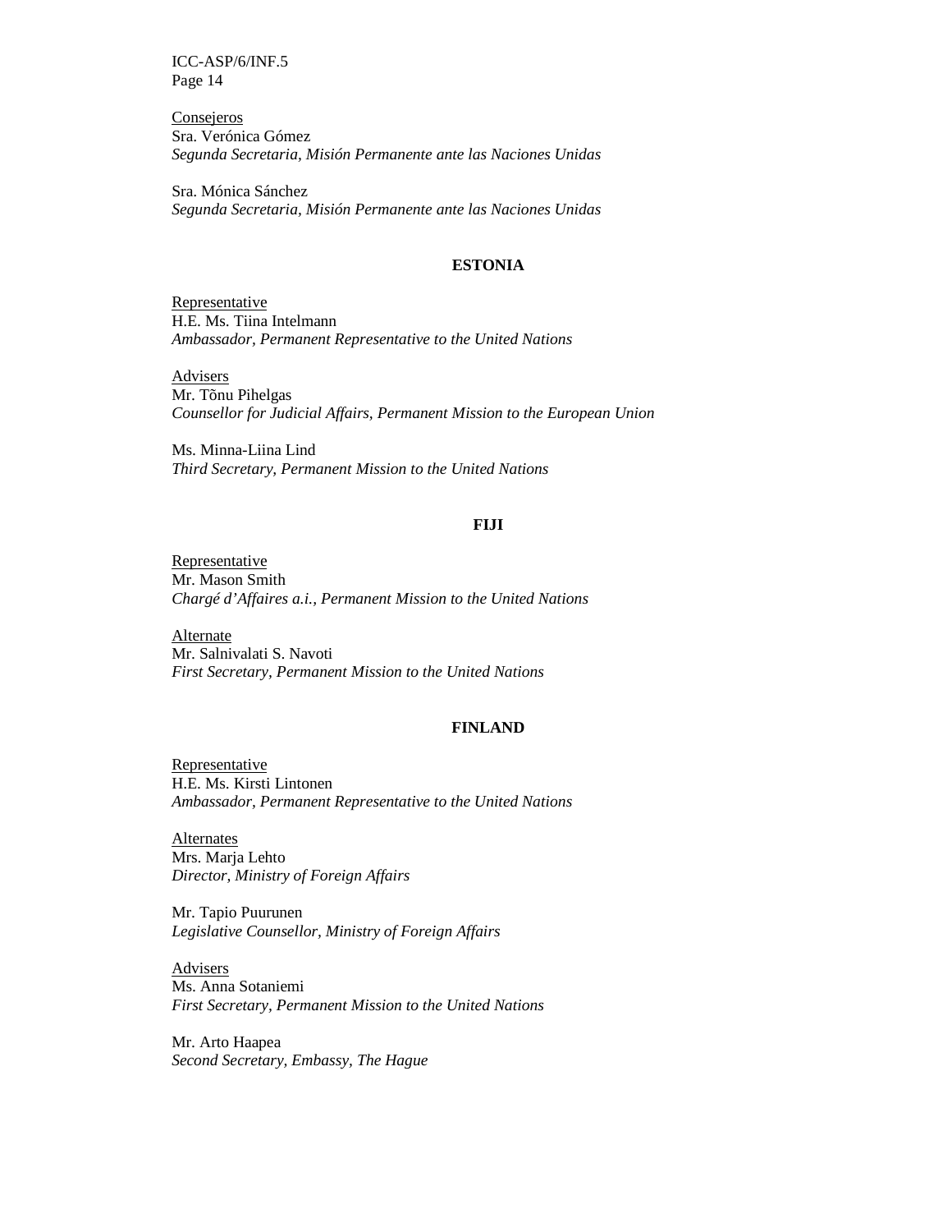<u>Consejeros</u>
Sra. Verónica Gómez
*Segunda Secretaria, Misión Permanente ante las Naciones Unidas*

Sra. Mónica Sánchez
*Segunda Secretaria, Misión Permanente ante las Naciones Unidas*

**ESTONIA**

<u>Representative</u>
H.E. Ms. Tiina Intelmann
*Ambassador, Permanent Representative to the United Nations*

<u>Advisers</u>
Mr. Tõnu Pihelgas
*Counsellor for Judicial Affairs, Permanent Mission to the European Union*

Ms. Minna-Liina Lind
*Third Secretary, Permanent Mission to the United Nations*

**FIJI**

<u>Representative</u>
Mr. Mason Smith
*Chargé d'Affaires a.i., Permanent Mission to the United Nations*

<u>Alternate</u>
Mr. Salnivalati S. Navoti
*First Secretary, Permanent Mission to the United Nations*

**FINLAND**

<u>Representative</u>
H.E. Ms. Kirsti Lintonen
*Ambassador, Permanent Representative to the United Nations*

<u>Alternates</u>
Mrs. Marja Lehto
*Director, Ministry of Foreign Affairs*

Mr. Tapio Puurunen
*Legislative Counsellor, Ministry of Foreign Affairs*

<u>Advisers</u>
Ms. Anna Sotaniemi
*First Secretary, Permanent Mission to the United Nations*

Mr. Arto Haapea
*Second Secretary, Embassy, The Hague*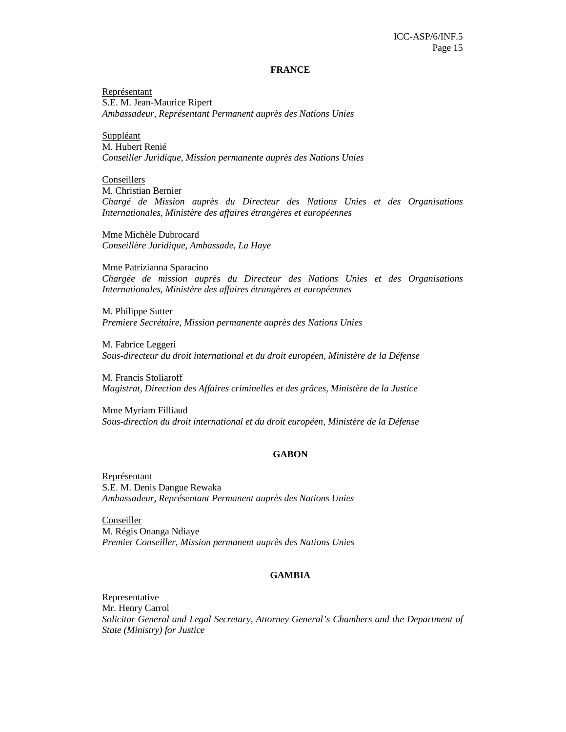**FRANCE**

<u>Représentant</u>
S.E. M. Jean-Maurice Ripert
*Ambassadeur, Représentant Permanent auprès des Nations Unies*

<u>Suppléant</u>
M. Hubert Renié
*Conseiller Juridique, Mission permanente auprès des Nations Unies*

<u>Conseillers</u>
M. Christian Bernier
*Chargé de Mission auprès du Directeur des Nations Unies et des Organisations Internationales, Ministère des affaires étrangères et européennes*

Mme Michèle Dubrocard
*Conseillère Juridique, Ambassade, La Haye*

Mme Patrizianna Sparacino
*Chargée de mission auprès du Directeur des Nations Unies et des Organisations Internationales, Ministère des affaires étrangères et européennes*

M. Philippe Sutter
*Premiere Secrétaire, Mission permanente auprès des Nations Unies*

M. Fabrice Leggeri
*Sous-directeur du droit international et du droit européen, Ministère de la Défense*

M. Francis Stoliaroff
*Magistrat, Direction des Affaires criminelles et des grâces, Ministère de la Justice*

Mme Myriam Filliaud
*Sous-direction du droit international et du droit européen, Ministère de la Défense*

**GABON**

<u>Représentant</u>
S.E. M. Denis Dangue Rewaka
*Ambassadeur, Représentant Permanent auprès des Nations Unies*

<u>Conseiller</u>
M. Régis Onanga Ndiaye
*Premier Conseiller, Mission permanent auprès des Nations Unies*

**GAMBIA**

<u>Representative</u>
Mr. Henry Carrol
*Solicitor General and Legal Secretary, Attorney General's Chambers and the Department of State (Ministry) for Justice*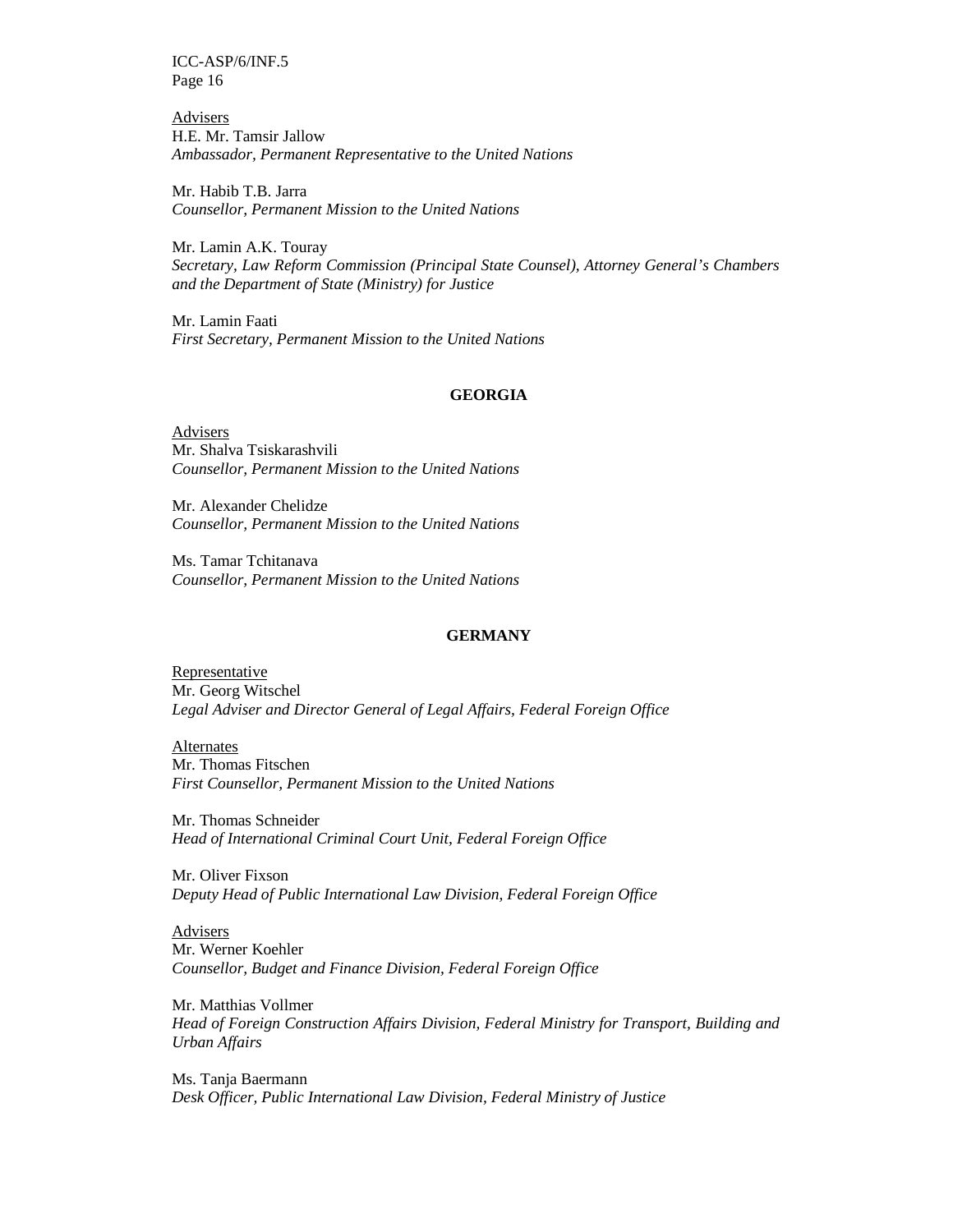Advisers
H.E. Mr. Tamsir Jallow
*Ambassador, Permanent Representative to the United Nations*

Mr. Habib T.B. Jarra
*Counsellor, Permanent Mission to the United Nations*

Mr. Lamin A.K. Touray
*Secretary, Law Reform Commission (Principal State Counsel), Attorney General's Chambers and the Department of State (Ministry) for Justice*

Mr. Lamin Faati
*First Secretary, Permanent Mission to the United Nations*

## GEORGIA

Advisers
Mr. Shalva Tsiskarashvili
*Counsellor, Permanent Mission to the United Nations*

Mr. Alexander Chelidze
*Counsellor, Permanent Mission to the United Nations*

Ms. Tamar Tchitanava
*Counsellor, Permanent Mission to the United Nations*

## GERMANY

Representative
Mr. Georg Witschel
*Legal Adviser and Director General of Legal Affairs, Federal Foreign Office*

Alternates
Mr. Thomas Fitschen
*First Counsellor, Permanent Mission to the United Nations*

Mr. Thomas Schneider
*Head of International Criminal Court Unit, Federal Foreign Office*

Mr. Oliver Fixson
*Deputy Head of Public International Law Division, Federal Foreign Office*

Advisers
Mr. Werner Koehler
*Counsellor, Budget and Finance Division, Federal Foreign Office*

Mr. Matthias Vollmer
*Head of Foreign Construction Affairs Division, Federal Ministry for Transport, Building and Urban Affairs*

Ms. Tanja Baermann
*Desk Officer, Public International Law Division, Federal Ministry of Justice*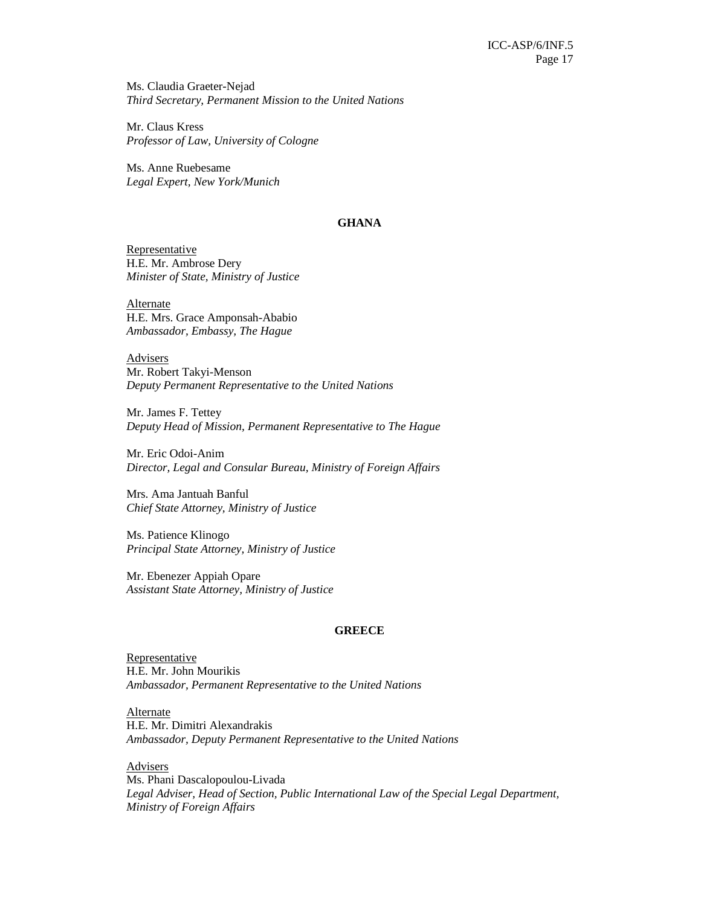Ms. Claudia Graeter-Nejad
*Third Secretary, Permanent Mission to the United Nations*

Mr. Claus Kress
*Professor of Law, University of Cologne*

Ms. Anne Ruebesame
*Legal Expert, New York/Munich*

**GHANA**

Representative
H.E. Mr. Ambrose Dery
*Minister of State, Ministry of Justice*

Alternate
H.E. Mrs. Grace Amponsah-Ababio
*Ambassador, Embassy, The Hague*

Advisers
Mr. Robert Takyi-Menson
*Deputy Permanent Representative to the United Nations*

Mr. James F. Tettey
*Deputy Head of Mission, Permanent Representative to The Hague*

Mr. Eric Odoi-Anim
*Director, Legal and Consular Bureau, Ministry of Foreign Affairs*

Mrs. Ama Jantuah Banful
*Chief State Attorney, Ministry of Justice*

Ms. Patience Klinogo
*Principal State Attorney, Ministry of Justice*

Mr. Ebenezer Appiah Opare
*Assistant State Attorney, Ministry of Justice*

**GREECE**

Representative
H.E. Mr. John Mourikis
*Ambassador, Permanent Representative to the United Nations*

Alternate
H.E. Mr. Dimitri Alexandrakis
*Ambassador, Deputy Permanent Representative to the United Nations*

Advisers
Ms. Phani Dascalopoulou-Livada
*Legal Adviser, Head of Section, Public International Law of the Special Legal Department, Ministry of Foreign Affairs*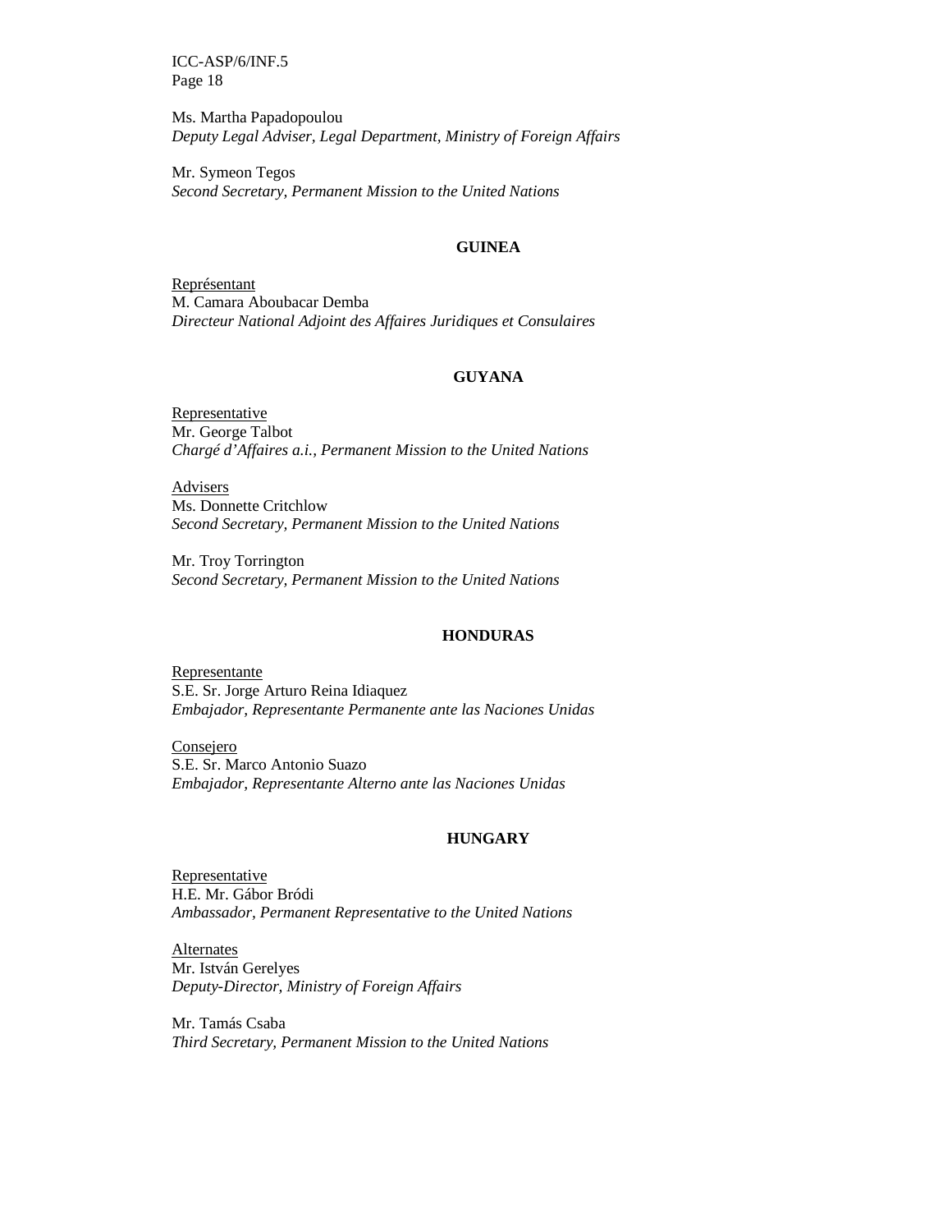Ms. Martha Papadopoulou
*Deputy Legal Adviser, Legal Department, Ministry of Foreign Affairs*

Mr. Symeon Tegos
*Second Secretary, Permanent Mission to the United Nations*

**GUINEA**

Représentant
M. Camara Aboubacar Demba
*Directeur National Adjoint des Affaires Juridiques et Consulaires*

**GUYANA**

Representative
Mr. George Talbot
*Chargé d'Affaires a.i., Permanent Mission to the United Nations*

Advisers
Ms. Donnette Critchlow
*Second Secretary, Permanent Mission to the United Nations*

Mr. Troy Torrington
*Second Secretary, Permanent Mission to the United Nations*

**HONDURAS**

Representante
S.E. Sr. Jorge Arturo Reina Idiaquez
*Embajador, Representante Permanente ante las Naciones Unidas*

Consejero
S.E. Sr. Marco Antonio Suazo
*Embajador, Representante Alterno ante las Naciones Unidas*

**HUNGARY**

Representative
H.E. Mr. Gábor Bródi
*Ambassador, Permanent Representative to the United Nations*

Alternates
Mr. István Gerelyes
*Deputy-Director, Ministry of Foreign Affairs*

Mr. Tamás Csaba
*Third Secretary, Permanent Mission to the United Nations*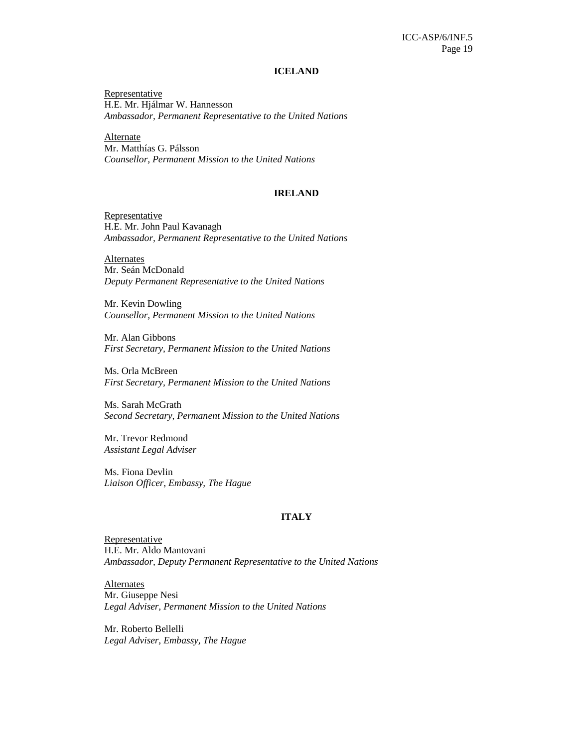## ICELAND

Representative
H.E. Mr. Hjálmar W. Hannesson
*Ambassador, Permanent Representative to the United Nations*

Alternate
Mr. Matthías G. Pálsson
*Counsellor, Permanent Mission to the United Nations*

## IRELAND

Representative
H.E. Mr. John Paul Kavanagh
*Ambassador, Permanent Representative to the United Nations*

Alternates
Mr. Seán McDonald
*Deputy Permanent Representative to the United Nations*

Mr. Kevin Dowling
*Counsellor, Permanent Mission to the United Nations*

Mr. Alan Gibbons
*First Secretary, Permanent Mission to the United Nations*

Ms. Orla McBreen
*First Secretary, Permanent Mission to the United Nations*

Ms. Sarah McGrath
*Second Secretary, Permanent Mission to the United Nations*

Mr. Trevor Redmond
*Assistant Legal Adviser*

Ms. Fiona Devlin
*Liaison Officer, Embassy, The Hague*

## ITALY

Representative
H.E. Mr. Aldo Mantovani
*Ambassador, Deputy Permanent Representative to the United Nations*

Alternates
Mr. Giuseppe Nesi
*Legal Adviser, Permanent Mission to the United Nations*

Mr. Roberto Bellelli
*Legal Adviser, Embassy, The Hague*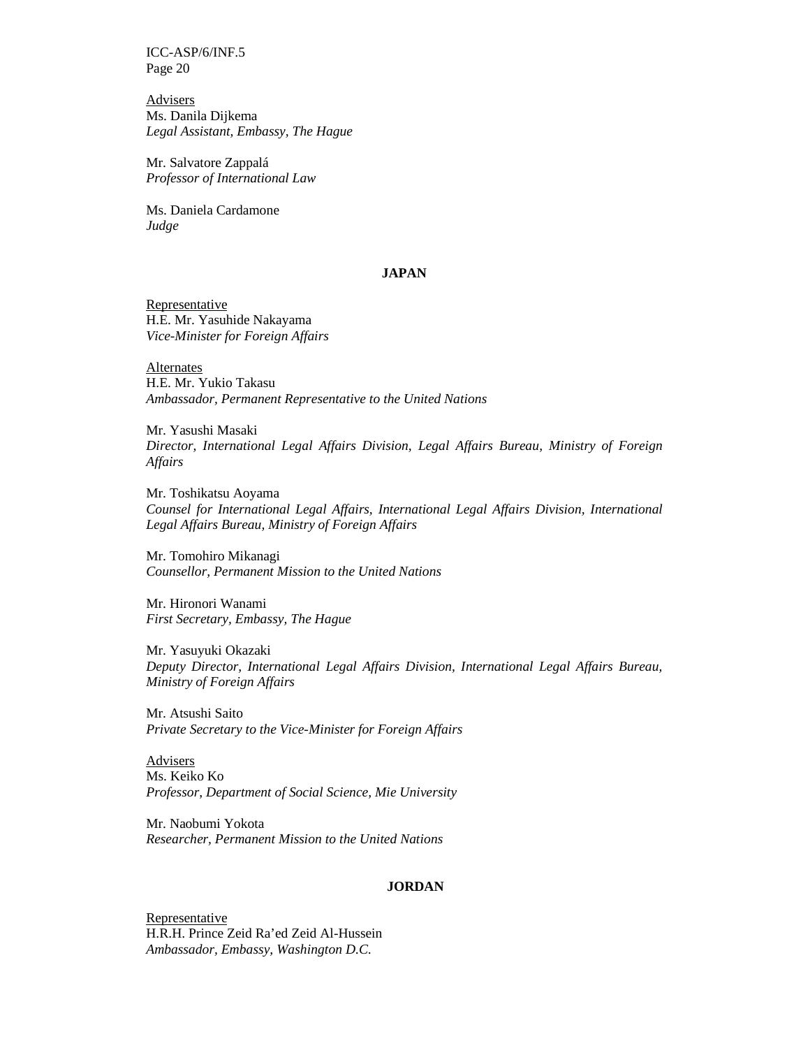Advisers
Ms. Danila Dijkema
*Legal Assistant, Embassy, The Hague*

Mr. Salvatore Zappalá
*Professor of International Law*

Ms. Daniela Cardamone
*Judge*

**JAPAN**

Representative
H.E. Mr. Yasuhide Nakayama
*Vice-Minister for Foreign Affairs*

Alternates
H.E. Mr. Yukio Takasu
*Ambassador, Permanent Representative to the United Nations*

Mr. Yasushi Masaki
*Director, International Legal Affairs Division, Legal Affairs Bureau, Ministry of Foreign Affairs*

Mr. Toshikatsu Aoyama
*Counsel for International Legal Affairs, International Legal Affairs Division, International Legal Affairs Bureau, Ministry of Foreign Affairs*

Mr. Tomohiro Mikanagi
*Counsellor, Permanent Mission to the United Nations*

Mr. Hironori Wanami
*First Secretary, Embassy, The Hague*

Mr. Yasuyuki Okazaki
*Deputy Director, International Legal Affairs Division, International Legal Affairs Bureau, Ministry of Foreign Affairs*

Mr. Atsushi Saito
*Private Secretary to the Vice-Minister for Foreign Affairs*

Advisers
Ms. Keiko Ko
*Professor, Department of Social Science, Mie University*

Mr. Naobumi Yokota
*Researcher, Permanent Mission to the United Nations*

**JORDAN**

Representative
H.R.H. Prince Zeid Ra'ed Zeid Al-Hussein
*Ambassador, Embassy, Washington D.C.*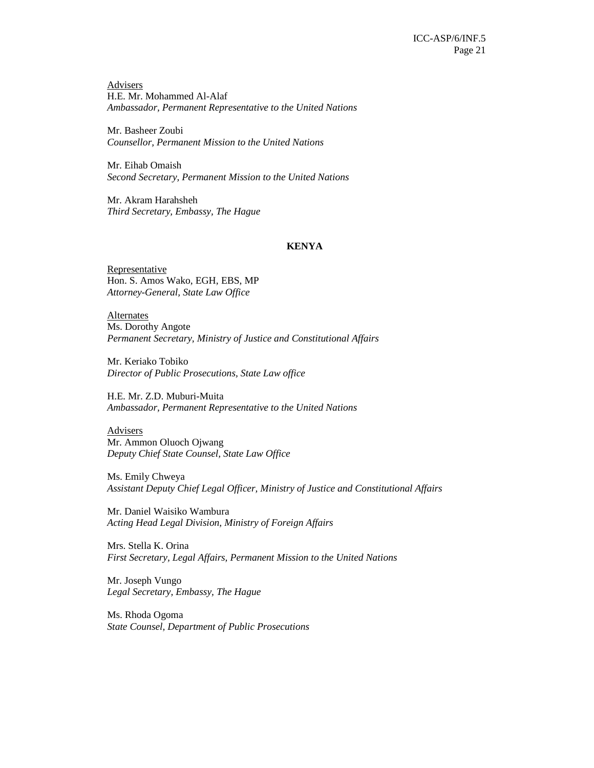<u>Advisers</u>
H.E. Mr. Mohammed Al-Alaf
*Ambassador, Permanent Representative to the United Nations*

Mr. Basheer Zoubi
*Counsellor, Permanent Mission to the United Nations*

Mr. Eihab Omaish
*Second Secretary, Permanent Mission to the United Nations*

Mr. Akram Harahsheh
*Third Secretary, Embassy, The Hague*

**KENYA**

<u>Representative</u>
Hon. S. Amos Wako, EGH, EBS, MP
*Attorney-General, State Law Office*

<u>Alternates</u>
Ms. Dorothy Angote
*Permanent Secretary, Ministry of Justice and Constitutional Affairs*

Mr. Keriako Tobiko
*Director of Public Prosecutions, State Law office*

H.E. Mr. Z.D. Muburi-Muita
*Ambassador, Permanent Representative to the United Nations*

<u>Advisers</u>
Mr. Ammon Oluoch Ojwang
*Deputy Chief State Counsel, State Law Office*

Ms. Emily Chweya
*Assistant Deputy Chief Legal Officer, Ministry of Justice and Constitutional Affairs*

Mr. Daniel Waisiko Wambura
*Acting Head Legal Division, Ministry of Foreign Affairs*

Mrs. Stella K. Orina
*First Secretary, Legal Affairs, Permanent Mission to the United Nations*

Mr. Joseph Vungo
*Legal Secretary, Embassy, The Hague*

Ms. Rhoda Ogoma
*State Counsel, Department of Public Prosecutions*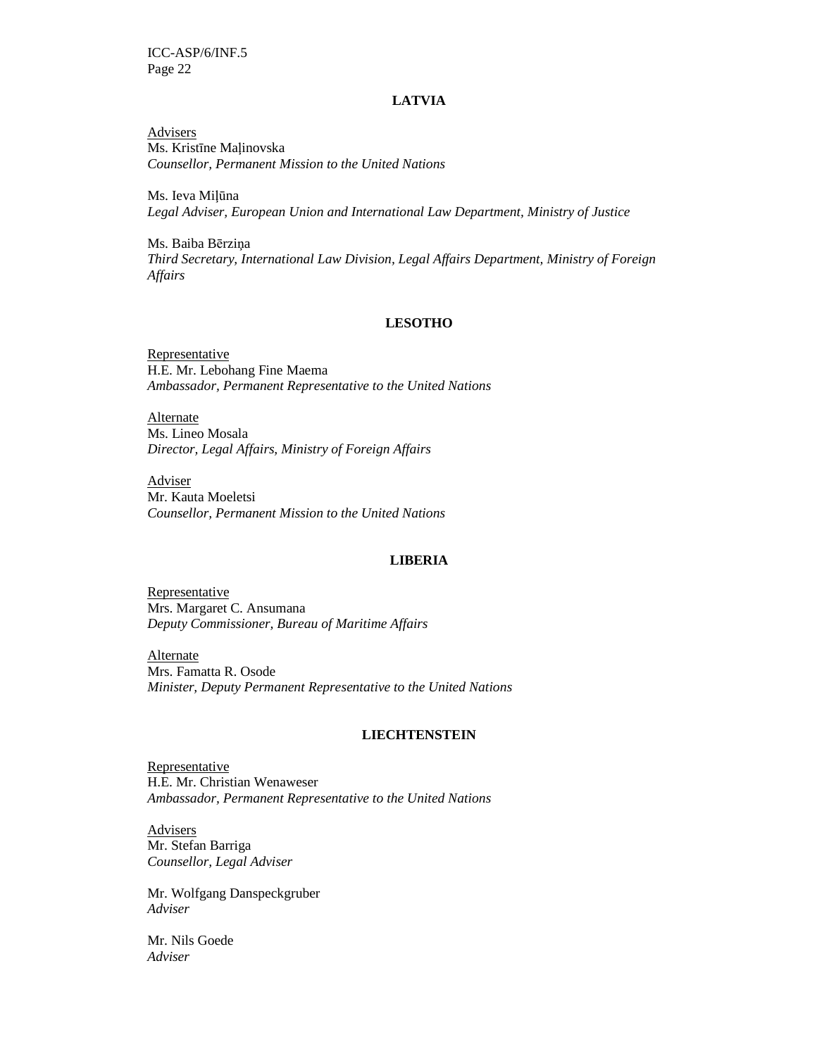## LATVIA

Advisers
Ms. Kristīne Maļinovska
*Counsellor, Permanent Mission to the United Nations*

Ms. Ieva Miļūna
*Legal Adviser, European Union and International Law Department, Ministry of Justice*

Ms. Baiba Bērziņa
*Third Secretary, International Law Division, Legal Affairs Department, Ministry of Foreign Affairs*

## LESOTHO

Representative
H.E. Mr. Lebohang Fine Maema
*Ambassador, Permanent Representative to the United Nations*

Alternate
Ms. Lineo Mosala
*Director, Legal Affairs, Ministry of Foreign Affairs*

Adviser
Mr. Kauta Moeletsi
*Counsellor, Permanent Mission to the United Nations*

## LIBERIA

Representative
Mrs. Margaret C. Ansumana
*Deputy Commissioner, Bureau of Maritime Affairs*

Alternate
Mrs. Famatta R. Osode
*Minister, Deputy Permanent Representative to the United Nations*

## LIECHTENSTEIN

Representative
H.E. Mr. Christian Wenaweser
*Ambassador, Permanent Representative to the United Nations*

Advisers
Mr. Stefan Barriga
*Counsellor, Legal Adviser*

Mr. Wolfgang Danspeckgruber
*Adviser*

Mr. Nils Goede
*Adviser*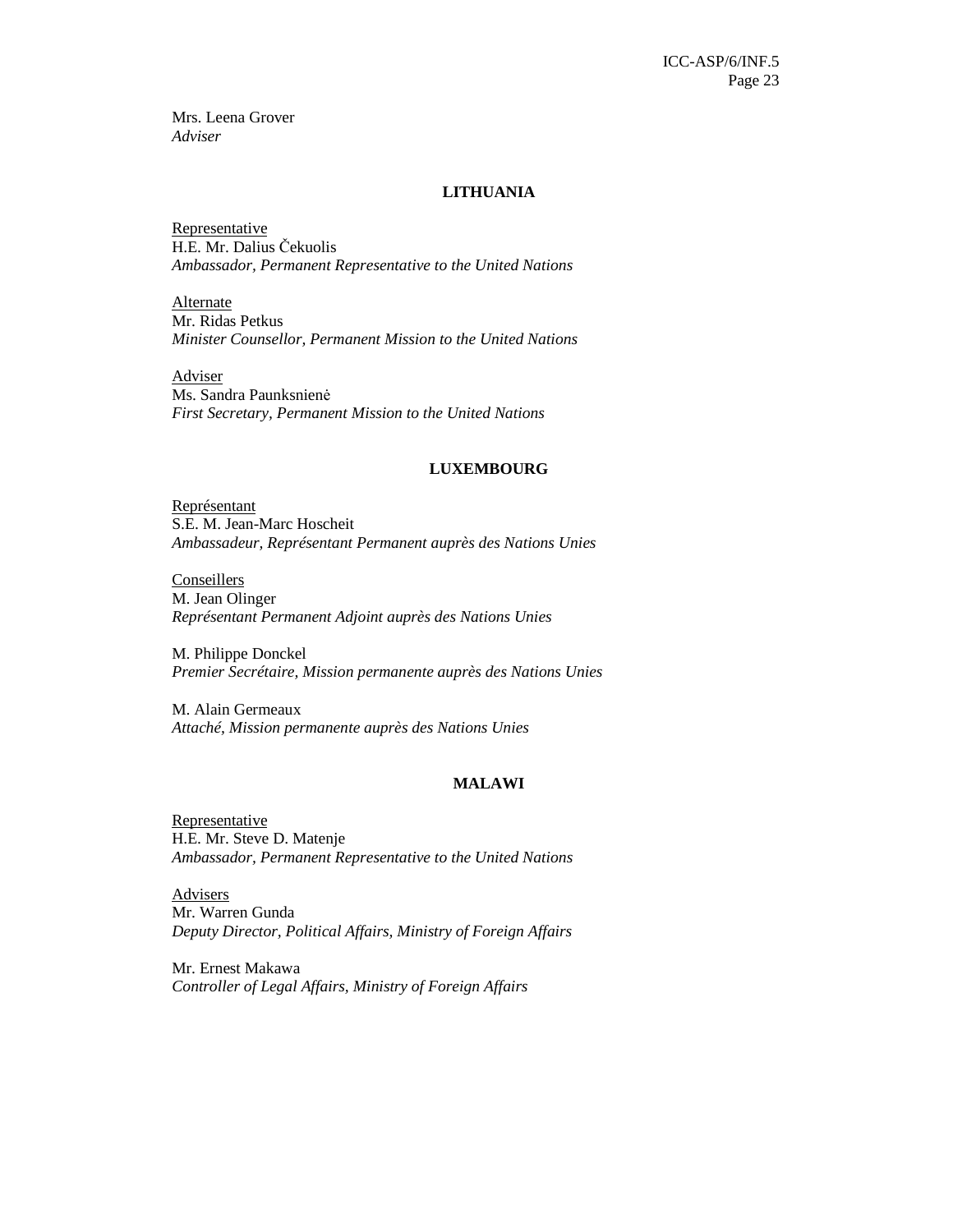Mrs. Leena Grover
*Adviser*

### LITHUANIA

Representative
H.E. Mr. Dalius Čekuolis
*Ambassador, Permanent Representative to the United Nations*

Alternate
Mr. Ridas Petkus
*Minister Counsellor, Permanent Mission to the United Nations*

Adviser
Ms. Sandra Paunksnienė
*First Secretary, Permanent Mission to the United Nations*

### LUXEMBOURG

Représentant
S.E. M. Jean-Marc Hoscheit
*Ambassadeur, Représentant Permanent auprès des Nations Unies*

Conseillers
M. Jean Olinger
*Représentant Permanent Adjoint auprès des Nations Unies*

M. Philippe Donckel
*Premier Secrétaire, Mission permanente auprès des Nations Unies*

M. Alain Germeaux
*Attaché, Mission permanente auprès des Nations Unies*

### MALAWI

Representative
H.E. Mr. Steve D. Matenje
*Ambassador, Permanent Representative to the United Nations*

Advisers
Mr. Warren Gunda
*Deputy Director, Political Affairs, Ministry of Foreign Affairs*

Mr. Ernest Makawa
*Controller of Legal Affairs, Ministry of Foreign Affairs*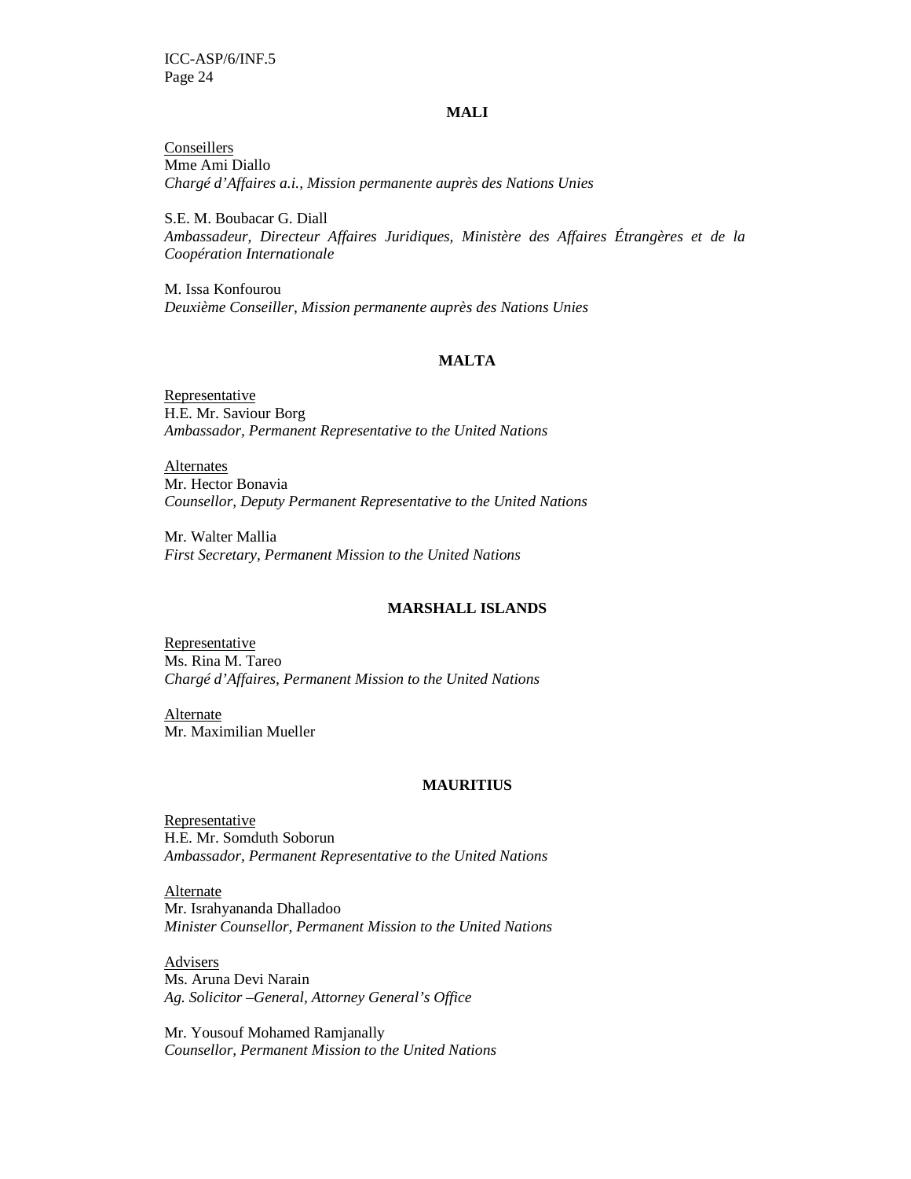**MALI**

Conseillers
Mme Ami Diallo
*Chargé d'Affaires a.i., Mission permanente auprès des Nations Unies*

S.E. M. Boubacar G. Diall
*Ambassadeur, Directeur Affaires Juridiques, Ministère des Affaires Étrangères et de la Coopération Internationale*

M. Issa Konfourou
*Deuxième Conseiller, Mission permanente auprès des Nations Unies*

**MALTA**

Representative
H.E. Mr. Saviour Borg
*Ambassador, Permanent Representative to the United Nations*

Alternates
Mr. Hector Bonavia
*Counsellor, Deputy Permanent Representative to the United Nations*

Mr. Walter Mallia
*First Secretary, Permanent Mission to the United Nations*

**MARSHALL ISLANDS**

Representative
Ms. Rina M. Tareo
*Chargé d'Affaires, Permanent Mission to the United Nations*

Alternate
Mr. Maximilian Mueller

**MAURITIUS**

Representative
H.E. Mr. Somduth Soborun
*Ambassador, Permanent Representative to the United Nations*

Alternate
Mr. Israhyananda Dhalladoo
*Minister Counsellor, Permanent Mission to the United Nations*

Advisers
Ms. Aruna Devi Narain
*Ag. Solicitor –General, Attorney General's Office*

Mr. Yousouf Mohamed Ramjanally
*Counsellor, Permanent Mission to the United Nations*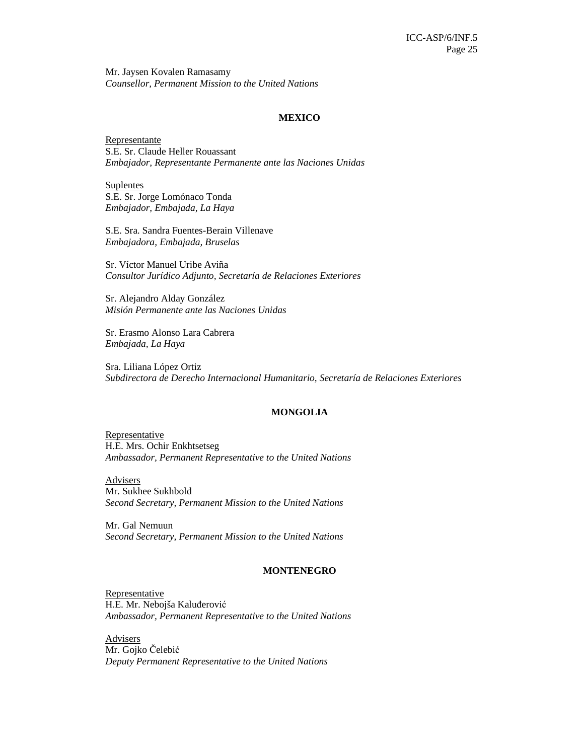Mr. Jaysen Kovalen Ramasamy
*Counsellor, Permanent Mission to the United Nations*

**MEXICO**

Representante
S.E. Sr. Claude Heller Rouassant
*Embajador, Representante Permanente ante las Naciones Unidas*

Suplentes
S.E. Sr. Jorge Lomónaco Tonda
*Embajador, Embajada, La Haya*

S.E. Sra. Sandra Fuentes-Berain Villenave
*Embajadora, Embajada, Bruselas*

Sr. Víctor Manuel Uribe Aviña
*Consultor Jurídico Adjunto, Secretaría de Relaciones Exteriores*

Sr. Alejandro Alday González
*Misión Permanente ante las Naciones Unidas*

Sr. Erasmo Alonso Lara Cabrera
*Embajada, La Haya*

Sra. Liliana López Ortiz
*Subdirectora de Derecho Internacional Humanitario, Secretaría de Relaciones Exteriores*

**MONGOLIA**

Representative
H.E. Mrs. Ochir Enkhtsetseg
*Ambassador, Permanent Representative to the United Nations*

Advisers
Mr. Sukhee Sukhbold
*Second Secretary, Permanent Mission to the United Nations*

Mr. Gal Nemuun
*Second Secretary, Permanent Mission to the United Nations*

**MONTENEGRO**

Representative
H.E. Mr. Nebojša Kaluđerović
*Ambassador, Permanent Representative to the United Nations*

Advisers
Mr. Gojko Čelebić
*Deputy Permanent Representative to the United Nations*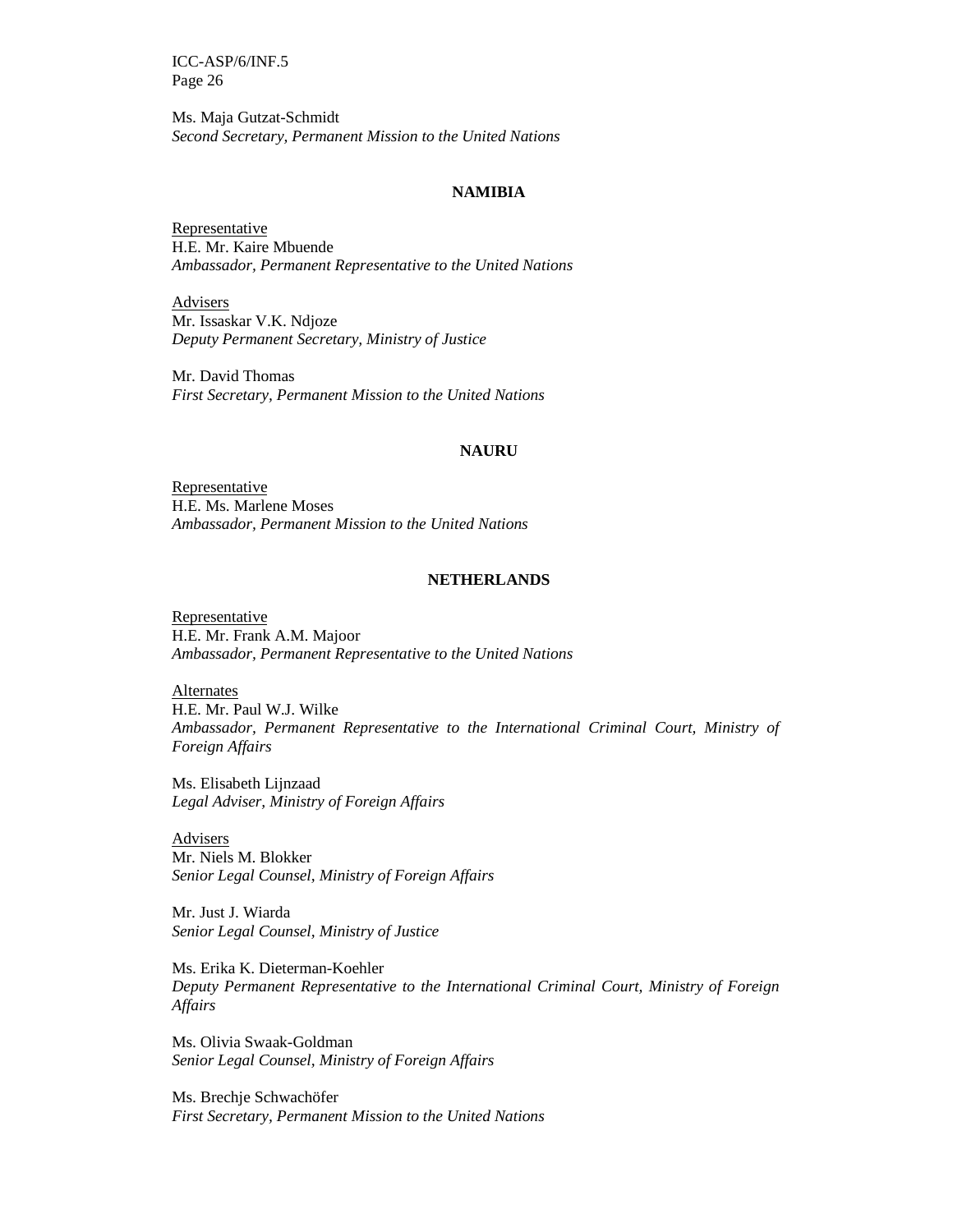Ms. Maja Gutzat-Schmidt
*Second Secretary, Permanent Mission to the United Nations*

**NAMIBIA**

Representative
H.E. Mr. Kaire Mbuende
*Ambassador, Permanent Representative to the United Nations*

Advisers
Mr. Issaskar V.K. Ndjoze
*Deputy Permanent Secretary, Ministry of Justice*

Mr. David Thomas
*First Secretary, Permanent Mission to the United Nations*

**NAURU**

Representative
H.E. Ms. Marlene Moses
*Ambassador, Permanent Mission to the United Nations*

**NETHERLANDS**

Representative
H.E. Mr. Frank A.M. Majoor
*Ambassador, Permanent Representative to the United Nations*

Alternates
H.E. Mr. Paul W.J. Wilke
*Ambassador, Permanent Representative to the International Criminal Court, Ministry of Foreign Affairs*

Ms. Elisabeth Lijnzaad
*Legal Adviser, Ministry of Foreign Affairs*

Advisers
Mr. Niels M. Blokker
*Senior Legal Counsel, Ministry of Foreign Affairs*

Mr. Just J. Wiarda
*Senior Legal Counsel, Ministry of Justice*

Ms. Erika K. Dieterman-Koehler
*Deputy Permanent Representative to the International Criminal Court, Ministry of Foreign Affairs*

Ms. Olivia Swaak-Goldman
*Senior Legal Counsel, Ministry of Foreign Affairs*

Ms. Brechje Schwachöfer
*First Secretary, Permanent Mission to the United Nations*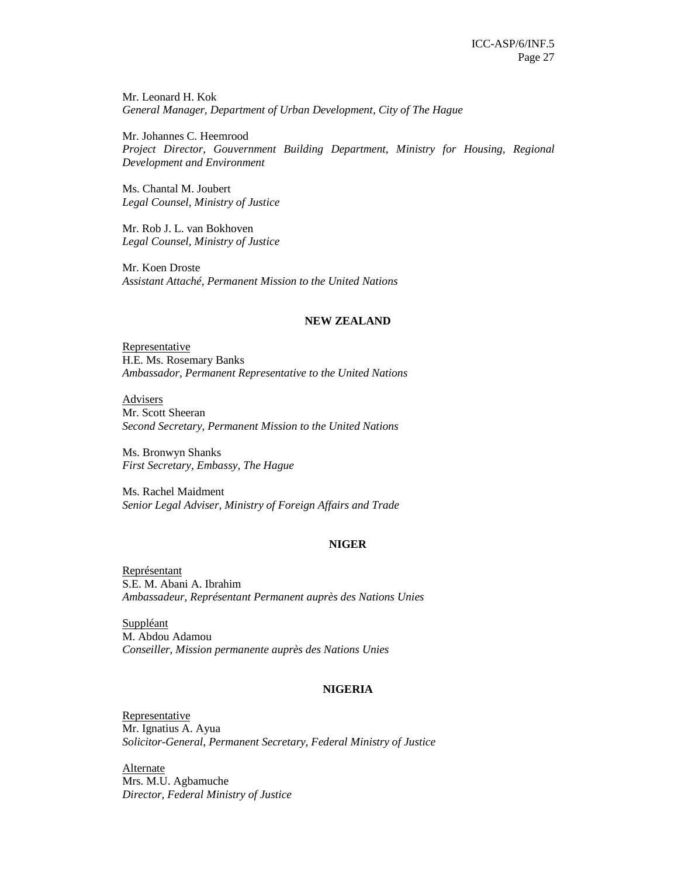Mr. Leonard H. Kok
*General Manager, Department of Urban Development, City of The Hague*

Mr. Johannes C. Heemrood
*Project Director, Gouvernment Building Department, Ministry for Housing, Regional Development and Environment*

Ms. Chantal M. Joubert
*Legal Counsel, Ministry of Justice*

Mr. Rob J. L. van Bokhoven
*Legal Counsel, Ministry of Justice*

Mr. Koen Droste
*Assistant Attaché, Permanent Mission to the United Nations*

**NEW ZEALAND**

Representative
H.E. Ms. Rosemary Banks
*Ambassador, Permanent Representative to the United Nations*

Advisers
Mr. Scott Sheeran
*Second Secretary, Permanent Mission to the United Nations*

Ms. Bronwyn Shanks
*First Secretary, Embassy, The Hague*

Ms. Rachel Maidment
*Senior Legal Adviser, Ministry of Foreign Affairs and Trade*

**NIGER**

Représentant
S.E. M. Abani A. Ibrahim
*Ambassadeur, Représentant Permanent auprès des Nations Unies*

Suppléant
M. Abdou Adamou
*Conseiller, Mission permanente auprès des Nations Unies*

**NIGERIA**

Representative
Mr. Ignatius A. Ayua
*Solicitor-General, Permanent Secretary, Federal Ministry of Justice*

Alternate
Mrs. M.U. Agbamuche
*Director, Federal Ministry of Justice*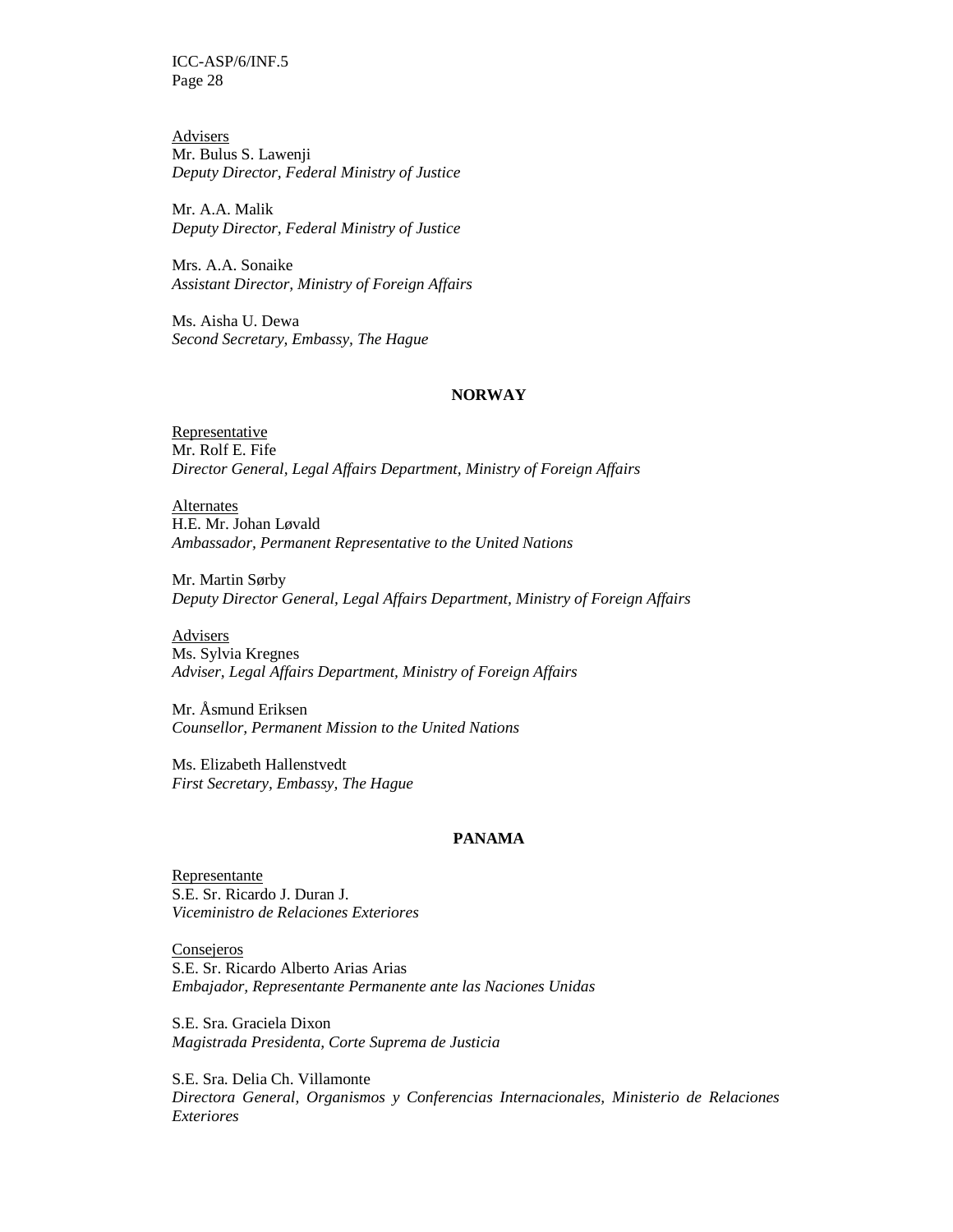Advisers
Mr. Bulus S. Lawenji
*Deputy Director, Federal Ministry of Justice*

Mr. A.A. Malik
*Deputy Director, Federal Ministry of Justice*

Mrs. A.A. Sonaike
*Assistant Director, Ministry of Foreign Affairs*

Ms. Aisha U. Dewa
*Second Secretary, Embassy, The Hague*

**NORWAY**

Representative
Mr. Rolf E. Fife
*Director General, Legal Affairs Department, Ministry of Foreign Affairs*

Alternates
H.E. Mr. Johan Løvald
*Ambassador, Permanent Representative to the United Nations*

Mr. Martin Sørby
*Deputy Director General, Legal Affairs Department, Ministry of Foreign Affairs*

Advisers
Ms. Sylvia Kregnes
*Adviser, Legal Affairs Department, Ministry of Foreign Affairs*

Mr. Åsmund Eriksen
*Counsellor, Permanent Mission to the United Nations*

Ms. Elizabeth Hallenstvedt
*First Secretary, Embassy, The Hague*

**PANAMA**

Representante
S.E. Sr. Ricardo J. Duran J.
*Viceministro de Relaciones Exteriores*

Consejeros
S.E. Sr. Ricardo Alberto Arias Arias
*Embajador, Representante Permanente ante las Naciones Unidas*

S.E. Sra. Graciela Dixon
*Magistrada Presidenta, Corte Suprema de Justicia*

S.E. Sra. Delia Ch. Villamonte
*Directora General, Organismos y Conferencias Internacionales, Ministerio de Relaciones Exteriores*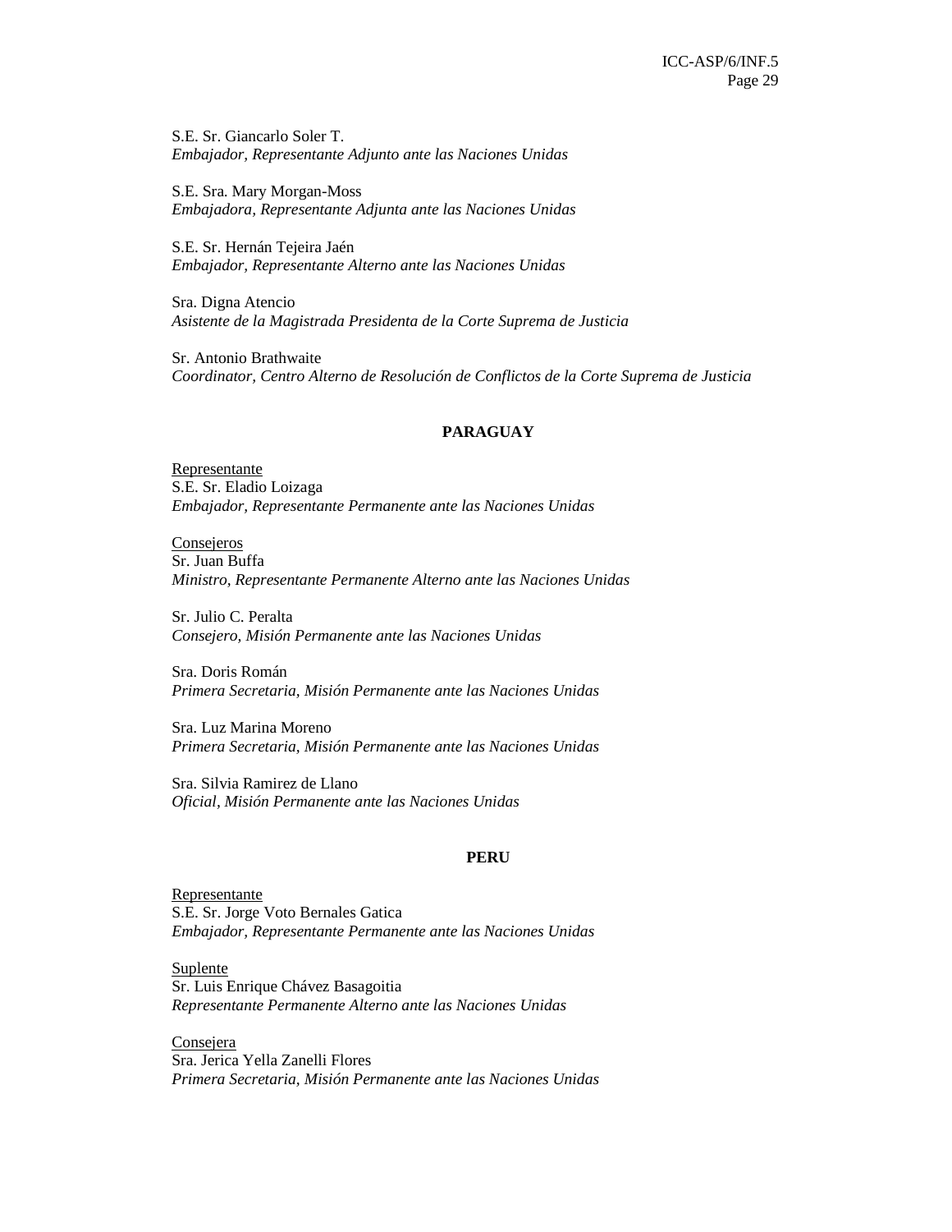S.E. Sr. Giancarlo Soler T.
*Embajador, Representante Adjunto ante las Naciones Unidas*

S.E. Sra. Mary Morgan-Moss
*Embajadora, Representante Adjunta ante las Naciones Unidas*

S.E. Sr. Hernán Tejeira Jaén
*Embajador, Representante Alterno ante las Naciones Unidas*

Sra. Digna Atencio
*Asistente de la Magistrada Presidenta de la Corte Suprema de Justicia*

Sr. Antonio Brathwaite
*Coordinator, Centro Alterno de Resolución de Conflictos de la Corte Suprema de Justicia*

**PARAGUAY**

Representante
S.E. Sr. Eladio Loizaga
*Embajador, Representante Permanente ante las Naciones Unidas*

Consejeros
Sr. Juan Buffa
*Ministro, Representante Permanente Alterno ante las Naciones Unidas*

Sr. Julio C. Peralta
*Consejero, Misión Permanente ante las Naciones Unidas*

Sra. Doris Román
*Primera Secretaria, Misión Permanente ante las Naciones Unidas*

Sra. Luz Marina Moreno
*Primera Secretaria, Misión Permanente ante las Naciones Unidas*

Sra. Silvia Ramirez de Llano
*Oficial, Misión Permanente ante las Naciones Unidas*

**PERU**

Representante
S.E. Sr. Jorge Voto Bernales Gatica
*Embajador, Representante Permanente ante las Naciones Unidas*

Suplente
Sr. Luis Enrique Chávez Basagoitia
*Representante Permanente Alterno ante las Naciones Unidas*

Consejera
Sra. Jerica Yella Zanelli Flores
*Primera Secretaria, Misión Permanente ante las Naciones Unidas*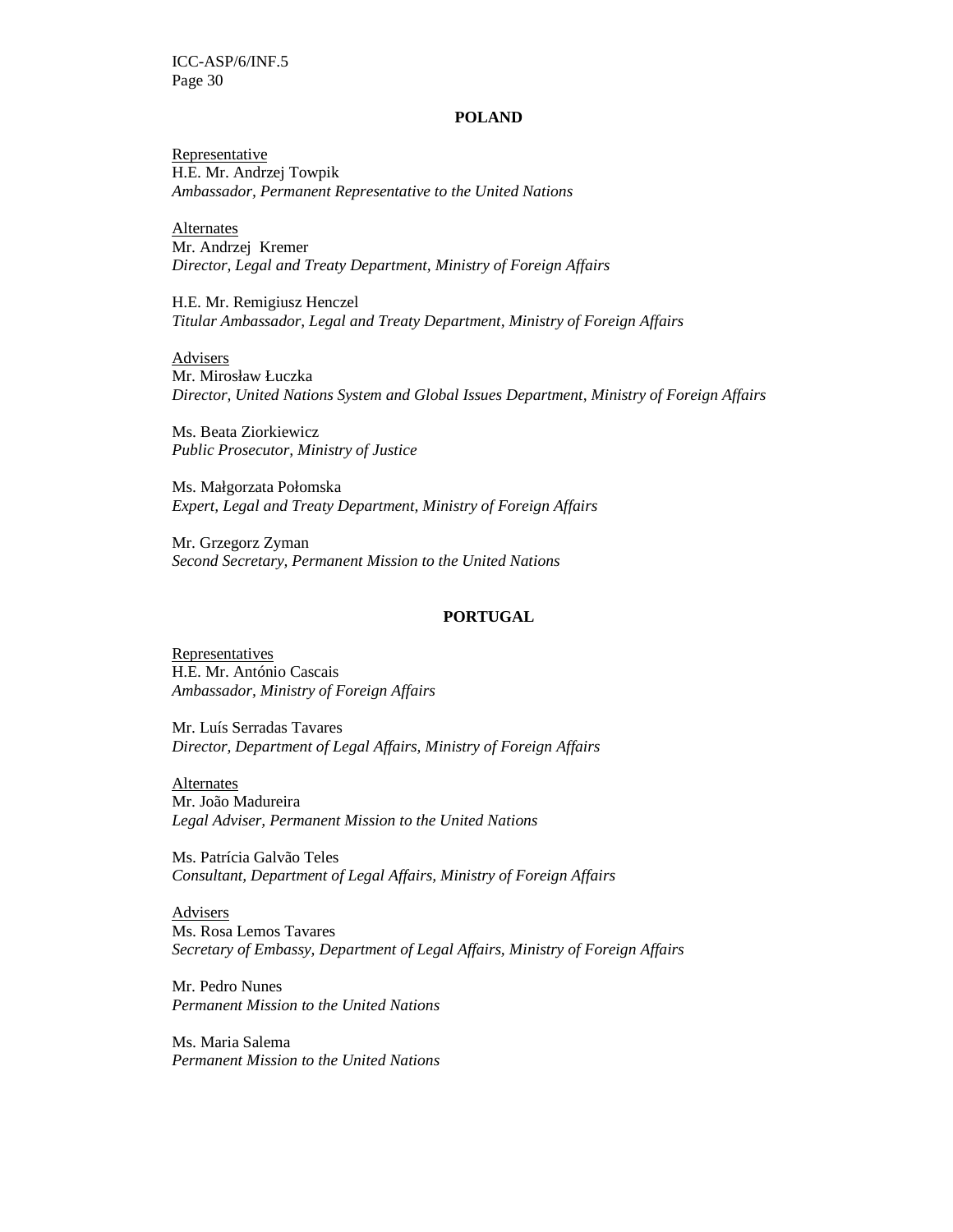**POLAND**

Representative
H.E. Mr. Andrzej Towpik
*Ambassador, Permanent Representative to the United Nations*

Alternates
Mr. Andrzej Kremer
*Director, Legal and Treaty Department, Ministry of Foreign Affairs*

H.E. Mr. Remigiusz Henczel
*Titular Ambassador, Legal and Treaty Department, Ministry of Foreign Affairs*

Advisers
Mr. Mirosław Łuczka
*Director, United Nations System and Global Issues Department, Ministry of Foreign Affairs*

Ms. Beata Ziorkiewicz
*Public Prosecutor, Ministry of Justice*

Ms. Małgorzata Połomska
*Expert, Legal and Treaty Department, Ministry of Foreign Affairs*

Mr. Grzegorz Zyman
*Second Secretary, Permanent Mission to the United Nations*

**PORTUGAL**

Representatives
H.E. Mr. António Cascais
*Ambassador, Ministry of Foreign Affairs*

Mr. Luís Serradas Tavares
*Director, Department of Legal Affairs, Ministry of Foreign Affairs*

Alternates
Mr. João Madureira
*Legal Adviser, Permanent Mission to the United Nations*

Ms. Patrícia Galvão Teles
*Consultant, Department of Legal Affairs, Ministry of Foreign Affairs*

Advisers
Ms. Rosa Lemos Tavares
*Secretary of Embassy, Department of Legal Affairs, Ministry of Foreign Affairs*

Mr. Pedro Nunes
*Permanent Mission to the United Nations*

Ms. Maria Salema
*Permanent Mission to the United Nations*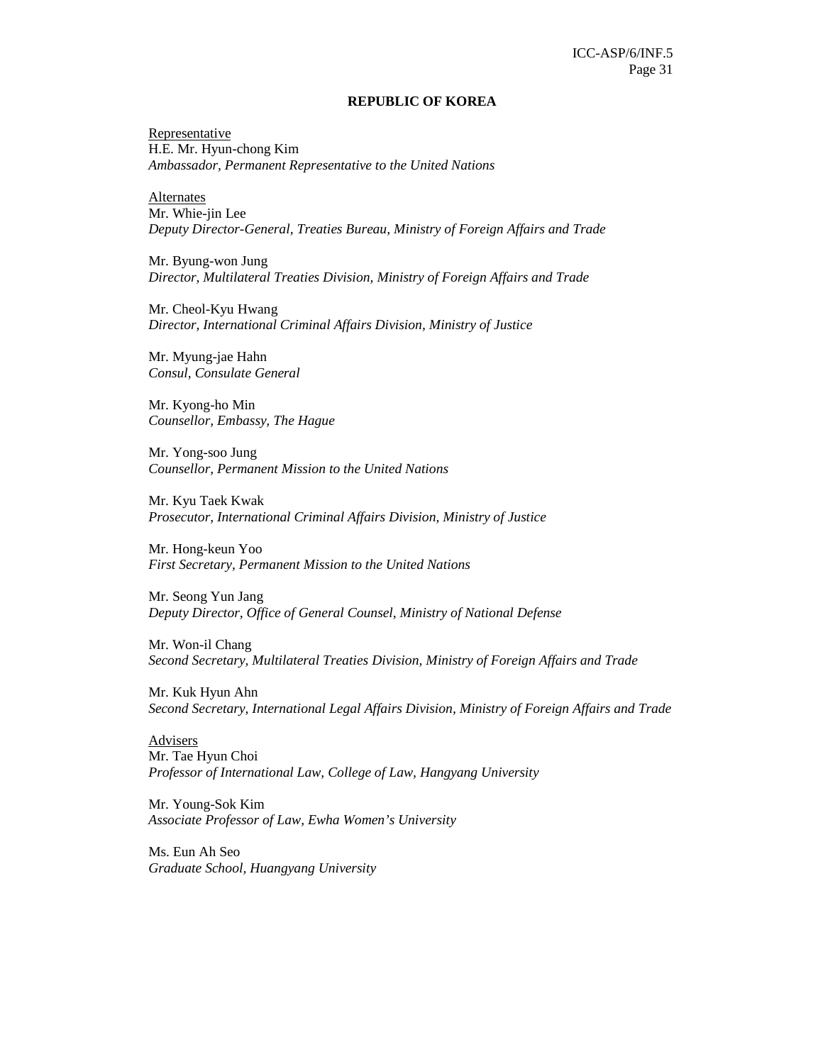## REPUBLIC OF KOREA

Representative
H.E. Mr. Hyun-chong Kim
*Ambassador, Permanent Representative to the United Nations*

Alternates
Mr. Whie-jin Lee
*Deputy Director-General, Treaties Bureau, Ministry of Foreign Affairs and Trade*

Mr. Byung-won Jung
*Director, Multilateral Treaties Division, Ministry of Foreign Affairs and Trade*

Mr. Cheol-Kyu Hwang
*Director, International Criminal Affairs Division, Ministry of Justice*

Mr. Myung-jae Hahn
*Consul, Consulate General*

Mr. Kyong-ho Min
*Counsellor, Embassy, The Hague*

Mr. Yong-soo Jung
*Counsellor, Permanent Mission to the United Nations*

Mr. Kyu Taek Kwak
*Prosecutor, International Criminal Affairs Division, Ministry of Justice*

Mr. Hong-keun Yoo
*First Secretary, Permanent Mission to the United Nations*

Mr. Seong Yun Jang
*Deputy Director, Office of General Counsel, Ministry of National Defense*

Mr. Won-il Chang
*Second Secretary, Multilateral Treaties Division, Ministry of Foreign Affairs and Trade*

Mr. Kuk Hyun Ahn
*Second Secretary, International Legal Affairs Division, Ministry of Foreign Affairs and Trade*

Advisers
Mr. Tae Hyun Choi
*Professor of International Law, College of Law, Hangyang University*

Mr. Young-Sok Kim
*Associate Professor of Law, Ewha Women's University*

Ms. Eun Ah Seo
*Graduate School, Huangyang University*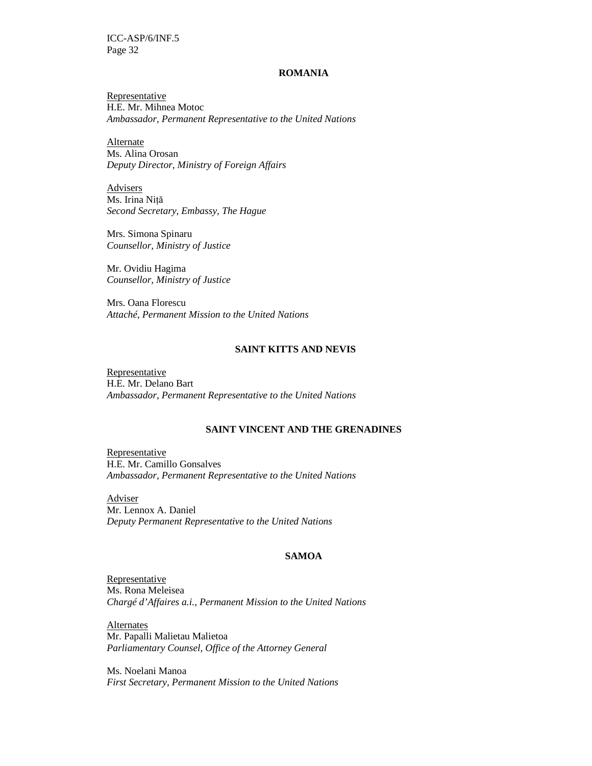**ROMANIA**

Representative
H.E. Mr. Mihnea Motoc
*Ambassador, Permanent Representative to the United Nations*

Alternate
Ms. Alina Orosan
*Deputy Director, Ministry of Foreign Affairs*

Advisers
Ms. Irina Niță
*Second Secretary, Embassy, The Hague*

Mrs. Simona Spinaru
*Counsellor, Ministry of Justice*

Mr. Ovidiu Hagima
*Counsellor, Ministry of Justice*

Mrs. Oana Florescu
*Attaché, Permanent Mission to the United Nations*

**SAINT KITTS AND NEVIS**

Representative
H.E. Mr. Delano Bart
*Ambassador, Permanent Representative to the United Nations*

**SAINT VINCENT AND THE GRENADINES**

Representative
H.E. Mr. Camillo Gonsalves
*Ambassador, Permanent Representative to the United Nations*

Adviser
Mr. Lennox A. Daniel
*Deputy Permanent Representative to the United Nations*

**SAMOA**

Representative
Ms. Rona Meleisea
*Chargé d'Affaires a.i., Permanent Mission to the United Nations*

Alternates
Mr. Papalli Malietau Malietoa
*Parliamentary Counsel, Office of the Attorney General*

Ms. Noelani Manoa
*First Secretary, Permanent Mission to the United Nations*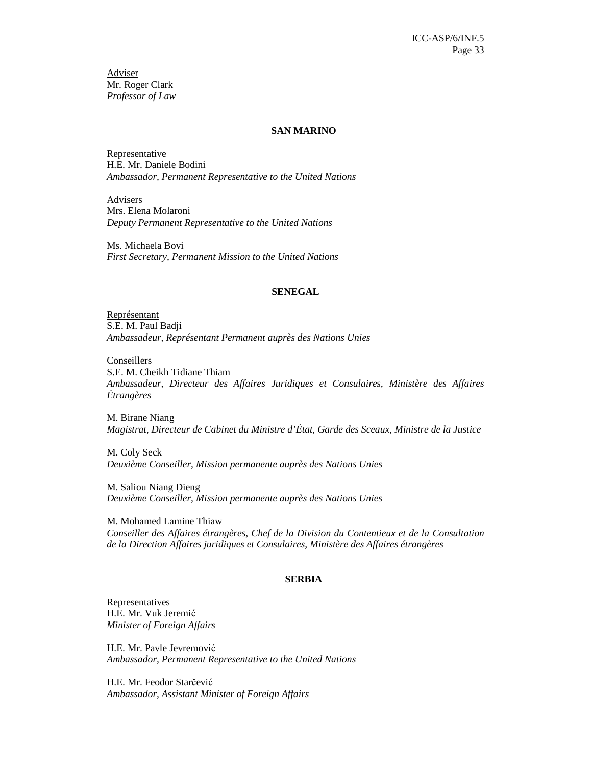Adviser
Mr. Roger Clark
*Professor of Law*

**SAN MARINO**

Representative
H.E. Mr. Daniele Bodini
*Ambassador, Permanent Representative to the United Nations*

Advisers
Mrs. Elena Molaroni
*Deputy Permanent Representative to the United Nations*

Ms. Michaela Bovi
*First Secretary, Permanent Mission to the United Nations*

**SENEGAL**

Représentant
S.E. M. Paul Badji
*Ambassadeur, Représentant Permanent auprès des Nations Unies*

Conseillers
S.E. M. Cheikh Tidiane Thiam
*Ambassadeur, Directeur des Affaires Juridiques et Consulaires, Ministère des Affaires Étrangères*

M. Birane Niang
*Magistrat, Directeur de Cabinet du Ministre d'État, Garde des Sceaux, Ministre de la Justice*

M. Coly Seck
*Deuxième Conseiller, Mission permanente auprès des Nations Unies*

M. Saliou Niang Dieng
*Deuxième Conseiller, Mission permanente auprès des Nations Unies*

M. Mohamed Lamine Thiaw
*Conseiller des Affaires étrangères, Chef de la Division du Contentieux et de la Consultation de la Direction Affaires juridiques et Consulaires, Ministère des Affaires étrangères*

**SERBIA**

Representatives
H.E. Mr. Vuk Jeremić
*Minister of Foreign Affairs*

H.E. Mr. Pavle Jevremović
*Ambassador, Permanent Representative to the United Nations*

H.E. Mr. Feodor Starčević
*Ambassador, Assistant Minister of Foreign Affairs*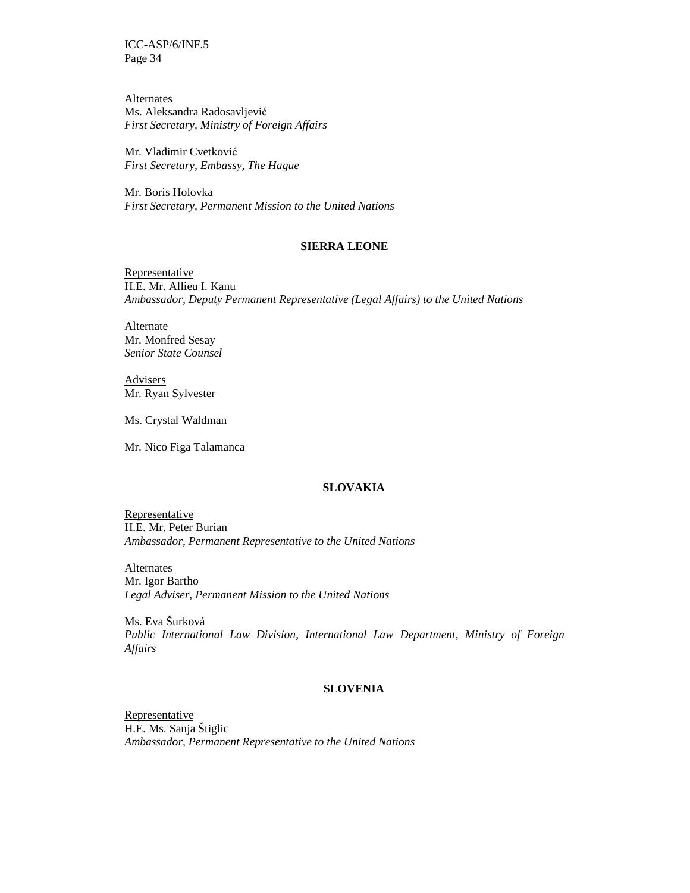<u>Alternates</u>
Ms. Aleksandra Radosavljević
*First Secretary, Ministry of Foreign Affairs*

Mr. Vladimir Cvetković
*First Secretary, Embassy, The Hague*

Mr. Boris Holovka
*First Secretary, Permanent Mission to the United Nations*

## SIERRA LEONE

<u>Representative</u>
H.E. Mr. Allieu I. Kanu
*Ambassador, Deputy Permanent Representative (Legal Affairs) to the United Nations*

<u>Alternate</u>
Mr. Monfred Sesay
*Senior State Counsel*

<u>Advisers</u>
Mr. Ryan Sylvester

Ms. Crystal Waldman

Mr. Nico Figa Talamanca

## SLOVAKIA

<u>Representative</u>
H.E. Mr. Peter Burian
*Ambassador, Permanent Representative to the United Nations*

<u>Alternates</u>
Mr. Igor Bartho
*Legal Adviser, Permanent Mission to the United Nations*

Ms. Eva Šurková
*Public International Law Division, International Law Department, Ministry of Foreign Affairs*

## SLOVENIA

<u>Representative</u>
H.E. Ms. Sanja Štiglic
*Ambassador, Permanent Representative to the United Nations*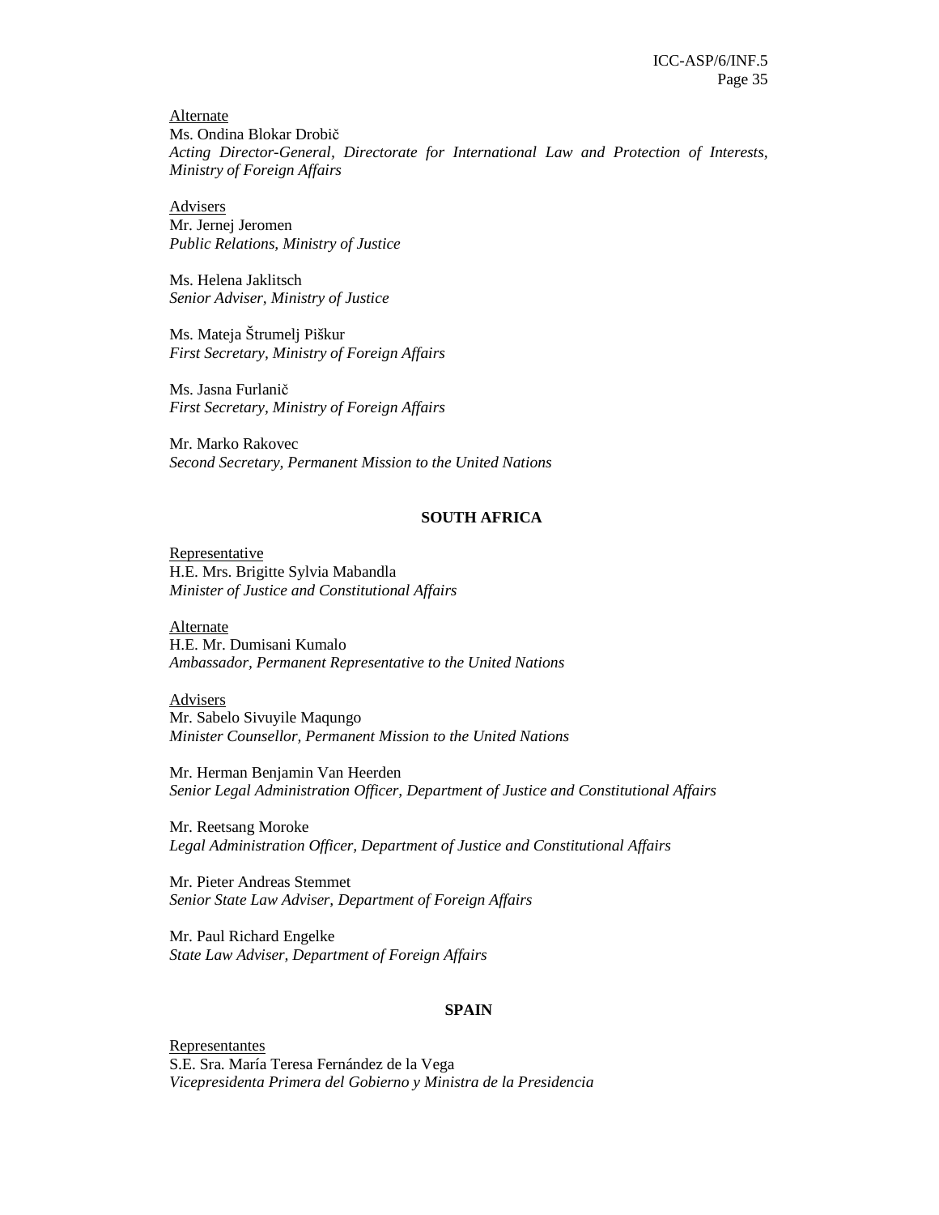Alternate
Ms. Ondina Blokar Drobič
*Acting Director-General, Directorate for International Law and Protection of Interests, Ministry of Foreign Affairs*

Advisers
Mr. Jernej Jeromen
*Public Relations, Ministry of Justice*

Ms. Helena Jaklitsch
*Senior Adviser, Ministry of Justice*

Ms. Mateja Štrumelj Piškur
*First Secretary, Ministry of Foreign Affairs*

Ms. Jasna Furlanič
*First Secretary, Ministry of Foreign Affairs*

Mr. Marko Rakovec
*Second Secretary, Permanent Mission to the United Nations*

**SOUTH AFRICA**

Representative
H.E. Mrs. Brigitte Sylvia Mabandla
*Minister of Justice and Constitutional Affairs*

Alternate
H.E. Mr. Dumisani Kumalo
*Ambassador, Permanent Representative to the United Nations*

Advisers
Mr. Sabelo Sivuyile Maqungo
*Minister Counsellor, Permanent Mission to the United Nations*

Mr. Herman Benjamin Van Heerden
*Senior Legal Administration Officer, Department of Justice and Constitutional Affairs*

Mr. Reetsang Moroke
*Legal Administration Officer, Department of Justice and Constitutional Affairs*

Mr. Pieter Andreas Stemmet
*Senior State Law Adviser, Department of Foreign Affairs*

Mr. Paul Richard Engelke
*State Law Adviser, Department of Foreign Affairs*

**SPAIN**

Representantes
S.E. Sra. María Teresa Fernández de la Vega
*Vicepresidenta Primera del Gobierno y Ministra de la Presidencia*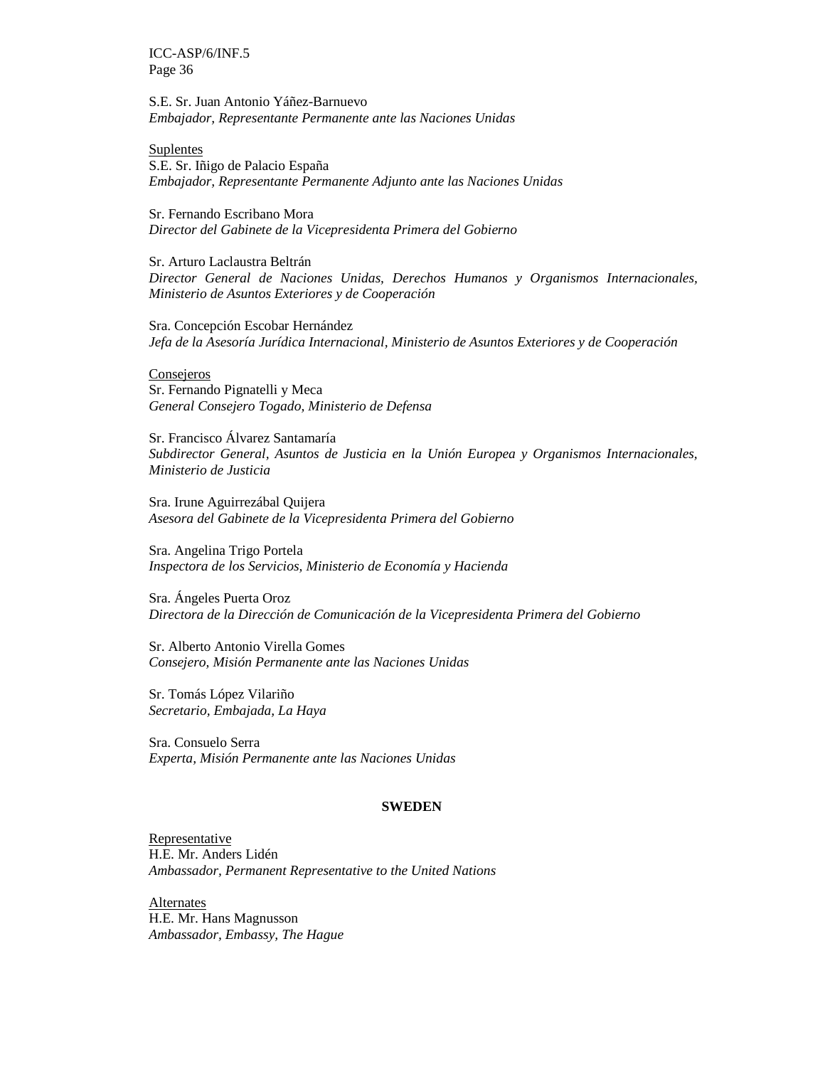S.E. Sr. Juan Antonio Yáñez-Barnuevo
*Embajador, Representante Permanente ante las Naciones Unidas*

Suplentes
S.E. Sr. Iñigo de Palacio España
*Embajador, Representante Permanente Adjunto ante las Naciones Unidas*

Sr. Fernando Escribano Mora
*Director del Gabinete de la Vicepresidenta Primera del Gobierno*

Sr. Arturo Laclaustra Beltrán
*Director General de Naciones Unidas, Derechos Humanos y Organismos Internacionales, Ministerio de Asuntos Exteriores y de Cooperación*

Sra. Concepción Escobar Hernández
*Jefa de la Asesoría Jurídica Internacional, Ministerio de Asuntos Exteriores y de Cooperación*

Consejeros
Sr. Fernando Pignatelli y Meca
*General Consejero Togado, Ministerio de Defensa*

Sr. Francisco Álvarez Santamaría
*Subdirector General, Asuntos de Justicia en la Unión Europea y Organismos Internacionales, Ministerio de Justicia*

Sra. Irune Aguirrezábal Quijera
*Asesora del Gabinete de la Vicepresidenta Primera del Gobierno*

Sra. Angelina Trigo Portela
*Inspectora de los Servicios, Ministerio de Economía y Hacienda*

Sra. Ángeles Puerta Oroz
*Directora de la Dirección de Comunicación de la Vicepresidenta Primera del Gobierno*

Sr. Alberto Antonio Virella Gomes
*Consejero, Misión Permanente ante las Naciones Unidas*

Sr. Tomás López Vilariño
*Secretario, Embajada, La Haya*

Sra. Consuelo Serra
*Experta, Misión Permanente ante las Naciones Unidas*

**SWEDEN**

Representative
H.E. Mr. Anders Lidén
*Ambassador, Permanent Representative to the United Nations*

Alternates
H.E. Mr. Hans Magnusson
*Ambassador, Embassy, The Hague*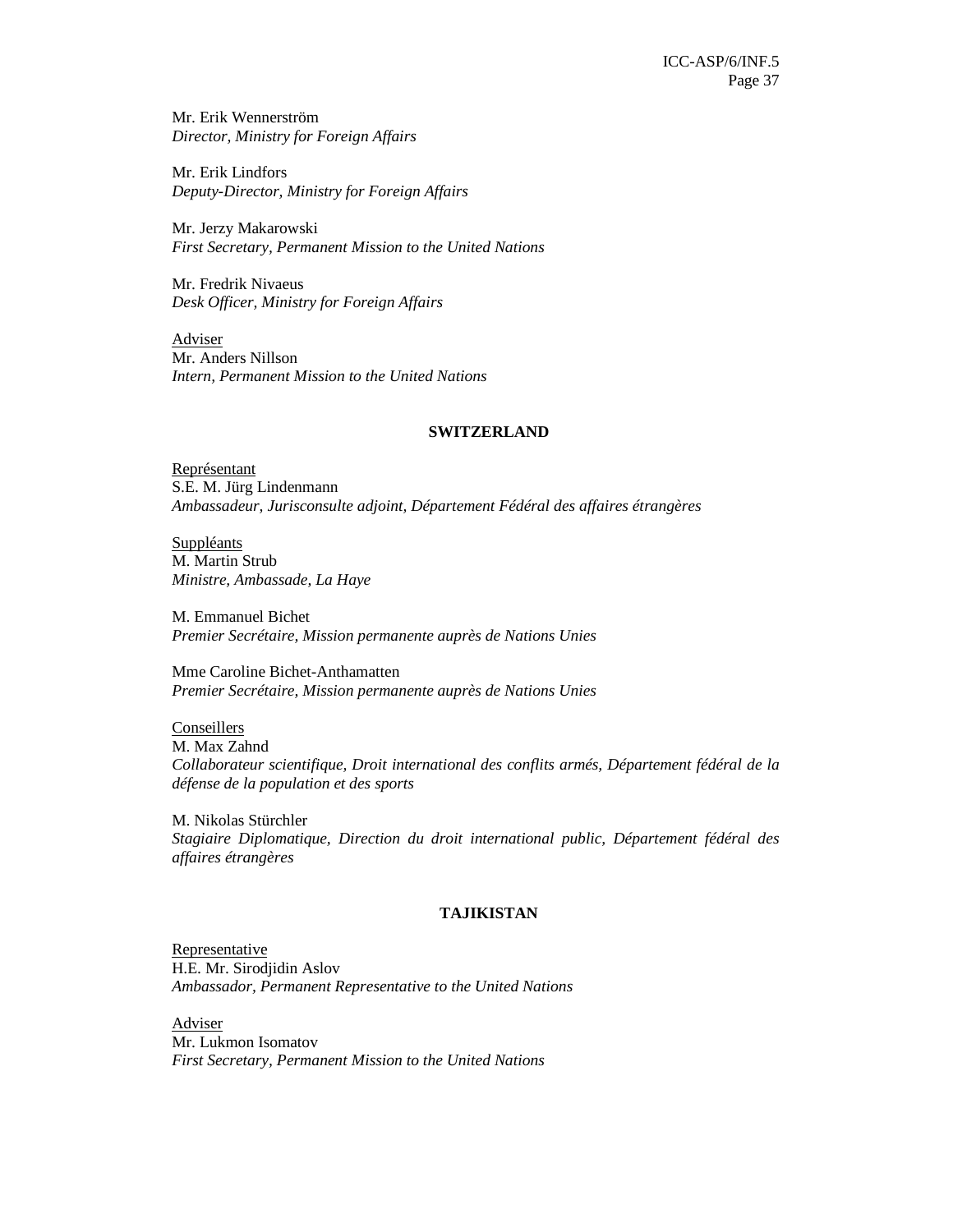Mr. Erik Wennerström
*Director, Ministry for Foreign Affairs*

Mr. Erik Lindfors
*Deputy-Director, Ministry for Foreign Affairs*

Mr. Jerzy Makarowski
*First Secretary, Permanent Mission to the United Nations*

Mr. Fredrik Nivaeus
*Desk Officer, Ministry for Foreign Affairs*

<u>Adviser</u>
Mr. Anders Nillson
*Intern, Permanent Mission to the United Nations*

**SWITZERLAND**

<u>Représentant</u>
S.E. M. Jürg Lindenmann
*Ambassadeur, Jurisconsulte adjoint, Département Fédéral des affaires étrangères*

<u>Suppléants</u>
M. Martin Strub
*Ministre, Ambassade, La Haye*

M. Emmanuel Bichet
*Premier Secrétaire, Mission permanente auprès de Nations Unies*

Mme Caroline Bichet-Anthamatten
*Premier Secrétaire, Mission permanente auprès de Nations Unies*

<u>Conseillers</u>
M. Max Zahnd
*Collaborateur scientifique, Droit international des conflits armés, Département fédéral de la défense de la population et des sports*

M. Nikolas Stürchler
*Stagiaire Diplomatique, Direction du droit international public, Département fédéral des affaires étrangères*

**TAJIKISTAN**

<u>Representative</u>
H.E. Mr. Sirodjidin Aslov
*Ambassador, Permanent Representative to the United Nations*

<u>Adviser</u>
Mr. Lukmon Isomatov
*First Secretary, Permanent Mission to the United Nations*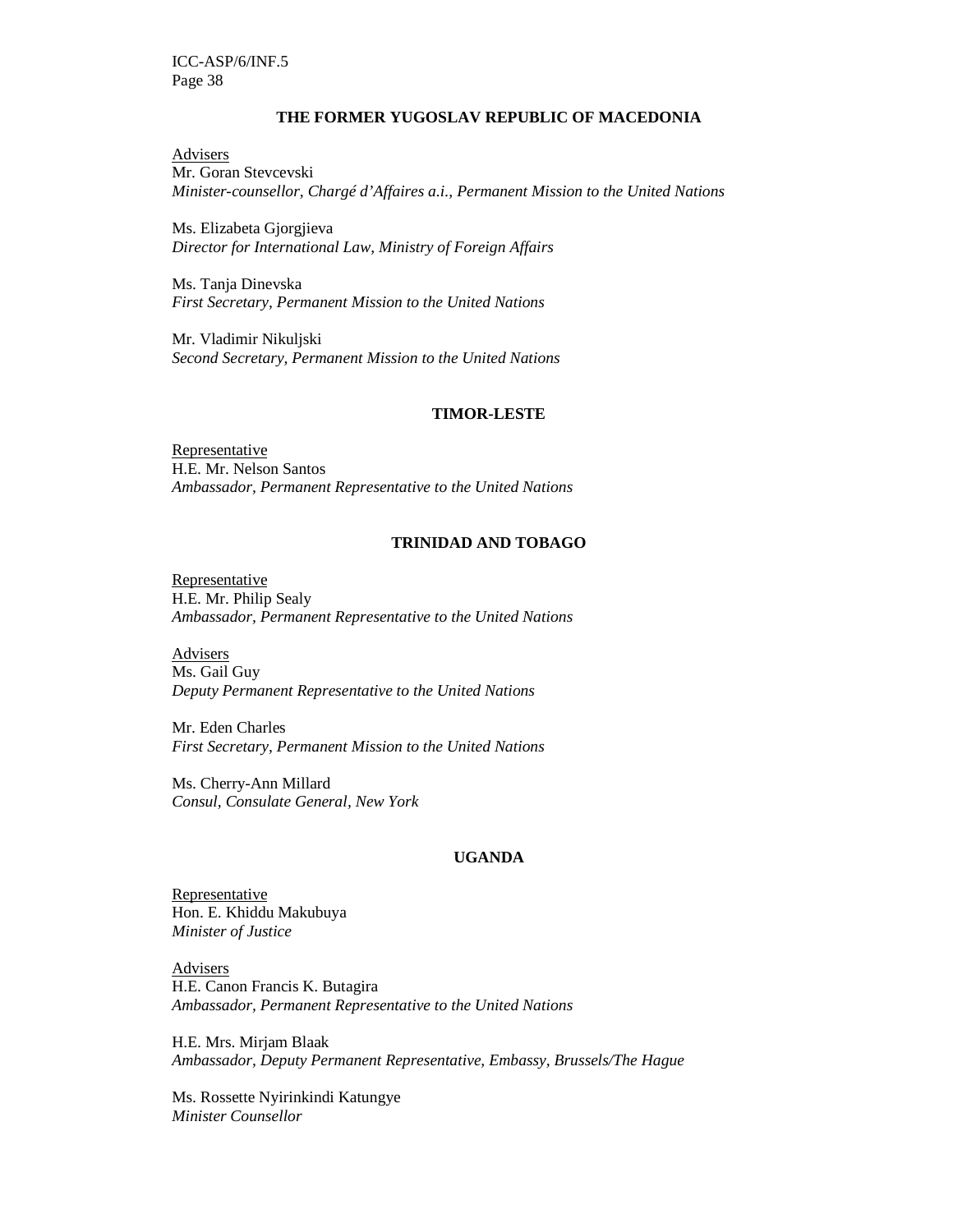### THE FORMER YUGOSLAV REPUBLIC OF MACEDONIA

Advisers
Mr. Goran Stevcevski
*Minister-counsellor, Chargé d'Affaires a.i., Permanent Mission to the United Nations*

Ms. Elizabeta Gjorgjieva
*Director for International Law, Ministry of Foreign Affairs*

Ms. Tanja Dinevska
*First Secretary, Permanent Mission to the United Nations*

Mr. Vladimir Nikuljski
*Second Secretary, Permanent Mission to the United Nations*

### TIMOR-LESTE

Representative
H.E. Mr. Nelson Santos
*Ambassador, Permanent Representative to the United Nations*

### TRINIDAD AND TOBAGO

Representative
H.E. Mr. Philip Sealy
*Ambassador, Permanent Representative to the United Nations*

Advisers
Ms. Gail Guy
*Deputy Permanent Representative to the United Nations*

Mr. Eden Charles
*First Secretary, Permanent Mission to the United Nations*

Ms. Cherry-Ann Millard
*Consul, Consulate General, New York*

### UGANDA

Representative
Hon. E. Khiddu Makubuya
*Minister of Justice*

Advisers
H.E. Canon Francis K. Butagira
*Ambassador, Permanent Representative to the United Nations*

H.E. Mrs. Mirjam Blaak
*Ambassador, Deputy Permanent Representative, Embassy, Brussels/The Hague*

Ms. Rossette Nyirinkindi Katungye
*Minister Counsellor*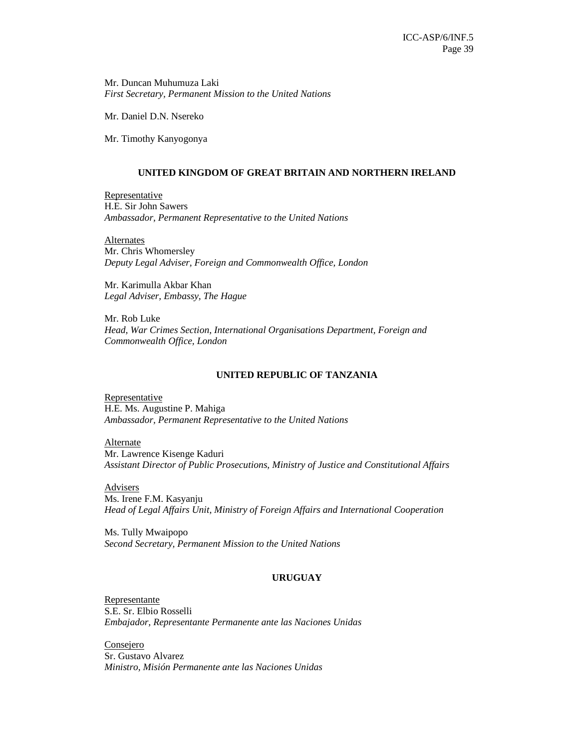Mr. Duncan Muhumuza Laki
*First Secretary, Permanent Mission to the United Nations*

Mr. Daniel D.N. Nsereko

Mr. Timothy Kanyogonya

### UNITED KINGDOM OF GREAT BRITAIN AND NORTHERN IRELAND

Representative
H.E. Sir John Sawers
*Ambassador, Permanent Representative to the United Nations*

Alternates
Mr. Chris Whomersley
*Deputy Legal Adviser, Foreign and Commonwealth Office, London*

Mr. Karimulla Akbar Khan
*Legal Adviser, Embassy, The Hague*

Mr. Rob Luke
*Head, War Crimes Section, International Organisations Department, Foreign and Commonwealth Office, London*

### UNITED REPUBLIC OF TANZANIA

Representative
H.E. Ms. Augustine P. Mahiga
*Ambassador, Permanent Representative to the United Nations*

Alternate
Mr. Lawrence Kisenge Kaduri
*Assistant Director of Public Prosecutions, Ministry of Justice and Constitutional Affairs*

Advisers
Ms. Irene F.M. Kasyanju
*Head of Legal Affairs Unit, Ministry of Foreign Affairs and International Cooperation*

Ms. Tully Mwaipopo
*Second Secretary, Permanent Mission to the United Nations*

### URUGUAY

Representante
S.E. Sr. Elbio Rosselli
*Embajador, Representante Permanente ante las Naciones Unidas*

Consejero
Sr. Gustavo Alvarez
*Ministro, Misión Permanente ante las Naciones Unidas*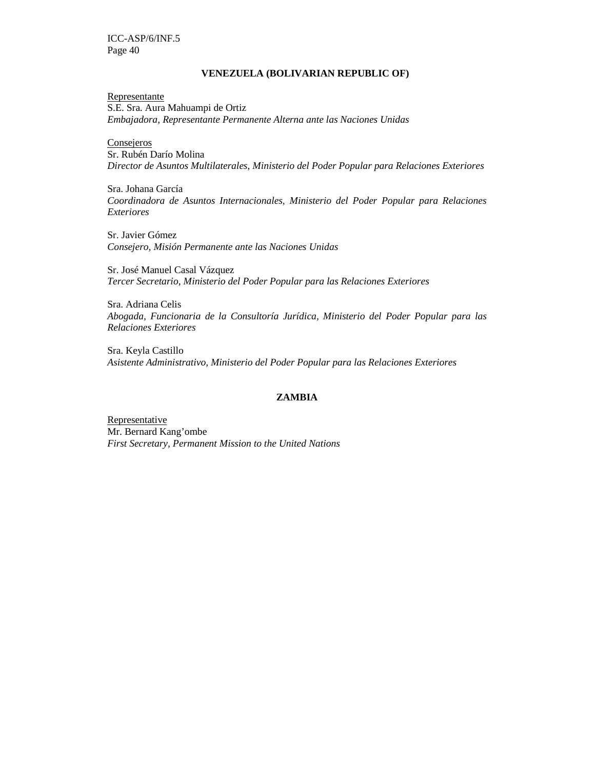**VENEZUELA (BOLIVARIAN REPUBLIC OF)**

Representante
S.E. Sra. Aura Mahuampi de Ortiz
*Embajadora, Representante Permanente Alterna ante las Naciones Unidas*

Consejeros
Sr. Rubén Darío Molina
*Director de Asuntos Multilaterales, Ministerio del Poder Popular para Relaciones Exteriores*

Sra. Johana García
*Coordinadora de Asuntos Internacionales, Ministerio del Poder Popular para Relaciones Exteriores*

Sr. Javier Gómez
*Consejero, Misión Permanente ante las Naciones Unidas*

Sr. José Manuel Casal Vázquez
*Tercer Secretario, Ministerio del Poder Popular para las Relaciones Exteriores*

Sra. Adriana Celis
*Abogada, Funcionaria de la Consultoría Jurídica, Ministerio del Poder Popular para las Relaciones Exteriores*

Sra. Keyla Castillo
*Asistente Administrativo, Ministerio del Poder Popular para las Relaciones Exteriores*

**ZAMBIA**

Representative
Mr. Bernard Kang'ombe
*First Secretary, Permanent Mission to the United Nations*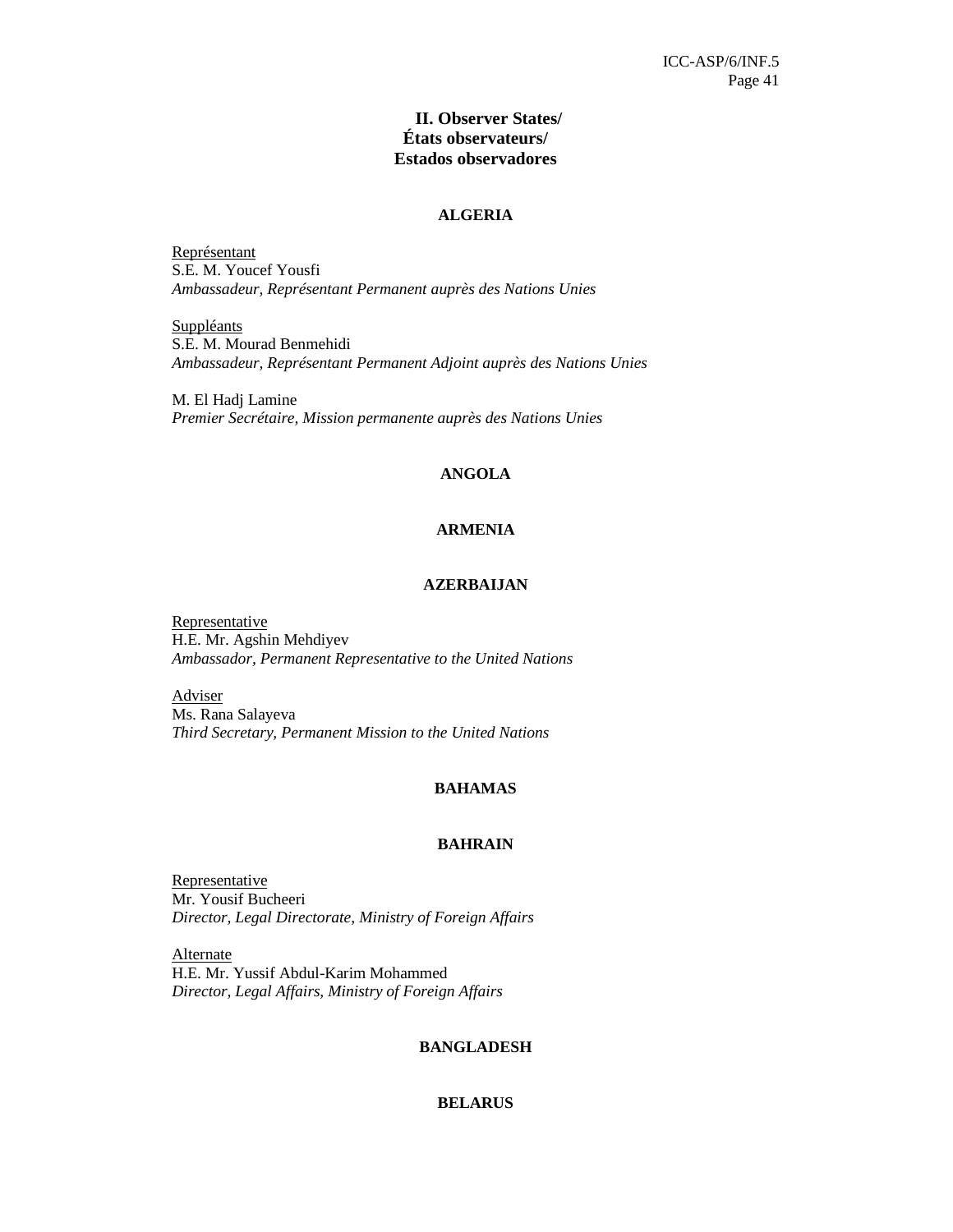## II. Observer States/
## États observateurs/
## Estados observadores

### ALGERIA

Représentant
S.E. M. Youcef Yousfi
*Ambassadeur, Représentant Permanent auprès des Nations Unies*

Suppléants
S.E. M. Mourad Benmehidi
*Ambassadeur, Représentant Permanent Adjoint auprès des Nations Unies*

M. El Hadj Lamine
*Premier Secrétaire, Mission permanente auprès des Nations Unies*

### ANGOLA

### ARMENIA

### AZERBAIJAN

Representative
H.E. Mr. Agshin Mehdiyev
*Ambassador, Permanent Representative to the United Nations*

Adviser
Ms. Rana Salayeva
*Third Secretary, Permanent Mission to the United Nations*

### BAHAMAS

### BAHRAIN

Representative
Mr. Yousif Bucheeri
*Director, Legal Directorate, Ministry of Foreign Affairs*

Alternate
H.E. Mr. Yussif Abdul-Karim Mohammed
*Director, Legal Affairs, Ministry of Foreign Affairs*

### BANGLADESH

### BELARUS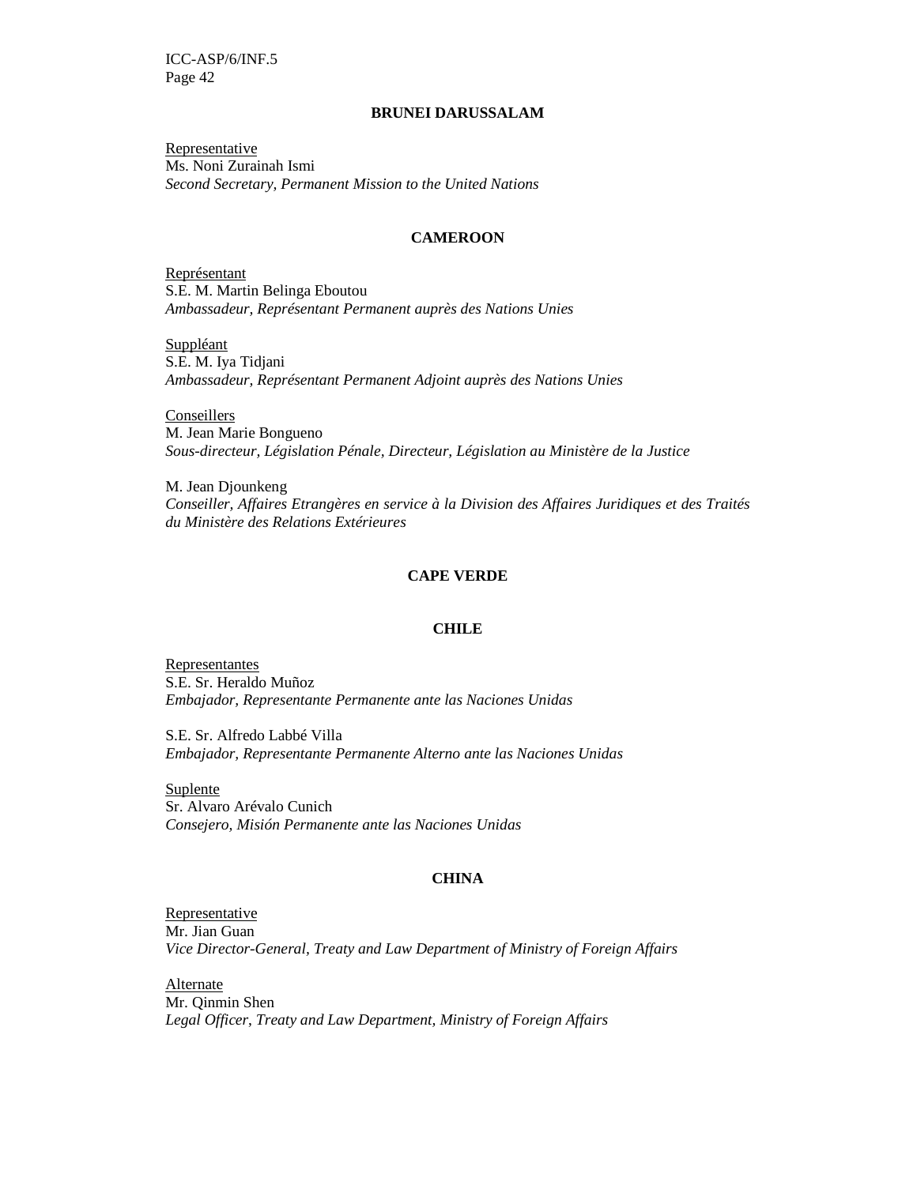**BRUNEI DARUSSALAM**

Representative
Ms. Noni Zurainah Ismi
*Second Secretary, Permanent Mission to the United Nations*

**CAMEROON**

Représentant
S.E. M. Martin Belinga Eboutou
*Ambassadeur, Représentant Permanent auprès des Nations Unies*

Suppléant
S.E. M. Iya Tidjani
*Ambassadeur, Représentant Permanent Adjoint auprès des Nations Unies*

Conseillers
M. Jean Marie Bongueno
*Sous-directeur, Législation Pénale, Directeur, Législation au Ministère de la Justice*

M. Jean Djounkeng
*Conseiller, Affaires Etrangères en service à la Division des Affaires Juridiques et des Traités du Ministère des Relations Extérieures*

**CAPE VERDE**

**CHILE**

Representantes
S.E. Sr. Heraldo Muñoz
*Embajador, Representante Permanente ante las Naciones Unidas*

S.E. Sr. Alfredo Labbé Villa
*Embajador, Representante Permanente Alterno ante las Naciones Unidas*

Suplente
Sr. Alvaro Arévalo Cunich
*Consejero, Misión Permanente ante las Naciones Unidas*

**CHINA**

Representative
Mr. Jian Guan
*Vice Director-General, Treaty and Law Department of Ministry of Foreign Affairs*

Alternate
Mr. Qinmin Shen
*Legal Officer, Treaty and Law Department, Ministry of Foreign Affairs*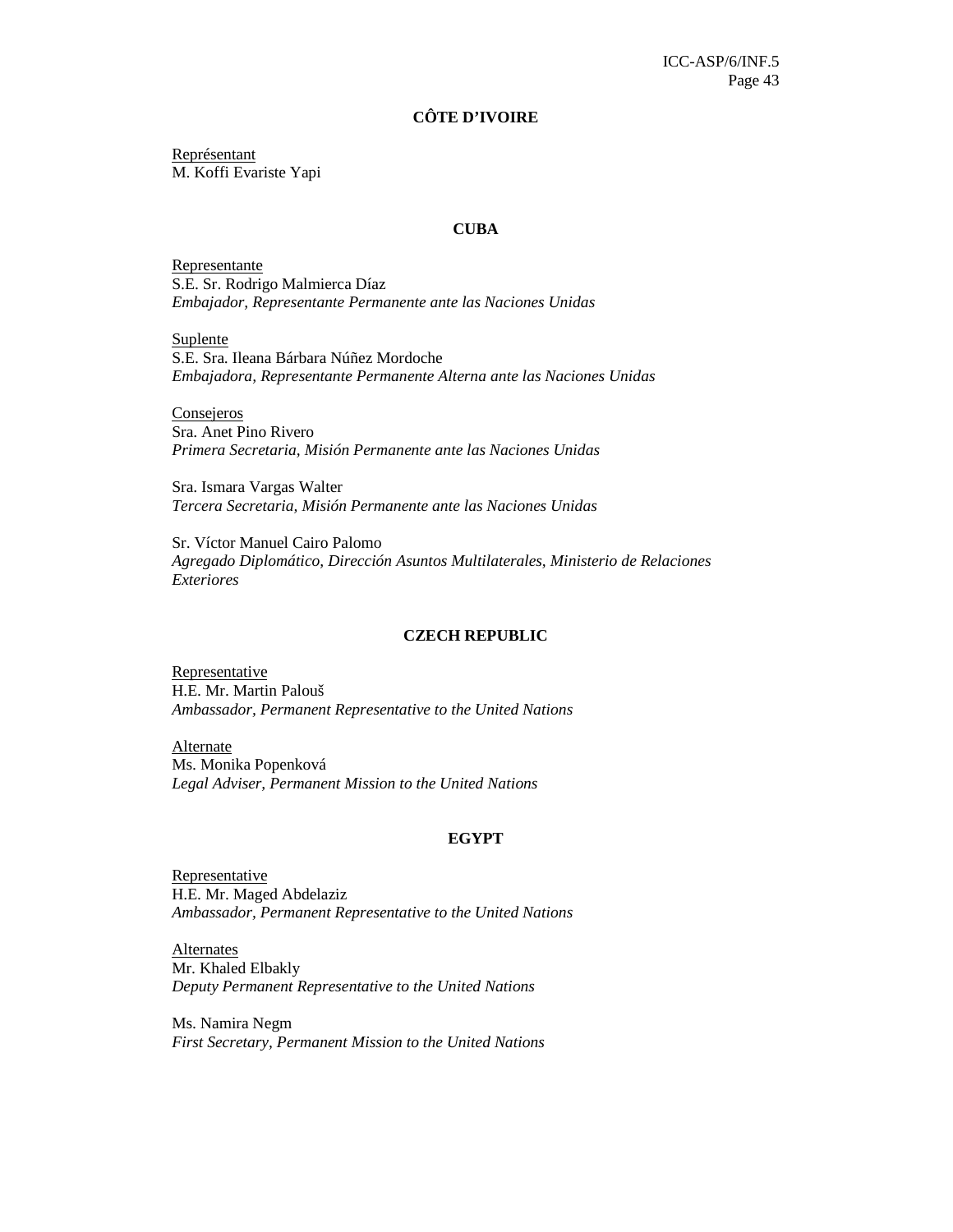### CÔTE D'IVOIRE

Représentant
M. Koffi Evariste Yapi

### CUBA

Representante
S.E. Sr. Rodrigo Malmierca Díaz
*Embajador, Representante Permanente ante las Naciones Unidas*

Suplente
S.E. Sra. Ileana Bárbara Núñez Mordoche
*Embajadora, Representante Permanente Alterna ante las Naciones Unidas*

Consejeros
Sra. Anet Pino Rivero
*Primera Secretaria, Misión Permanente ante las Naciones Unidas*

Sra. Ismara Vargas Walter
*Tercera Secretaria, Misión Permanente ante las Naciones Unidas*

Sr. Víctor Manuel Cairo Palomo
*Agregado Diplomático, Dirección Asuntos Multilaterales, Ministerio de Relaciones Exteriores*

### CZECH REPUBLIC

Representative
H.E. Mr. Martin Palouš
*Ambassador, Permanent Representative to the United Nations*

Alternate
Ms. Monika Popenková
*Legal Adviser, Permanent Mission to the United Nations*

### EGYPT

Representative
H.E. Mr. Maged Abdelaziz
*Ambassador, Permanent Representative to the United Nations*

Alternates
Mr. Khaled Elbakly
*Deputy Permanent Representative to the United Nations*

Ms. Namira Negm
*First Secretary, Permanent Mission to the United Nations*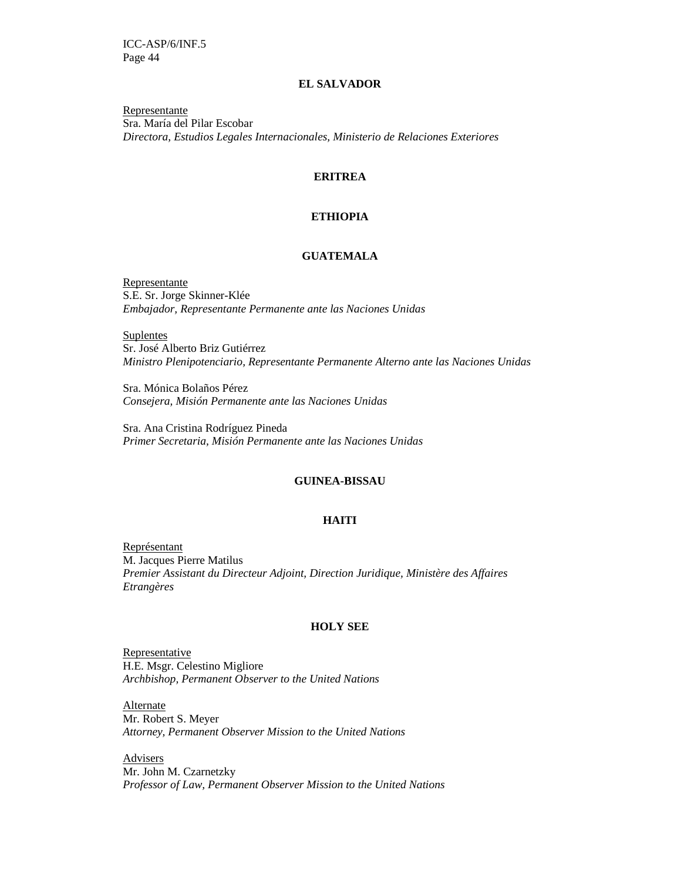**EL SALVADOR**

Representante
Sra. María del Pilar Escobar
*Directora, Estudios Legales Internacionales, Ministerio de Relaciones Exteriores*

**ERITREA**

**ETHIOPIA**

**GUATEMALA**

Representante
S.E. Sr. Jorge Skinner-Klée
*Embajador, Representante Permanente ante las Naciones Unidas*

Suplentes
Sr. José Alberto Briz Gutiérrez
*Ministro Plenipotenciario, Representante Permanente Alterno ante las Naciones Unidas*

Sra. Mónica Bolaños Pérez
*Consejera, Misión Permanente ante las Naciones Unidas*

Sra. Ana Cristina Rodríguez Pineda
*Primer Secretaria, Misión Permanente ante las Naciones Unidas*

**GUINEA-BISSAU**

**HAITI**

Représentant
M. Jacques Pierre Matilus
*Premier Assistant du Directeur Adjoint, Direction Juridique, Ministère des Affaires Etrangères*

**HOLY SEE**

Representative
H.E. Msgr. Celestino Migliore
*Archbishop, Permanent Observer to the United Nations*

Alternate
Mr. Robert S. Meyer
*Attorney, Permanent Observer Mission to the United Nations*

Advisers
Mr. John M. Czarnetzky
*Professor of Law, Permanent Observer Mission to the United Nations*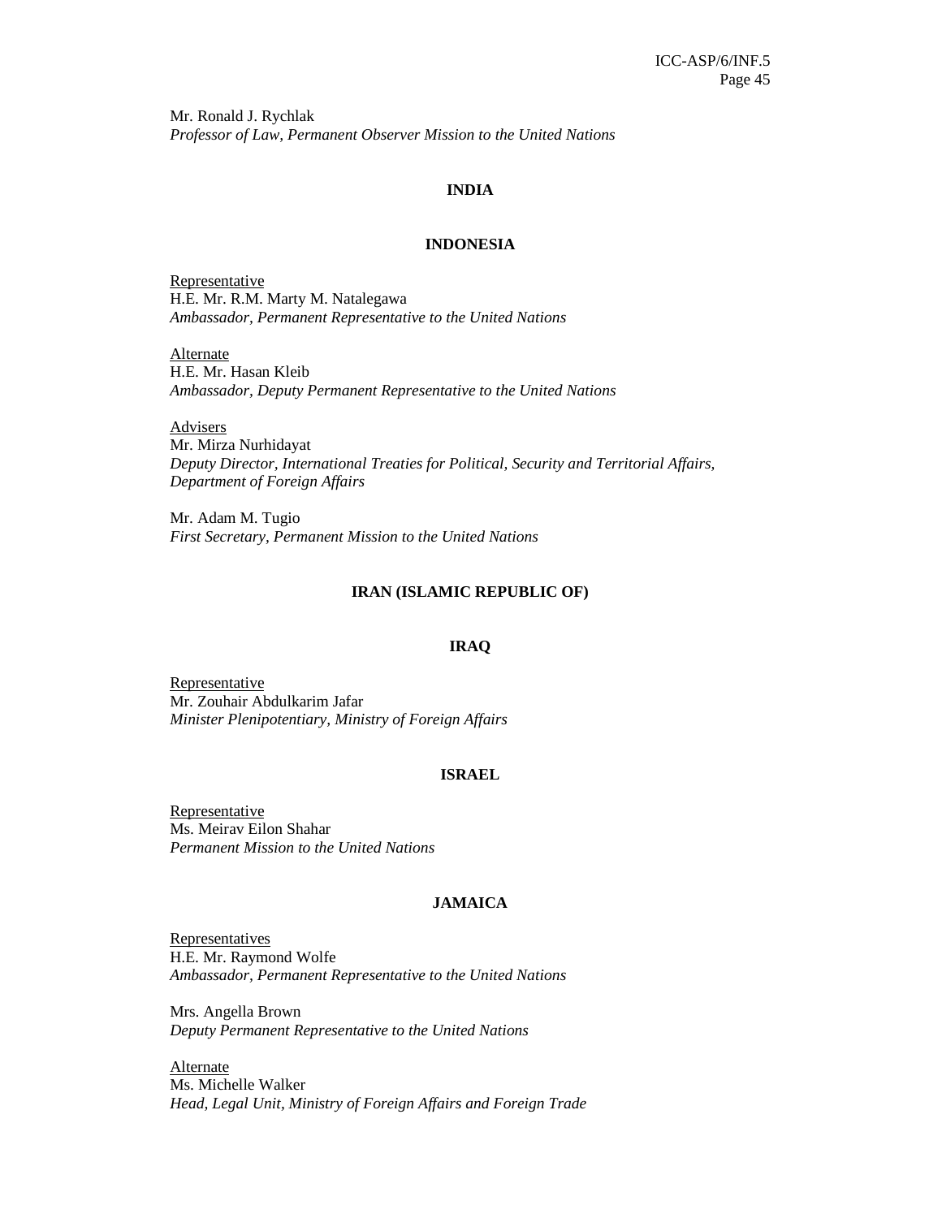Mr. Ronald J. Rychlak
*Professor of Law, Permanent Observer Mission to the United Nations*

**INDIA**

**INDONESIA**

Representative
H.E. Mr. R.M. Marty M. Natalegawa
*Ambassador, Permanent Representative to the United Nations*

Alternate
H.E. Mr. Hasan Kleib
*Ambassador, Deputy Permanent Representative to the United Nations*

Advisers
Mr. Mirza Nurhidayat
*Deputy Director, International Treaties for Political, Security and Territorial Affairs, Department of Foreign Affairs*

Mr. Adam M. Tugio
*First Secretary, Permanent Mission to the United Nations*

**IRAN (ISLAMIC REPUBLIC OF)**

**IRAQ**

Representative
Mr. Zouhair Abdulkarim Jafar
*Minister Plenipotentiary, Ministry of Foreign Affairs*

**ISRAEL**

Representative
Ms. Meirav Eilon Shahar
*Permanent Mission to the United Nations*

**JAMAICA**

Representatives
H.E. Mr. Raymond Wolfe
*Ambassador, Permanent Representative to the United Nations*

Mrs. Angella Brown
*Deputy Permanent Representative to the United Nations*

Alternate
Ms. Michelle Walker
*Head, Legal Unit, Ministry of Foreign Affairs and Foreign Trade*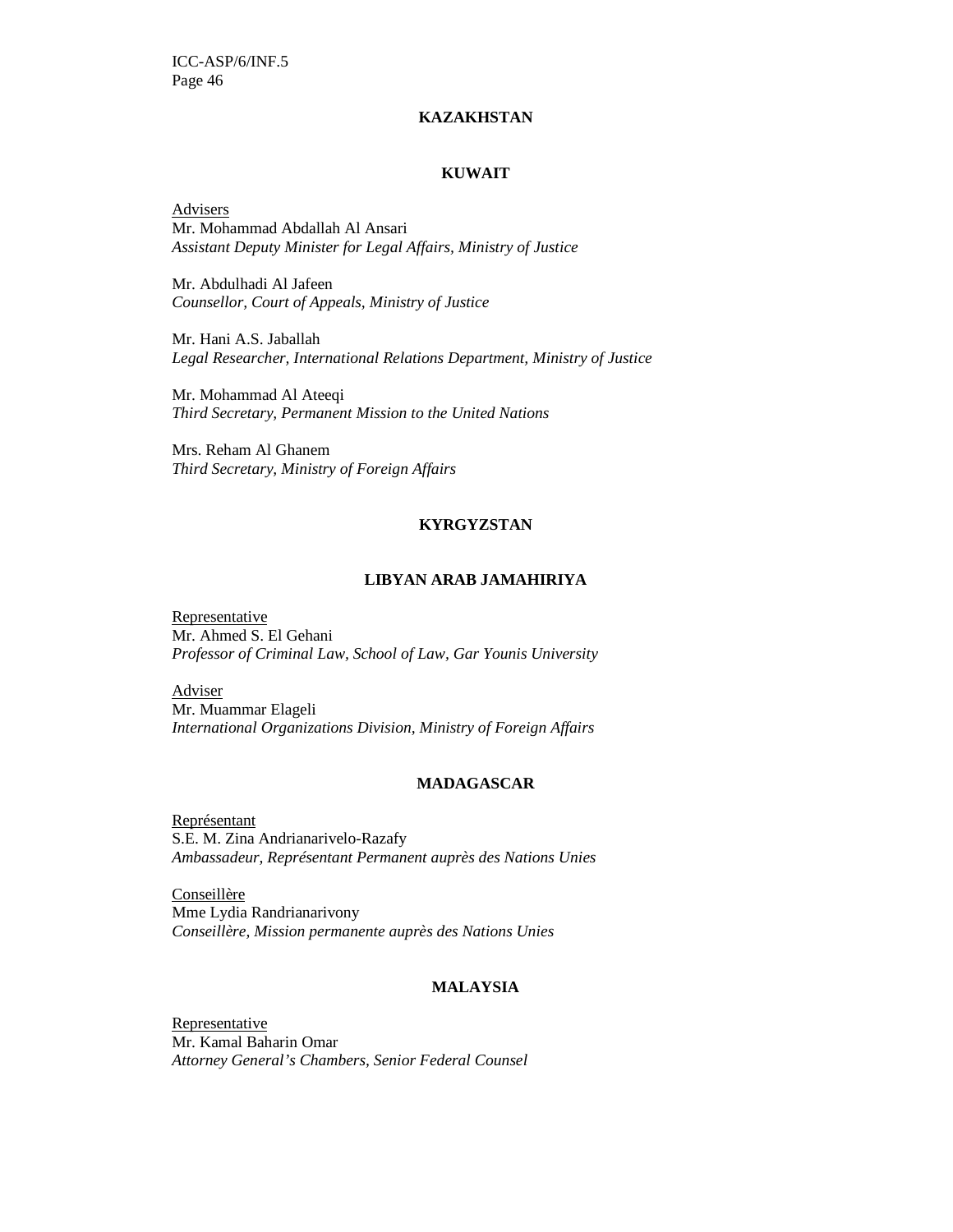**KAZAKHSTAN**

**KUWAIT**

Advisers
Mr. Mohammad Abdallah Al Ansari
*Assistant Deputy Minister for Legal Affairs, Ministry of Justice*

Mr. Abdulhadi Al Jafeen
*Counsellor, Court of Appeals, Ministry of Justice*

Mr. Hani A.S. Jaballah
*Legal Researcher, International Relations Department, Ministry of Justice*

Mr. Mohammad Al Ateeqi
*Third Secretary, Permanent Mission to the United Nations*

Mrs. Reham Al Ghanem
*Third Secretary, Ministry of Foreign Affairs*

**KYRGYZSTAN**

**LIBYAN ARAB JAMAHIRIYA**

Representative
Mr. Ahmed S. El Gehani
*Professor of Criminal Law, School of Law, Gar Younis University*

Adviser
Mr. Muammar Elageli
*International Organizations Division, Ministry of Foreign Affairs*

**MADAGASCAR**

Représentant
S.E. M. Zina Andrianarivelo-Razafy
*Ambassadeur, Représentant Permanent auprès des Nations Unies*

Conseillère
Mme Lydia Randrianarivony
*Conseillère, Mission permanente auprès des Nations Unies*

**MALAYSIA**

Representative
Mr. Kamal Baharin Omar
*Attorney General's Chambers, Senior Federal Counsel*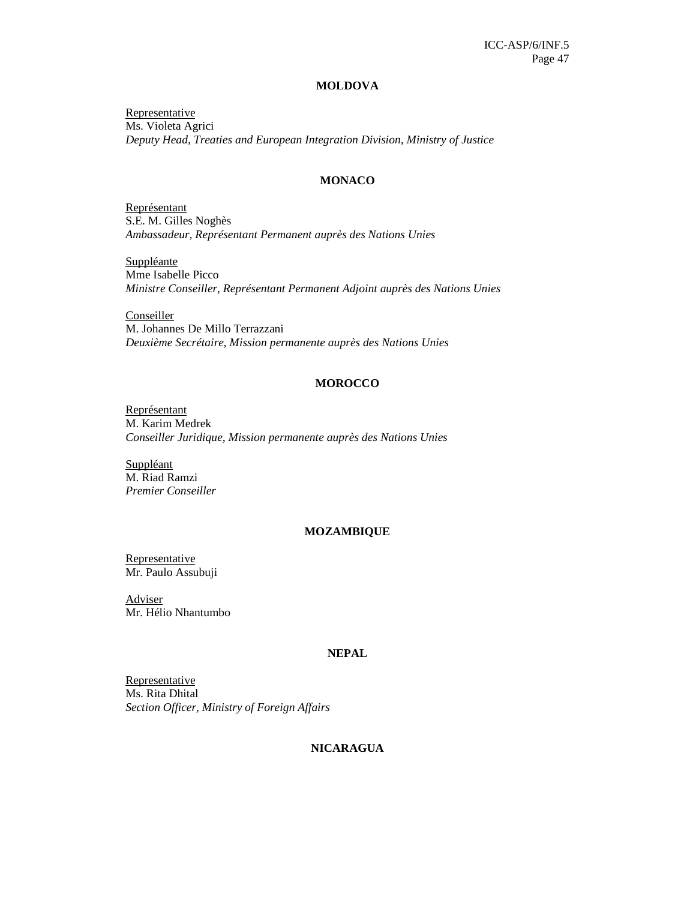**MOLDOVA**

Representative
Ms. Violeta Agrici
*Deputy Head, Treaties and European Integration Division, Ministry of Justice*

**MONACO**

Représentant
S.E. M. Gilles Noghès
*Ambassadeur, Représentant Permanent auprès des Nations Unies*

Suppléante
Mme Isabelle Picco
*Ministre Conseiller, Représentant Permanent Adjoint auprès des Nations Unies*

Conseiller
M. Johannes De Millo Terrazzani
*Deuxième Secrétaire, Mission permanente auprès des Nations Unies*

**MOROCCO**

Représentant
M. Karim Medrek
*Conseiller Juridique, Mission permanente auprès des Nations Unies*

Suppléant
M. Riad Ramzi
*Premier Conseiller*

**MOZAMBIQUE**

Representative
Mr. Paulo Assubuji

Adviser
Mr. Hélio Nhantumbo

**NEPAL**

Representative
Ms. Rita Dhital
*Section Officer, Ministry of Foreign Affairs*

**NICARAGUA**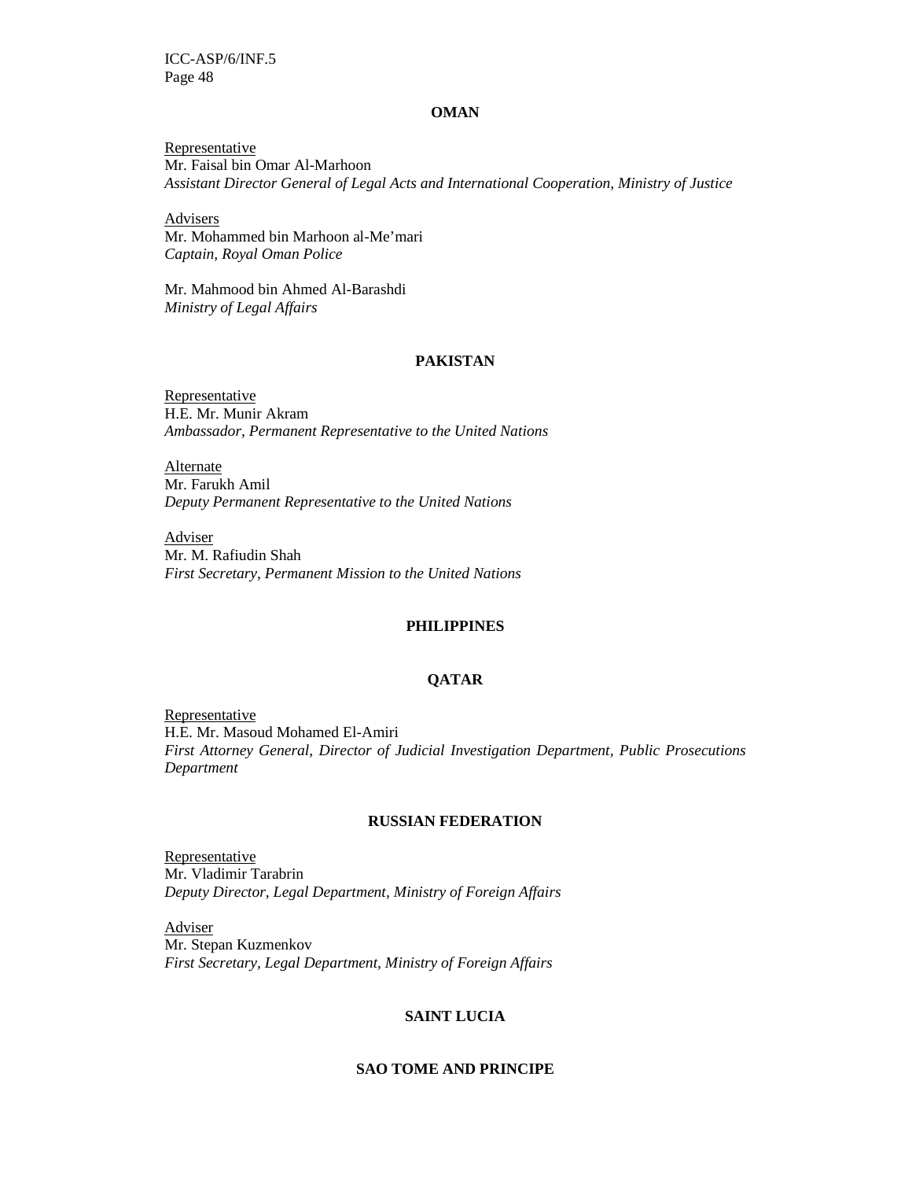**OMAN**

Representative
Mr. Faisal bin Omar Al-Marhoon
*Assistant Director General of Legal Acts and International Cooperation, Ministry of Justice*

Advisers
Mr. Mohammed bin Marhoon al-Me'mari
*Captain, Royal Oman Police*

Mr. Mahmood bin Ahmed Al-Barashdi
*Ministry of Legal Affairs*

**PAKISTAN**

Representative
H.E. Mr. Munir Akram
*Ambassador, Permanent Representative to the United Nations*

Alternate
Mr. Farukh Amil
*Deputy Permanent Representative to the United Nations*

Adviser
Mr. M. Rafiudin Shah
*First Secretary, Permanent Mission to the United Nations*

**PHILIPPINES**

**QATAR**

Representative
H.E. Mr. Masoud Mohamed El-Amiri
*First Attorney General, Director of Judicial Investigation Department, Public Prosecutions Department*

**RUSSIAN FEDERATION**

Representative
Mr. Vladimir Tarabrin
*Deputy Director, Legal Department, Ministry of Foreign Affairs*

Adviser
Mr. Stepan Kuzmenkov
*First Secretary, Legal Department, Ministry of Foreign Affairs*

**SAINT LUCIA**

**SAO TOME AND PRINCIPE**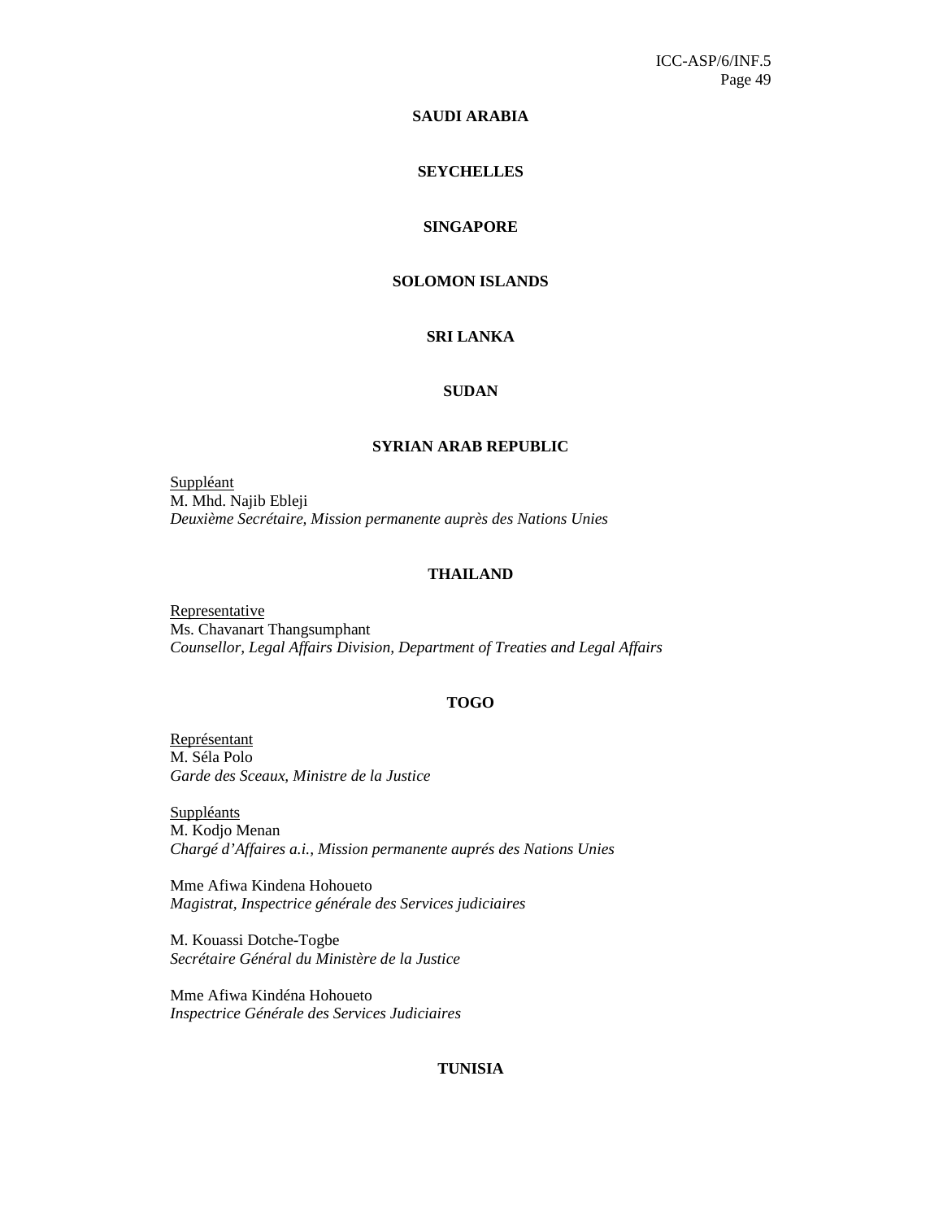**SAUDI ARABIA**

**SEYCHELLES**

**SINGAPORE**

**SOLOMON ISLANDS**

**SRI LANKA**

**SUDAN**

**SYRIAN ARAB REPUBLIC**

Suppléant
M. Mhd. Najib Ebleji
*Deuxième Secrétaire, Mission permanente auprès des Nations Unies*

**THAILAND**

Representative
Ms. Chavanart Thangsumphant
*Counsellor, Legal Affairs Division, Department of Treaties and Legal Affairs*

**TOGO**

Représentant
M. Séla Polo
*Garde des Sceaux, Ministre de la Justice*

Suppléants
M. Kodjo Menan
*Chargé d'Affaires a.i., Mission permanente auprés des Nations Unies*

Mme Afiwa Kindena Hohoueto
*Magistrat, Inspectrice générale des Services judiciaires*

M. Kouassi Dotche-Togbe
*Secrétaire Général du Ministère de la Justice*

Mme Afiwa Kindéna Hohoueto
*Inspectrice Générale des Services Judiciaires*

**TUNISIA**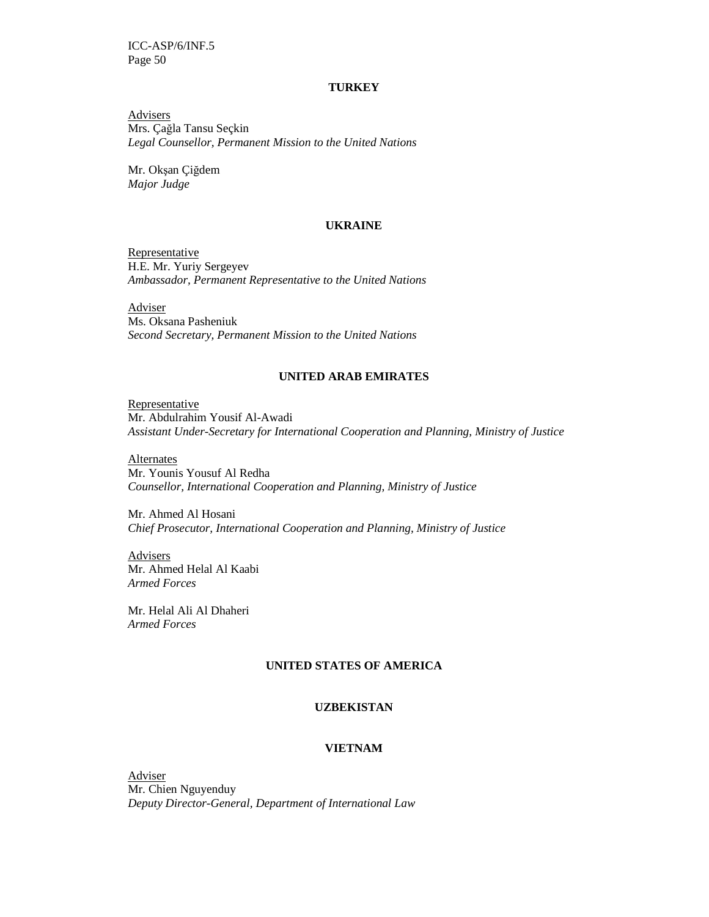**TURKEY**

Advisers
Mrs. Çağla Tansu Seçkin
*Legal Counsellor, Permanent Mission to the United Nations*

Mr. Okşan Çiğdem
*Major Judge*

**UKRAINE**

Representative
H.E. Mr. Yuriy Sergeyev
*Ambassador, Permanent Representative to the United Nations*

Adviser
Ms. Oksana Pasheniuk
*Second Secretary, Permanent Mission to the United Nations*

**UNITED ARAB EMIRATES**

Representative
Mr. Abdulrahim Yousif Al-Awadi
*Assistant Under-Secretary for International Cooperation and Planning, Ministry of Justice*

Alternates
Mr. Younis Yousuf Al Redha
*Counsellor, International Cooperation and Planning, Ministry of Justice*

Mr. Ahmed Al Hosani
*Chief Prosecutor, International Cooperation and Planning, Ministry of Justice*

Advisers
Mr. Ahmed Helal Al Kaabi
*Armed Forces*

Mr. Helal Ali Al Dhaheri
*Armed Forces*

**UNITED STATES OF AMERICA**

**UZBEKISTAN**

**VIETNAM**

Adviser
Mr. Chien Nguyenduy
*Deputy Director-General, Department of International Law*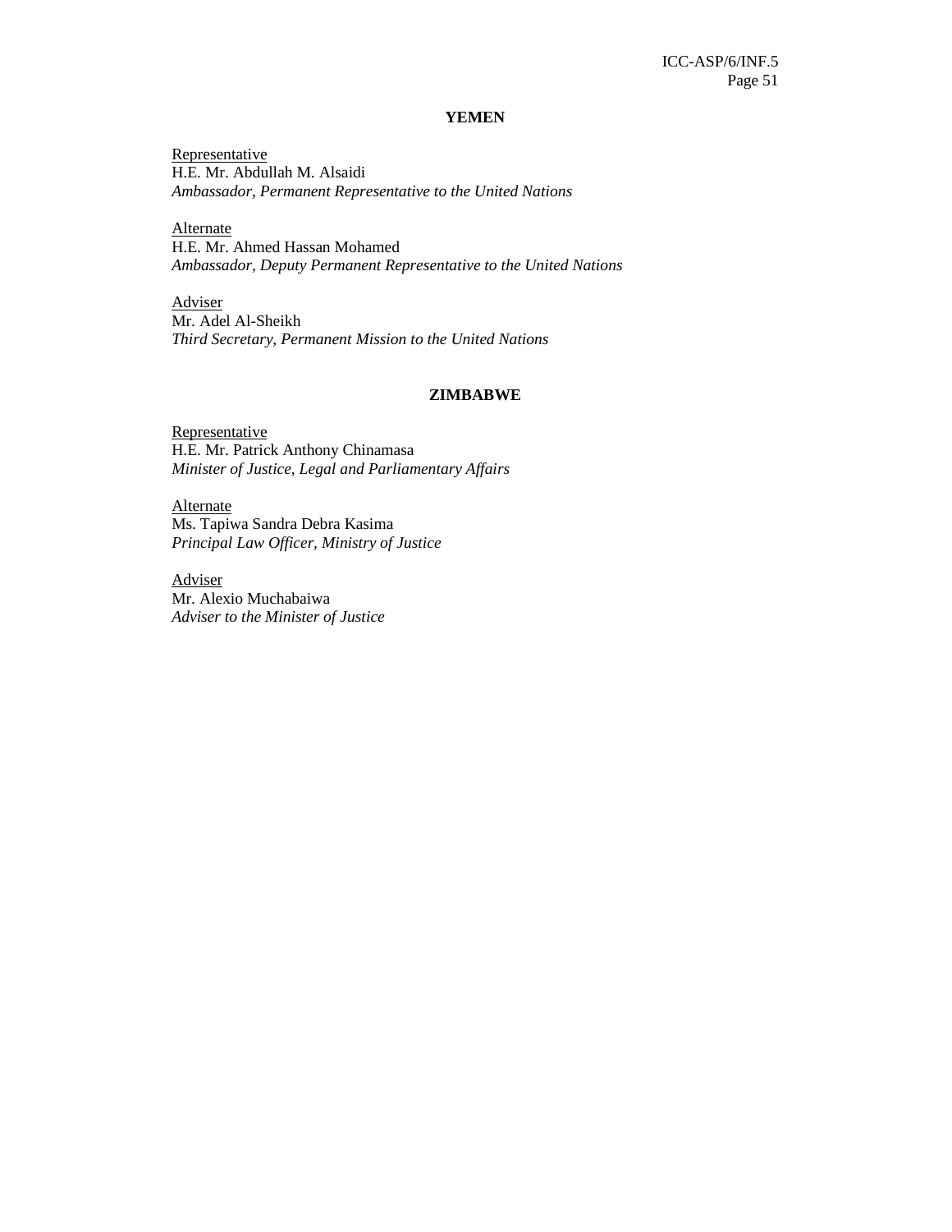## YEMEN

Representative
H.E. Mr. Abdullah M. Alsaidi
*Ambassador, Permanent Representative to the United Nations*

Alternate
H.E. Mr. Ahmed Hassan Mohamed
*Ambassador, Deputy Permanent Representative to the United Nations*

Adviser
Mr. Adel Al-Sheikh
*Third Secretary, Permanent Mission to the United Nations*

## ZIMBABWE

Representative
H.E. Mr. Patrick Anthony Chinamasa
*Minister of Justice, Legal and Parliamentary Affairs*

Alternate
Ms. Tapiwa Sandra Debra Kasima
*Principal Law Officer, Ministry of Justice*

Adviser
Mr. Alexio Muchabaiwa
*Adviser to the Minister of Justice*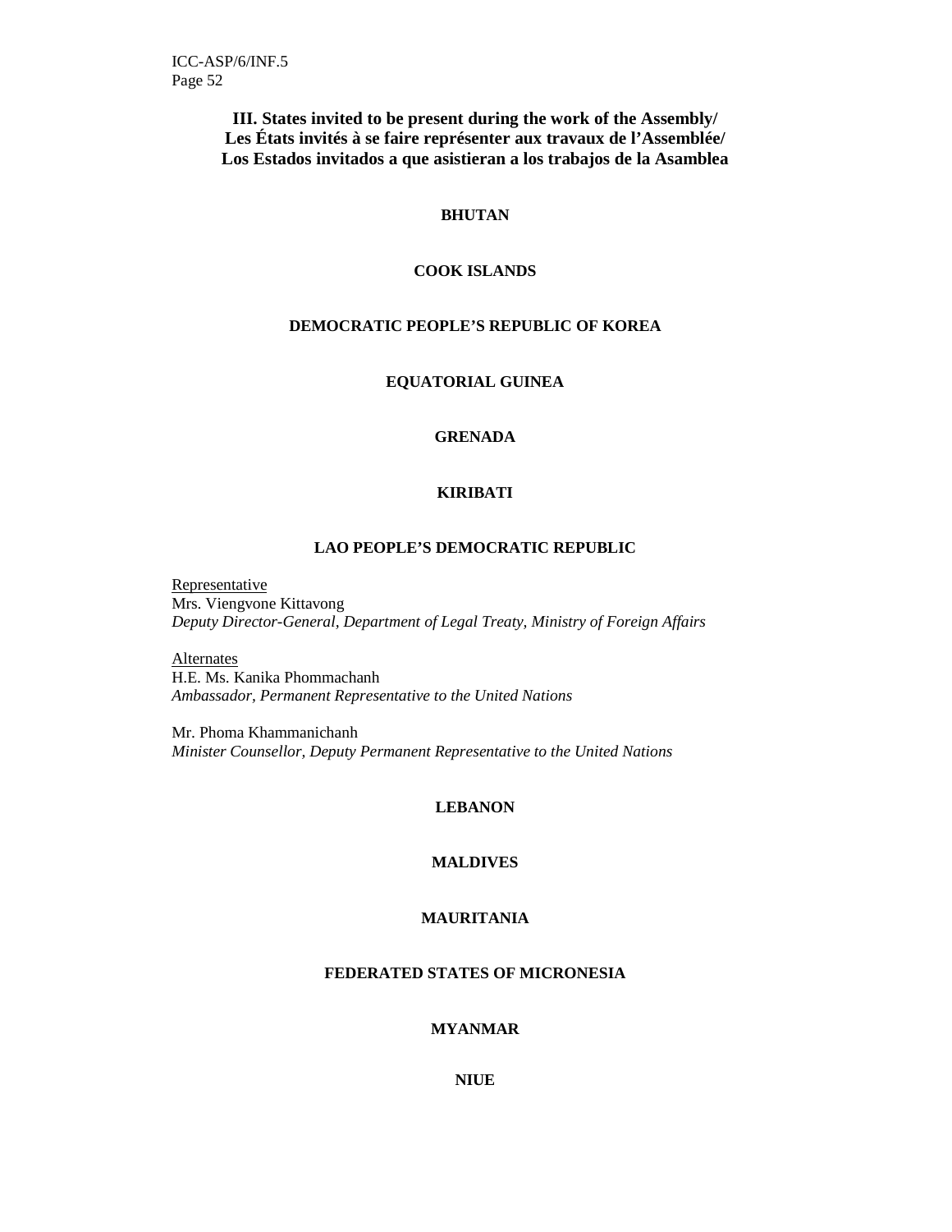### III. States invited to be present during the work of the Assembly/ Les États invités à se faire représenter aux travaux de l'Assemblée/ Los Estados invitados a que asistieran a los trabajos de la Asamblea

**BHUTAN**

**COOK ISLANDS**

**DEMOCRATIC PEOPLE'S REPUBLIC OF KOREA**

**EQUATORIAL GUINEA**

**GRENADA**

**KIRIBATI**

**LAO PEOPLE'S DEMOCRATIC REPUBLIC**

Representative
Mrs. Viengvone Kittavong
*Deputy Director-General, Department of Legal Treaty, Ministry of Foreign Affairs*

Alternates
H.E. Ms. Kanika Phommachanh
*Ambassador, Permanent Representative to the United Nations*

Mr. Phoma Khammanichanh
*Minister Counsellor, Deputy Permanent Representative to the United Nations*

**LEBANON**

**MALDIVES**

**MAURITANIA**

**FEDERATED STATES OF MICRONESIA**

**MYANMAR**

**NIUE**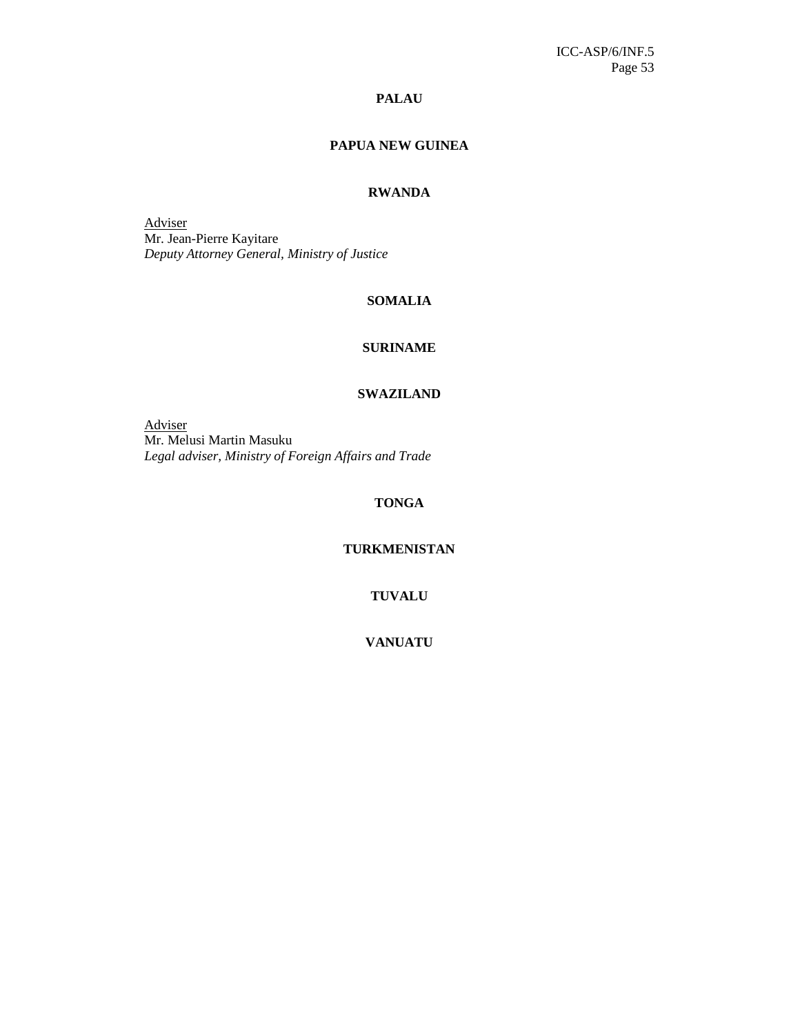**PALAU**

**PAPUA NEW GUINEA**

**RWANDA**

Adviser
Mr. Jean-Pierre Kayitare
*Deputy Attorney General, Ministry of Justice*

**SOMALIA**

**SURINAME**

**SWAZILAND**

Adviser
Mr. Melusi Martin Masuku
*Legal adviser, Ministry of Foreign Affairs and Trade*

**TONGA**

**TURKMENISTAN**

**TUVALU**

**VANUATU**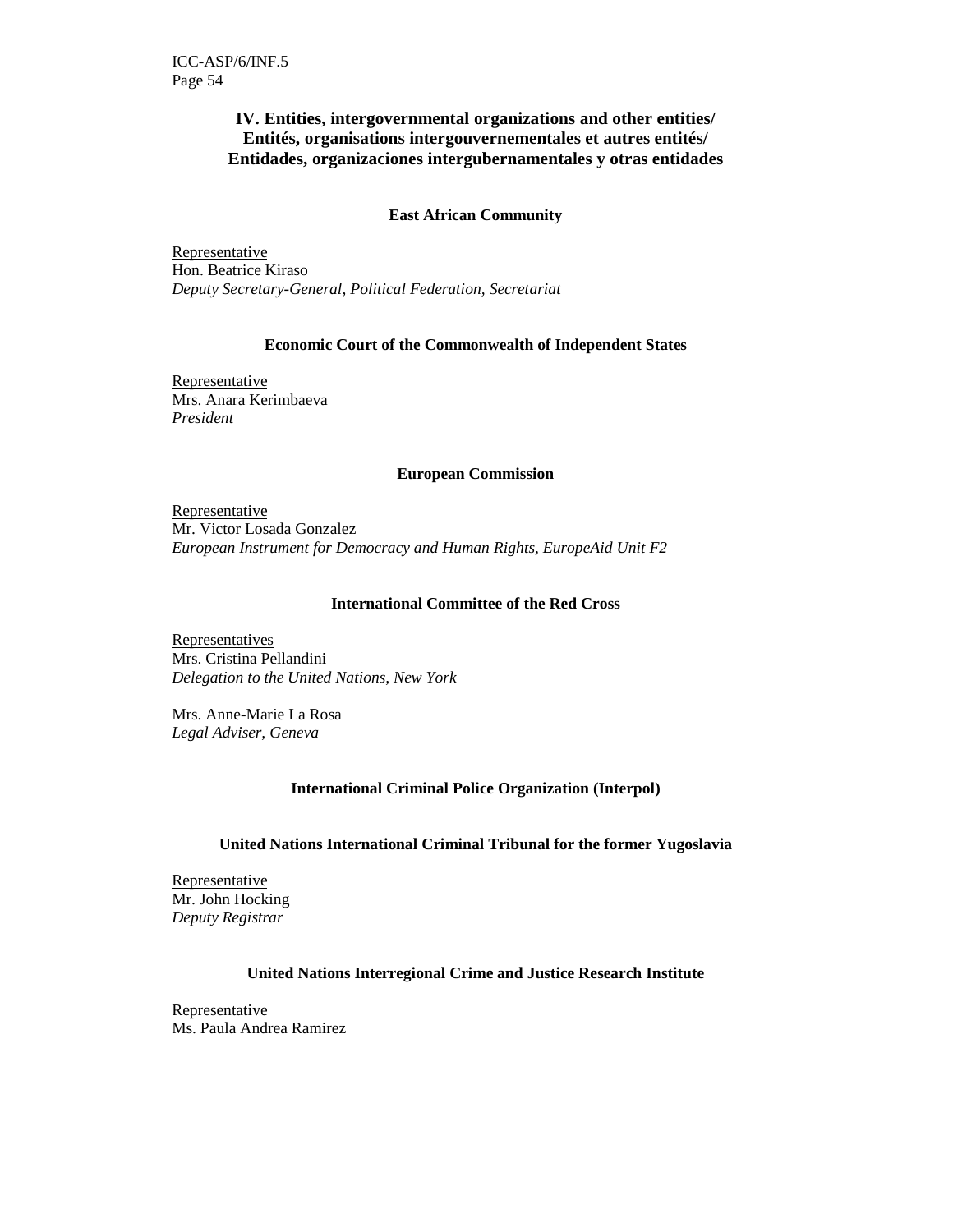## IV. Entities, intergovernmental organizations and other entities/ Entités, organisations intergouvernementales et autres entités/ Entidades, organizaciones intergubernamentales y otras entidades

### East African Community

Representative
Hon. Beatrice Kiraso
*Deputy Secretary-General, Political Federation, Secretariat*

### Economic Court of the Commonwealth of Independent States

Representative
Mrs. Anara Kerimbaeva
*President*

### European Commission

Representative
Mr. Victor Losada Gonzalez
*European Instrument for Democracy and Human Rights, EuropeAid Unit F2*

### International Committee of the Red Cross

Representatives
Mrs. Cristina Pellandini
*Delegation to the United Nations, New York*

Mrs. Anne-Marie La Rosa
*Legal Adviser, Geneva*

### International Criminal Police Organization (Interpol)

### United Nations International Criminal Tribunal for the former Yugoslavia

Representative
Mr. John Hocking
*Deputy Registrar*

### United Nations Interregional Crime and Justice Research Institute

Representative
Ms. Paula Andrea Ramirez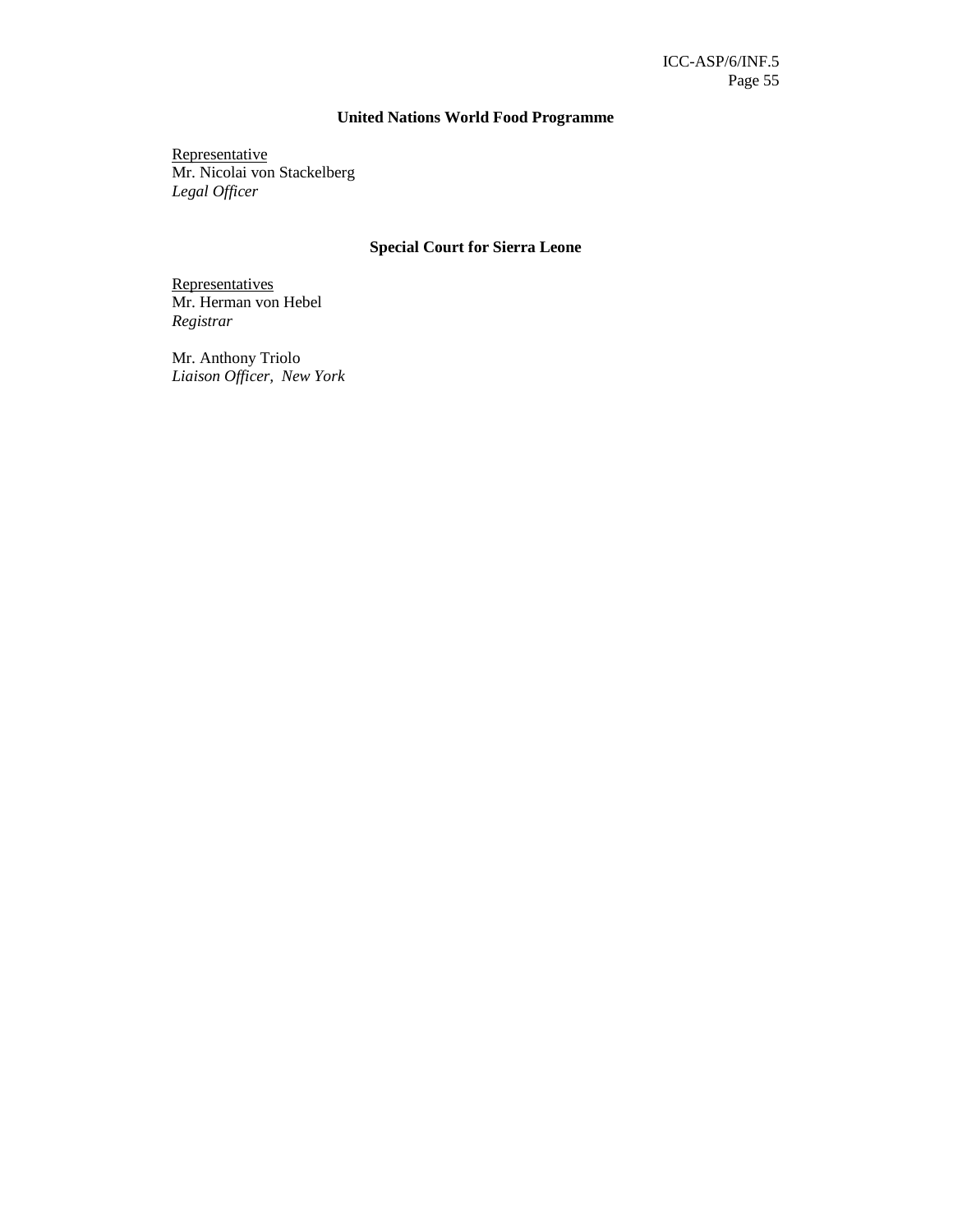**United Nations World Food Programme**

<u>Representative</u>
Mr. Nicolai von Stackelberg
*Legal Officer*

**Special Court for Sierra Leone**

<u>Representatives</u>
Mr. Herman von Hebel
*Registrar*

Mr. Anthony Triolo
*Liaison Officer, New York*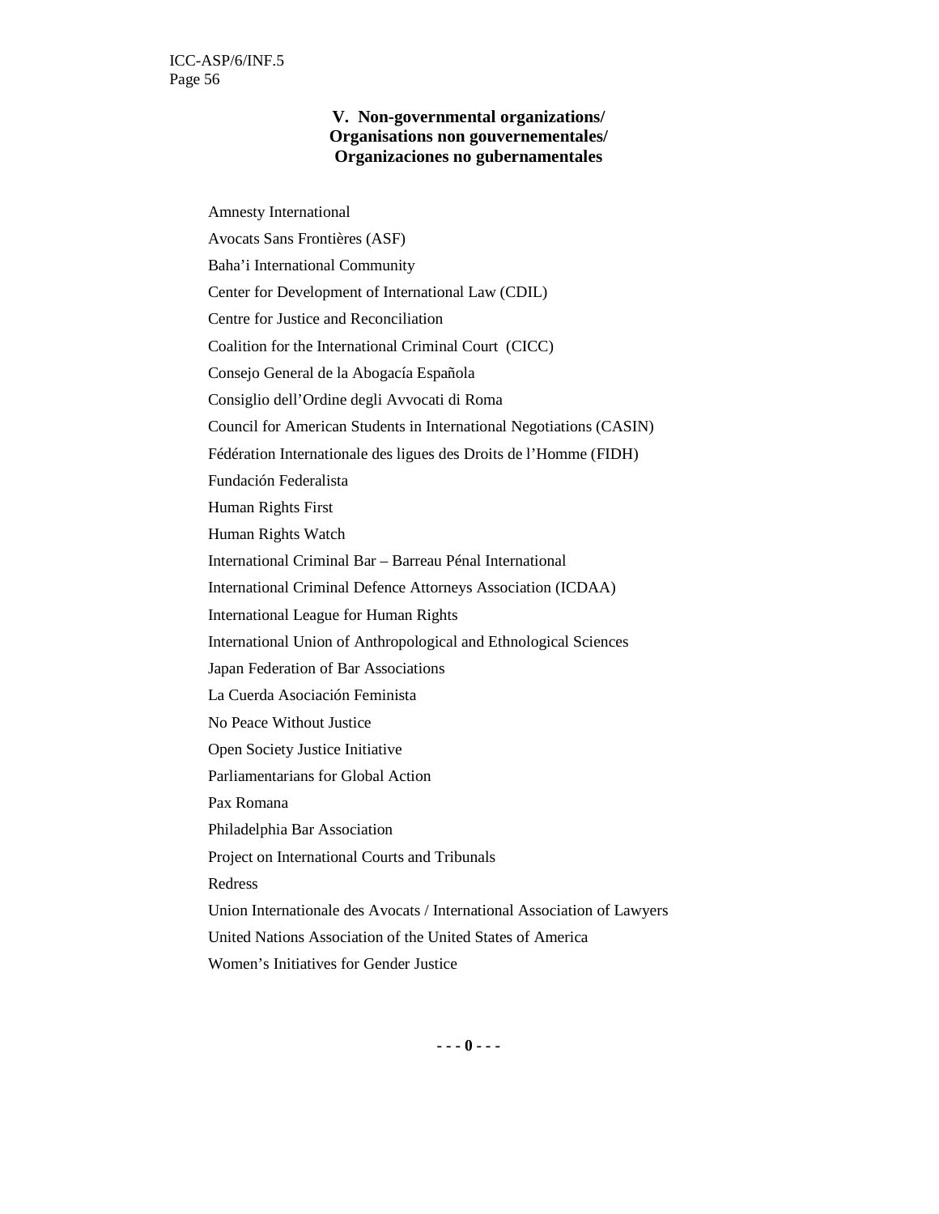## V. Non-governmental organizations/ Organisations non gouvernementales/ Organizaciones no gubernamentales

Amnesty International

Avocats Sans Frontières (ASF)

Baha'i International Community

Center for Development of International Law (CDIL)

Centre for Justice and Reconciliation

Coalition for the International Criminal Court (CICC)

Consejo General de la Abogacía Española

Consiglio dell'Ordine degli Avvocati di Roma

Council for American Students in International Negotiations (CASIN)

Fédération Internationale des ligues des Droits de l'Homme (FIDH)

Fundación Federalista

Human Rights First

Human Rights Watch

International Criminal Bar – Barreau Pénal International

International Criminal Defence Attorneys Association (ICDAA)

International League for Human Rights

International Union of Anthropological and Ethnological Sciences

Japan Federation of Bar Associations

La Cuerda Asociación Feminista

No Peace Without Justice

Open Society Justice Initiative

Parliamentarians for Global Action

Pax Romana

Philadelphia Bar Association

Project on International Courts and Tribunals

Redress

Union Internationale des Avocats / International Association of Lawyers

United Nations Association of the United States of America

Women's Initiatives for Gender Justice

**- - - 0 - - -**